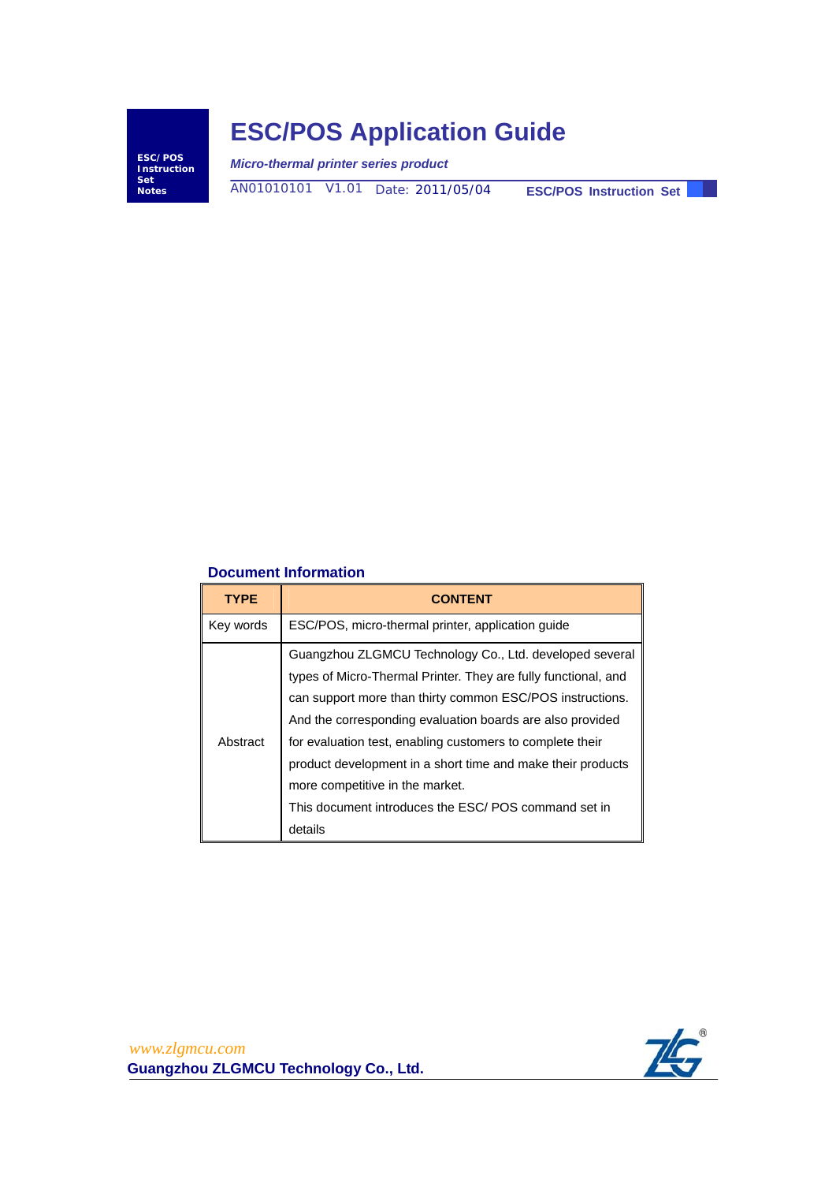ESC/POS Instruction Set Notes

# ESC/POS Application Guide

*Micro-thermal printer series product*

AN01010101 V1.01 Date: 2011/05/04 **ESC/POS Instruction Set**

## Document Information

| TYPE | CONTENT |
|---|---|
| Key words | ESC/POS, micro-thermal printer, application guide |
| Abstract | Guangzhou ZLGMCU Technology Co., Ltd. developed several types of Micro-Thermal Printer. They are fully functional, and can support more than thirty common ESC/POS instructions. And the corresponding evaluation boards are also provided for evaluation test, enabling customers to complete their product development in a short time and make their products more competitive in the market. This document introduces the ESC/ POS command set in details |

*www.zlgmcu.com*

**Guangzhou ZLGMCU Technology Co., Ltd.**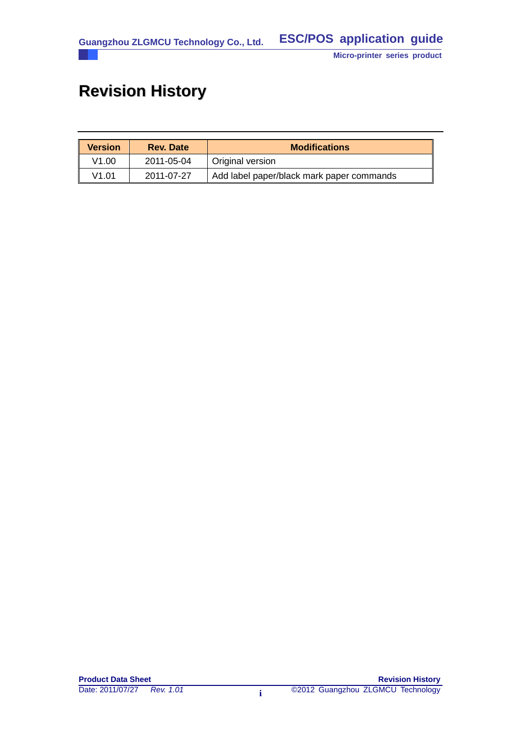# Revision History

| Version | Rev. Date | Modifications |
|---|---|---|
| V1.00 | 2011-05-04 | Original version |
| V1.01 | 2011-07-27 | Add label paper/black mark paper commands |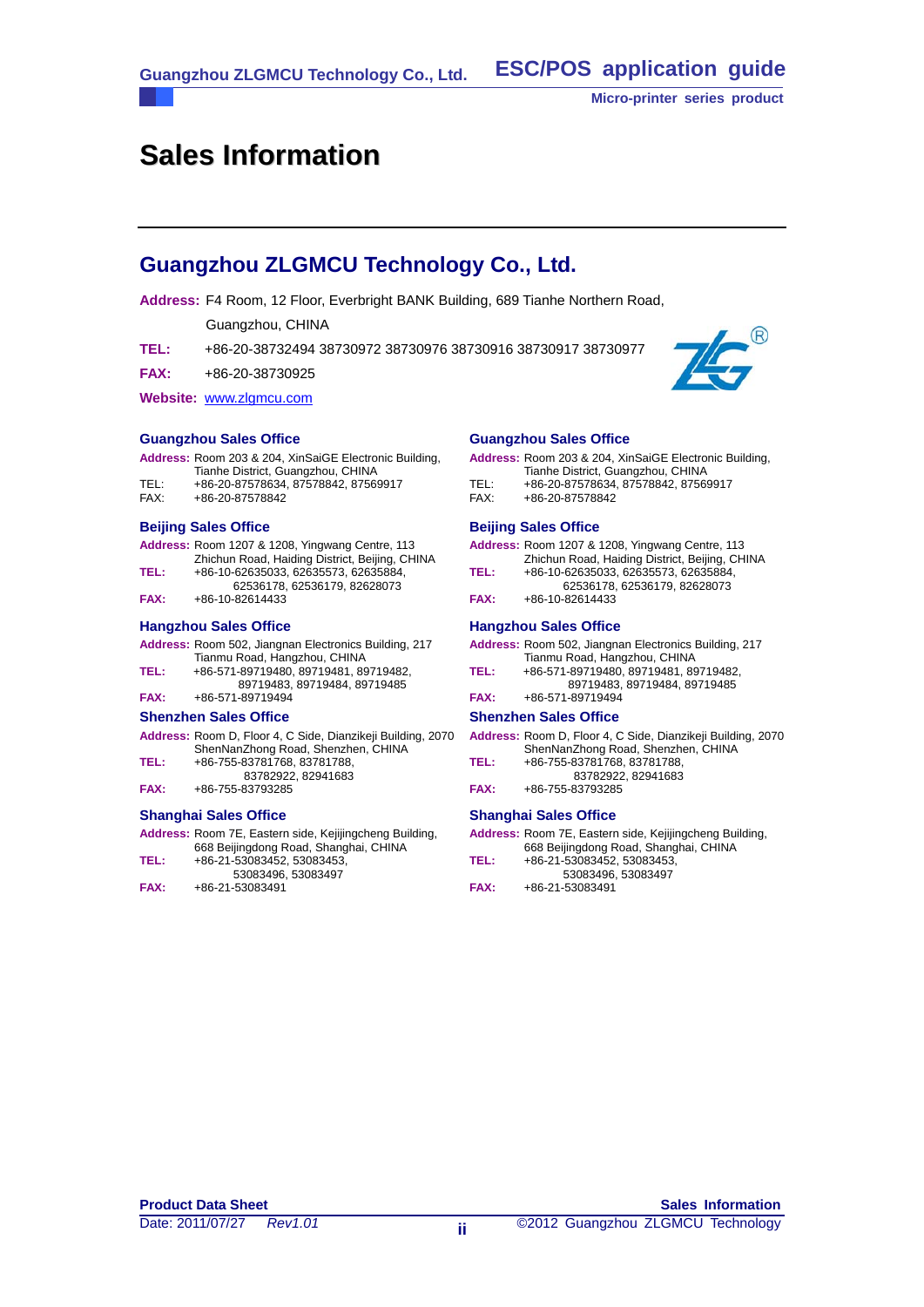# Sales Information

## Guangzhou ZLGMCU Technology Co., Ltd.

**Address:** F4 Room, 12 Floor, Everbright BANK Building, 689 Tianhe Northern Road, Guangzhou, CHINA

**TEL:** +86-20-38732494 38730972 38730976 38730916 38730917 38730977

**FAX:** +86-20-38730925

**Website:** www.zlgmcu.com

### Guangzhou Sales Office

**Address:** Room 203 & 204, XinSaiGE Electronic Building, Tianhe District, Guangzhou, CHINA
TEL: +86-20-87578634, 87578842, 87569917
FAX: +86-20-87578842

### Beijing Sales Office

**Address:** Room 1207 & 1208, Yingwang Centre, 113 Zhichun Road, Haiding District, Beijing, CHINA
**TEL:** +86-10-62635033, 62635573, 62635884, 62536178, 62536179, 82628073
**FAX:** +86-10-82614433

### Hangzhou Sales Office

**Address:** Room 502, Jiangnan Electronics Building, 217 Tianmu Road, Hangzhou, CHINA
**TEL:** +86-571-89719480, 89719481, 89719482, 89719483, 89719484, 89719485
**FAX:** +86-571-89719494

### Shenzhen Sales Office

**Address:** Room D, Floor 4, C Side, Dianzikeji Building, 2070 ShenNanZhong Road, Shenzhen, CHINA
**TEL:** +86-755-83781768, 83781788, 83782922, 82941683
**FAX:** +86-755-83793285

### Shanghai Sales Office

**Address:** Room 7E, Eastern side, Kejijingcheng Building, 668 Beijingdong Road, Shanghai, CHINA
**TEL:** +86-21-53083452, 53083453, 53083496, 53083497
**FAX:** +86-21-53083491

### Guangzhou Sales Office

**Address:** Room 203 & 204, XinSaiGE Electronic Building, Tianhe District, Guangzhou, CHINA
TEL: +86-20-87578634, 87578842, 87569917
FAX: +86-20-87578842

### Beijing Sales Office

**Address:** Room 1207 & 1208, Yingwang Centre, 113 Zhichun Road, Haiding District, Beijing, CHINA
**TEL:** +86-10-62635033, 62635573, 62635884, 62536178, 62536179, 82628073
**FAX:** +86-10-82614433

### Hangzhou Sales Office

**Address:** Room 502, Jiangnan Electronics Building, 217 Tianmu Road, Hangzhou, CHINA
**TEL:** +86-571-89719480, 89719481, 89719482, 89719483, 89719484, 89719485
**FAX:** +86-571-89719494

### Shenzhen Sales Office

**Address:** Room D, Floor 4, C Side, Dianzikeji Building, 2070 ShenNanZhong Road, Shenzhen, CHINA
**TEL:** +86-755-83781768, 83781788, 83782922, 82941683
**FAX:** +86-755-83793285

### Shanghai Sales Office

**Address:** Room 7E, Eastern side, Kejijingcheng Building, 668 Beijingdong Road, Shanghai, CHINA
**TEL:** +86-21-53083452, 53083453, 53083496, 53083497
**FAX:** +86-21-53083491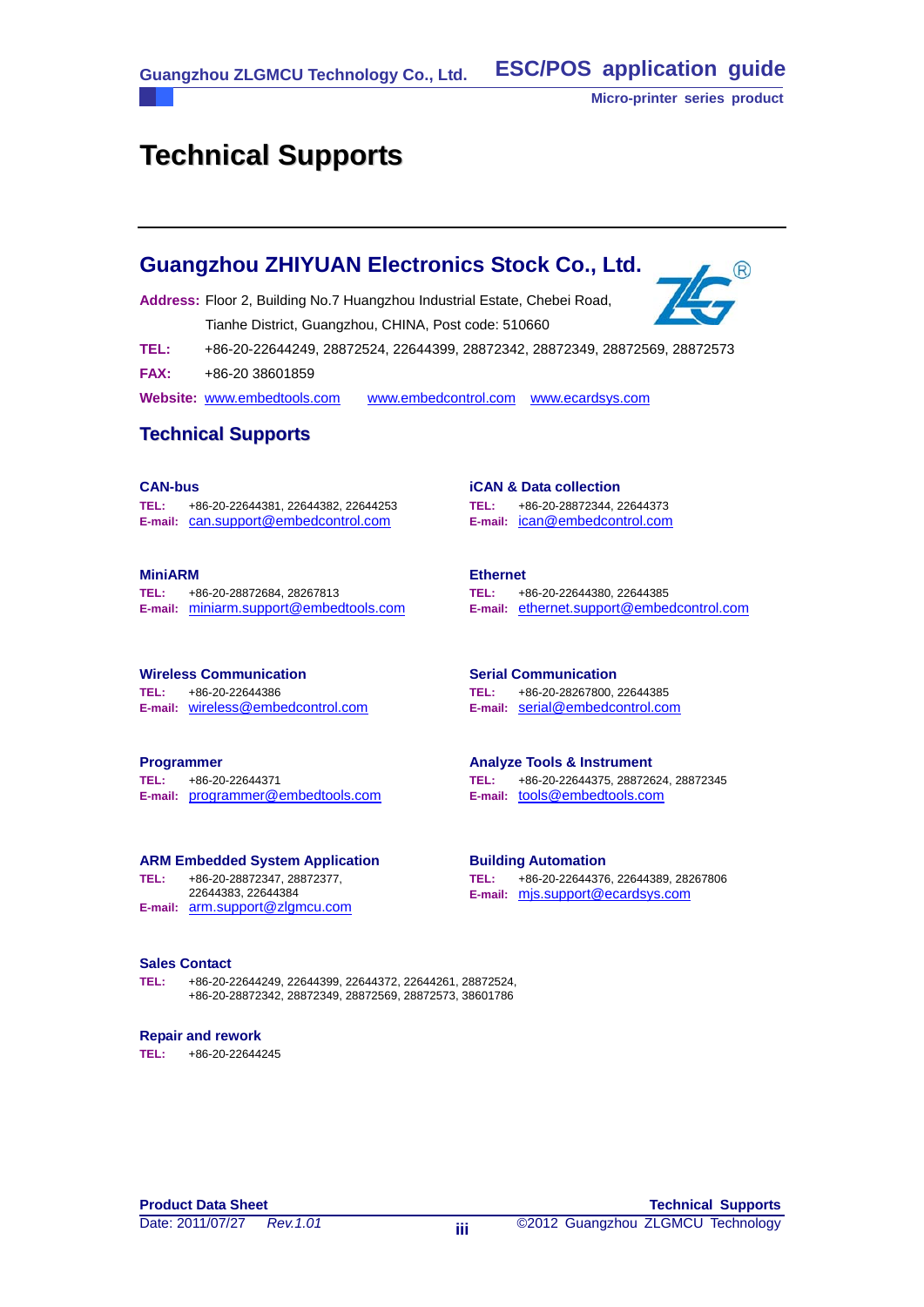# Technical Supports

## Guangzhou ZHIYUAN Electronics Stock Co., Ltd.

**Address:** Floor 2, Building No.7 Huangzhou Industrial Estate, Chebei Road, Tianhe District, Guangzhou, CHINA, Post code: 510660

**TEL:** +86-20-22644249, 28872524, 22644399, 28872342, 28872349, 28872569, 28872573

**FAX:** +86-20 38601859

**Website:** www.embedtools.com www.embedcontrol.com www.ecardsys.com

## Technical Supports

**CAN-bus**
**TEL:** +86-20-22644381, 22644382, 22644253
**E-mail:** can.support@embedcontrol.com

**iCAN & Data collection**
**TEL:** +86-20-28872344, 22644373
**E-mail:** ican@embedcontrol.com

**MiniARM**
**TEL:** +86-20-28872684, 28267813
**E-mail:** miniarm.support@embedtools.com

**Ethernet**
**TEL:** +86-20-22644380, 22644385
**E-mail:** ethernet.support@embedcontrol.com

**Wireless Communication**
**TEL:** +86-20-22644386
**E-mail:** wireless@embedcontrol.com

**Serial Communication**
**TEL:** +86-20-28267800, 22644385
**E-mail:** serial@embedcontrol.com

**Programmer**
**TEL:** +86-20-22644371
**E-mail:** programmer@embedtools.com

**Analyze Tools & Instrument**
**TEL:** +86-20-22644375, 28872624, 28872345
**E-mail:** tools@embedtools.com

**ARM Embedded System Application**
**TEL:** +86-20-28872347, 28872377, 22644383, 22644384
**E-mail:** arm.support@zlgmcu.com

**Building Automation**
**TEL:** +86-20-22644376, 22644389, 28267806
**E-mail:** mjs.support@ecardsys.com

**Sales Contact**
**TEL:** +86-20-22644249, 22644399, 22644372, 22644261, 28872524, +86-20-28872342, 28872349, 28872569, 28872573, 38601786

**Repair and rework**
**TEL:** +86-20-22644245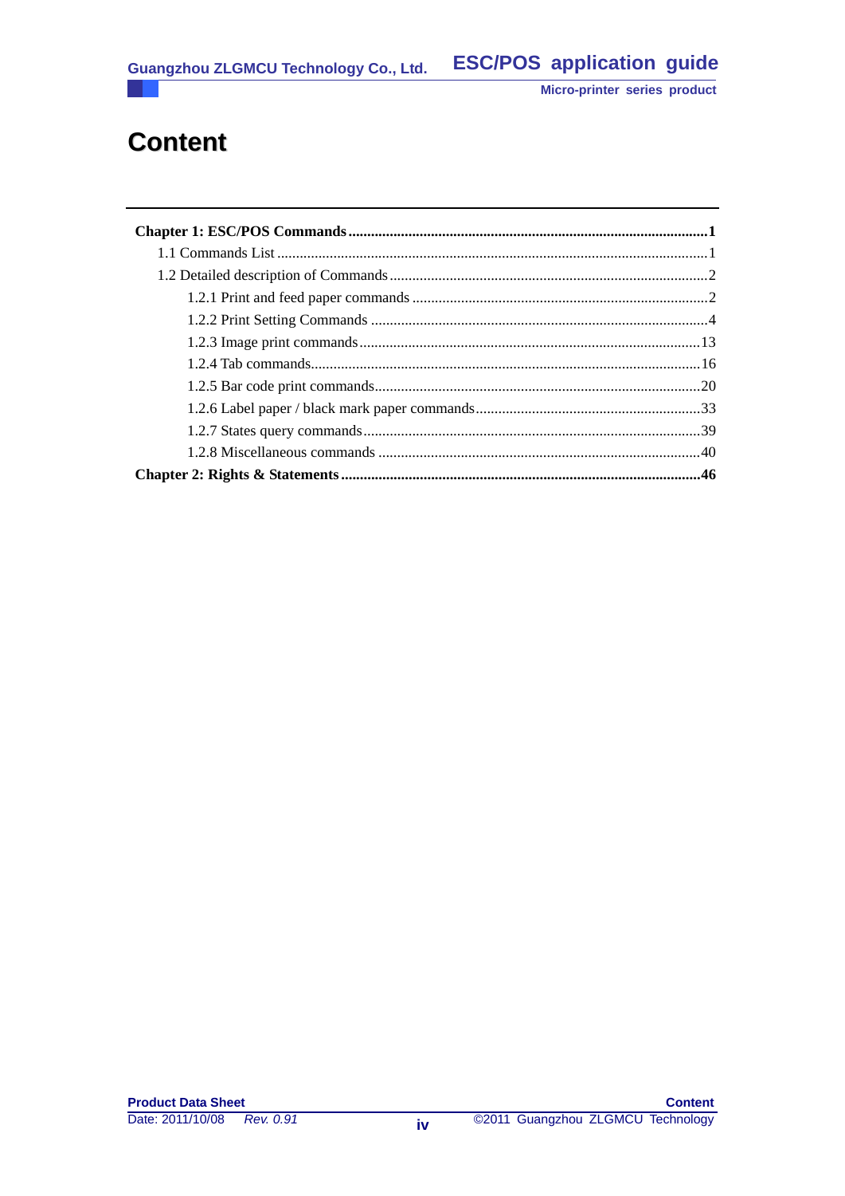# Content

**Chapter 1: ESC/POS Commands .............................................................................................1**

1.1 Commands List ..................................................................................................................1

1.2 Detailed description of Commands ....................................................................................2

1.2.1 Print and feed paper commands ..............................................................................2

1.2.2 Print Setting Commands .........................................................................................4

1.2.3 Image print commands ..........................................................................................13

1.2.4 Tab commands.......................................................................................................16

1.2.5 Bar code print commands......................................................................................20

1.2.6 Label paper / black mark paper commands............................................................33

1.2.7 States query commands.........................................................................................39

1.2.8 Miscellaneous commands .....................................................................................40

**Chapter 2: Rights & Statements ..............................................................................................46**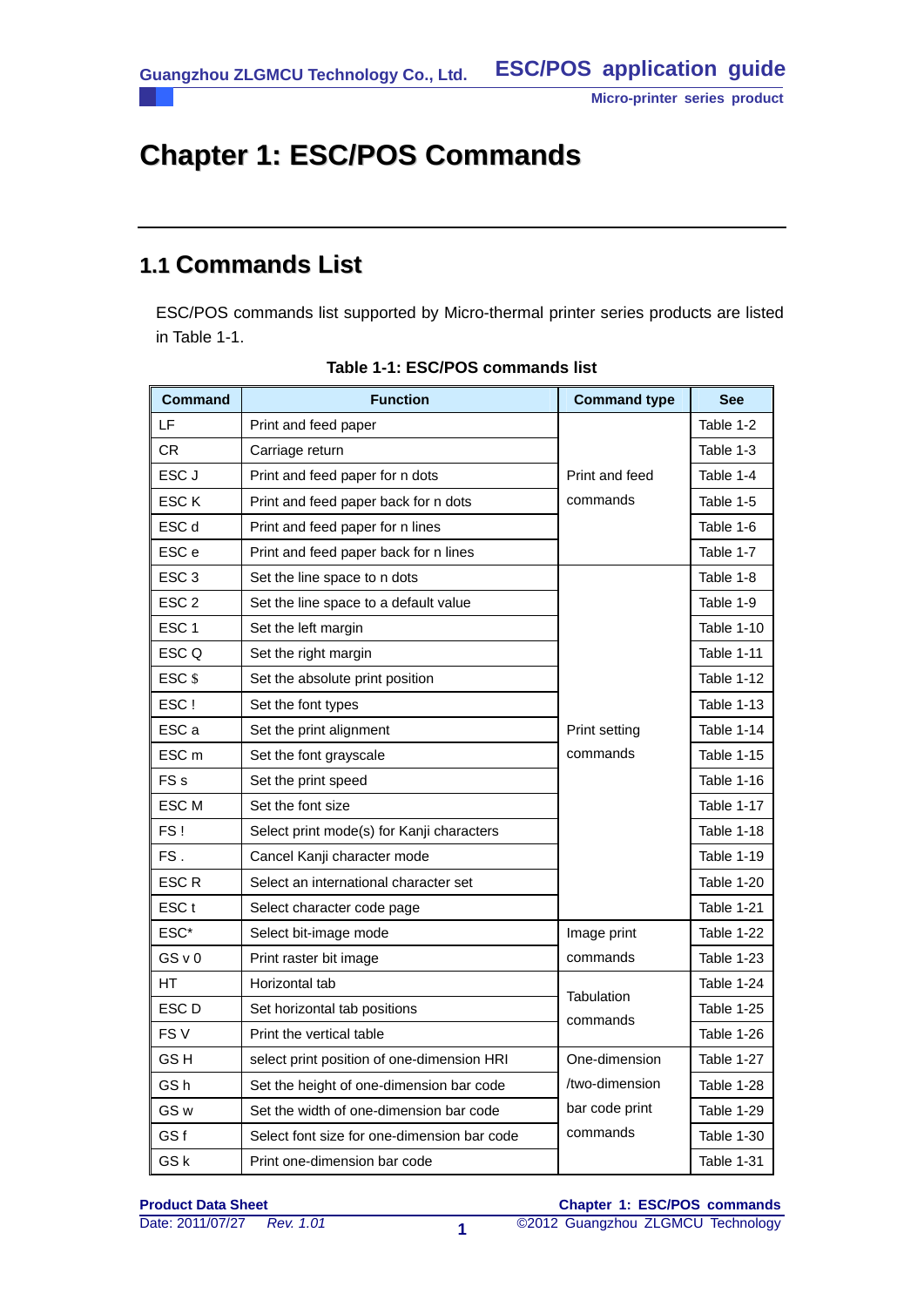# Chapter 1: ESC/POS Commands

## 1.1 Commands List

ESC/POS commands list supported by Micro-thermal printer series products are listed in Table 1-1.

**Table 1-1: ESC/POS commands list**

| Command | Function | Command type | See |
|---|---|---|---|
| LF | Print and feed paper | Print and feed commands | Table 1-2 |
| CR | Carriage return | | Table 1-3 |
| ESC J | Print and feed paper for n dots | | Table 1-4 |
| ESC K | Print and feed paper back for n dots | | Table 1-5 |
| ESC d | Print and feed paper for n lines | | Table 1-6 |
| ESC e | Print and feed paper back for n lines | | Table 1-7 |
| ESC 3 | Set the line space to n dots | Print setting commands | Table 1-8 |
| ESC 2 | Set the line space to a default value | | Table 1-9 |
| ESC 1 | Set the left margin | | Table 1-10 |
| ESC Q | Set the right margin | | Table 1-11 |
| ESC $ | Set the absolute print position | | Table 1-12 |
| ESC ! | Set the font types | | Table 1-13 |
| ESC a | Set the print alignment | | Table 1-14 |
| ESC m | Set the font grayscale | | Table 1-15 |
| FS s | Set the print speed | | Table 1-16 |
| ESC M | Set the font size | | Table 1-17 |
| FS ! | Select print mode(s) for Kanji characters | | Table 1-18 |
| FS . | Cancel Kanji character mode | | Table 1-19 |
| ESC R | Select an international character set | | Table 1-20 |
| ESC t | Select character code page | | Table 1-21 |
| ESC* | Select bit-image mode | Image print commands | Table 1-22 |
| GS v 0 | Print raster bit image | | Table 1-23 |
| HT | Horizontal tab | Tabulation commands | Table 1-24 |
| ESC D | Set horizontal tab positions | | Table 1-25 |
| FS V | Print the vertical table | | Table 1-26 |
| GS H | select print position of one-dimension HRI | One-dimension /two-dimension bar code print commands | Table 1-27 |
| GS h | Set the height of one-dimension bar code | | Table 1-28 |
| GS w | Set the width of one-dimension bar code | | Table 1-29 |
| GS f | Select font size for one-dimension bar code | | Table 1-30 |
| GS k | Print one-dimension bar code | | Table 1-31 |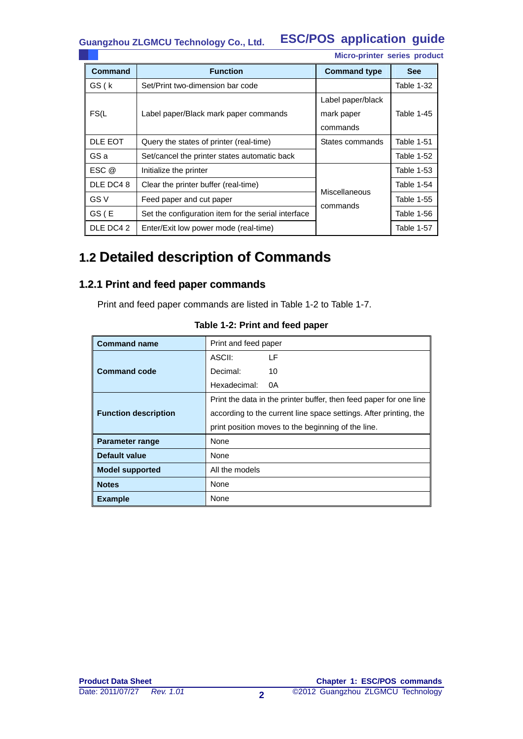| Command | Function | Command type | See |
|---|---|---|---|
| GS ( k | Set/Print two-dimension bar code | | Table 1-32 |
| FS(L | Label paper/Black mark paper commands | Label paper/black mark paper commands | Table 1-45 |
| DLE EOT | Query the states of printer (real-time) | States commands | Table 1-51 |
| GS a | Set/cancel the printer states automatic back | | Table 1-52 |
| ESC @ | Initialize the printer | Miscellaneous commands | Table 1-53 |
| DLE DC4 8 | Clear the printer buffer (real-time) | | Table 1-54 |
| GS V | Feed paper and cut paper | | Table 1-55 |
| GS ( E | Set the configuration item for the serial interface | | Table 1-56 |
| DLE DC4 2 | Enter/Exit low power mode (real-time) | | Table 1-57 |

# 1.2 Detailed description of Commands

## 1.2.1 Print and feed paper commands

Print and feed paper commands are listed in Table 1-2 to Table 1-7.

**Table 1-2: Print and feed paper**

| | |
|---|---|
| **Command name** | Print and feed paper |
| **Command code** | ASCII: LF<br>Decimal: 10<br>Hexadecimal: 0A |
| **Function description** | Print the data in the printer buffer, then feed paper for one line according to the current line space settings. After printing, the print position moves to the beginning of the line. |
| **Parameter range** | None |
| **Default value** | None |
| **Model supported** | All the models |
| **Notes** | None |
| **Example** | None |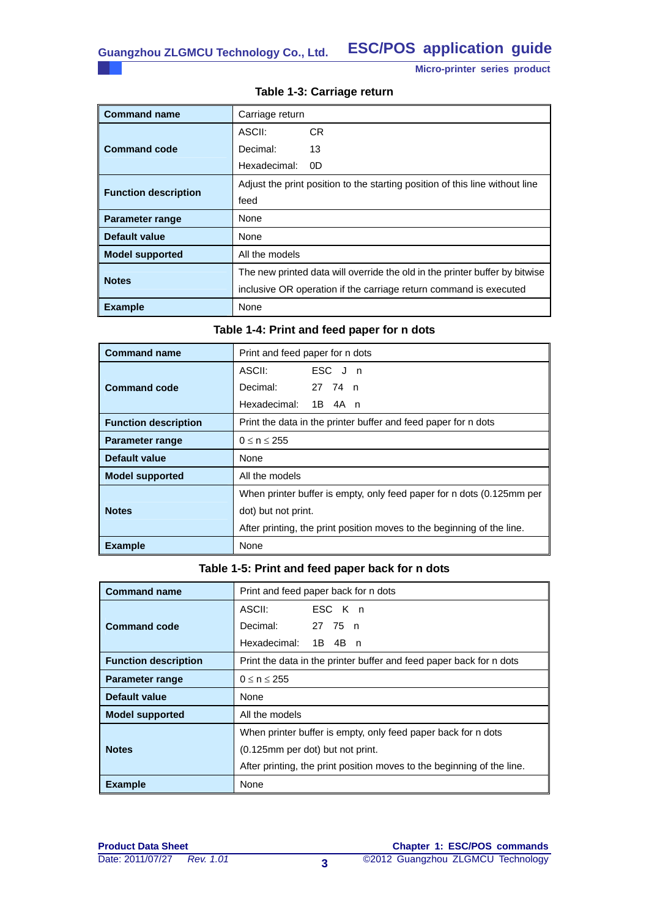**Table 1-3: Carriage return**

| | |
|---|---|
| **Command name** | Carriage return |
| **Command code** | ASCII: CR<br>Decimal: 13<br>Hexadecimal: 0D |
| **Function description** | Adjust the print position to the starting position of this line without line feed |
| **Parameter range** | None |
| **Default value** | None |
| **Model supported** | All the models |
| **Notes** | The new printed data will override the old in the printer buffer by bitwise inclusive OR operation if the carriage return command is executed |
| **Example** | None |

**Table 1-4: Print and feed paper for n dots**

| | |
|---|---|
| **Command name** | Print and feed paper for n dots |
| **Command code** | ASCII: ESC J n<br>Decimal: 27 74 n<br>Hexadecimal: 1B 4A n |
| **Function description** | Print the data in the printer buffer and feed paper for n dots |
| **Parameter range** | $0 \leq n \leq 255$ |
| **Default value** | None |
| **Model supported** | All the models |
| **Notes** | When printer buffer is empty, only feed paper for n dots (0.125mm per dot) but not print.<br>After printing, the print position moves to the beginning of the line. |
| **Example** | None |

**Table 1-5: Print and feed paper back for n dots**

| | |
|---|---|
| **Command name** | Print and feed paper back for n dots |
| **Command code** | ASCII: ESC K n<br>Decimal: 27 75 n<br>Hexadecimal: 1B 4B n |
| **Function description** | Print the data in the printer buffer and feed paper back for n dots |
| **Parameter range** | $0 \leq n \leq 255$ |
| **Default value** | None |
| **Model supported** | All the models |
| **Notes** | When printer buffer is empty, only feed paper back for n dots (0.125mm per dot) but not print.<br>After printing, the print position moves to the beginning of the line. |
| **Example** | None |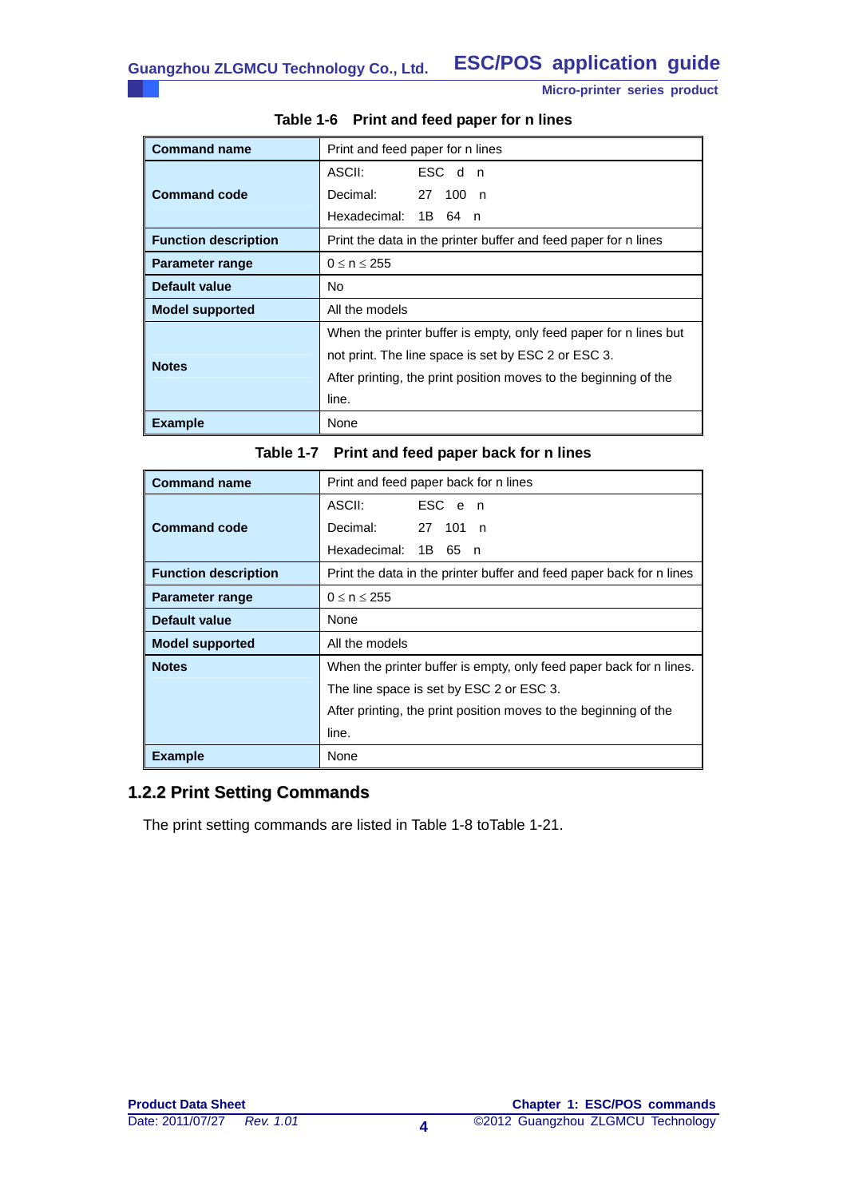Table 1-6 Print and feed paper for n lines

| | |
|---|---|
| **Command name** | Print and feed paper for n lines |
| **Command code** | ASCII: ESC d n<br>Decimal: 27 100 n<br>Hexadecimal: 1B 64 n |
| **Function description** | Print the data in the printer buffer and feed paper for n lines |
| **Parameter range** | $0 \leq n \leq 255$ |
| **Default value** | No |
| **Model supported** | All the models |
| **Notes** | When the printer buffer is empty, only feed paper for n lines but not print. The line space is set by ESC 2 or ESC 3.<br>After printing, the print position moves to the beginning of the line. |
| **Example** | None |

Table 1-7 Print and feed paper back for n lines

| | |
|---|---|
| **Command name** | Print and feed paper back for n lines |
| **Command code** | ASCII: ESC e n<br>Decimal: 27 101 n<br>Hexadecimal: 1B 65 n |
| **Function description** | Print the data in the printer buffer and feed paper back for n lines |
| **Parameter range** | $0 \leq n \leq 255$ |
| **Default value** | None |
| **Model supported** | All the models |
| **Notes** | When the printer buffer is empty, only feed paper back for n lines. The line space is set by ESC 2 or ESC 3.<br>After printing, the print position moves to the beginning of the line. |
| **Example** | None |

### 1.2.2 Print Setting Commands

The print setting commands are listed in Table 1-8 toTable 1-21.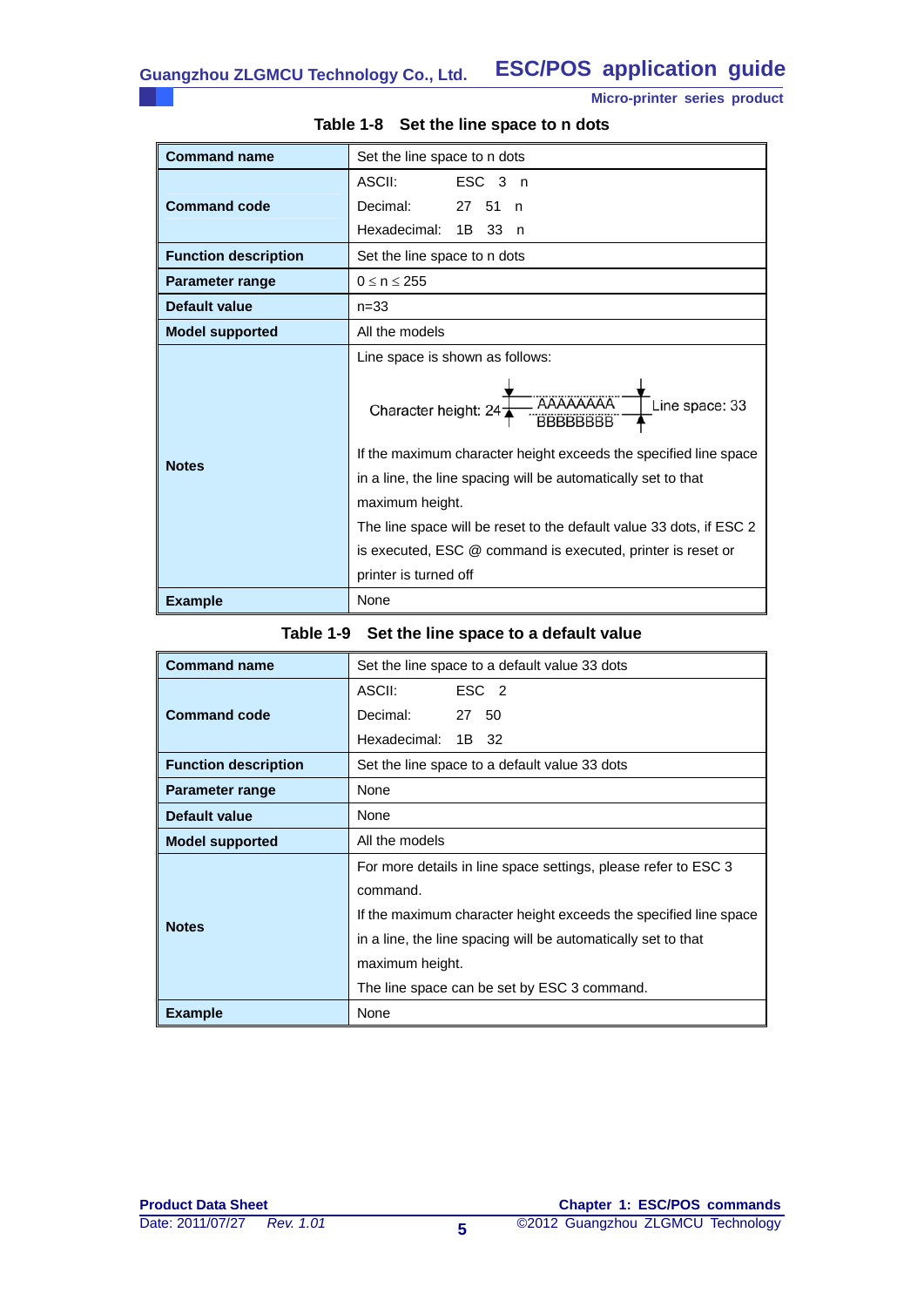**Table 1-8  Set the line space to n dots**

| | |
|---|---|
| **Command name** | Set the line space to n dots |
| **Command code** | ASCII: ESC 3 n<br>Decimal: 27 51 n<br>Hexadecimal: 1B 33 n |
| **Function description** | Set the line space to n dots |
| **Parameter range** | 0 ≤ n ≤ 255 |
| **Default value** | n=33 |
| **Model supported** | All the models |
| **Notes** | Line space is shown as follows:<br>Character height: 24 AAAAAAAA BBBBBBBB Line space: 33<br>If the maximum character height exceeds the specified line space in a line, the line spacing will be automatically set to that maximum height.<br>The line space will be reset to the default value 33 dots, if ESC 2 is executed, ESC @ command is executed, printer is reset or printer is turned off |
| **Example** | None |

**Table 1-9  Set the line space to a default value**

| | |
|---|---|
| **Command name** | Set the line space to a default value 33 dots |
| **Command code** | ASCII: ESC 2<br>Decimal: 27 50<br>Hexadecimal: 1B 32 |
| **Function description** | Set the line space to a default value 33 dots |
| **Parameter range** | None |
| **Default value** | None |
| **Model supported** | All the models |
| **Notes** | For more details in line space settings, please refer to ESC 3 command.<br>If the maximum character height exceeds the specified line space in a line, the line spacing will be automatically set to that maximum height.<br>The line space can be set by ESC 3 command. |
| **Example** | None |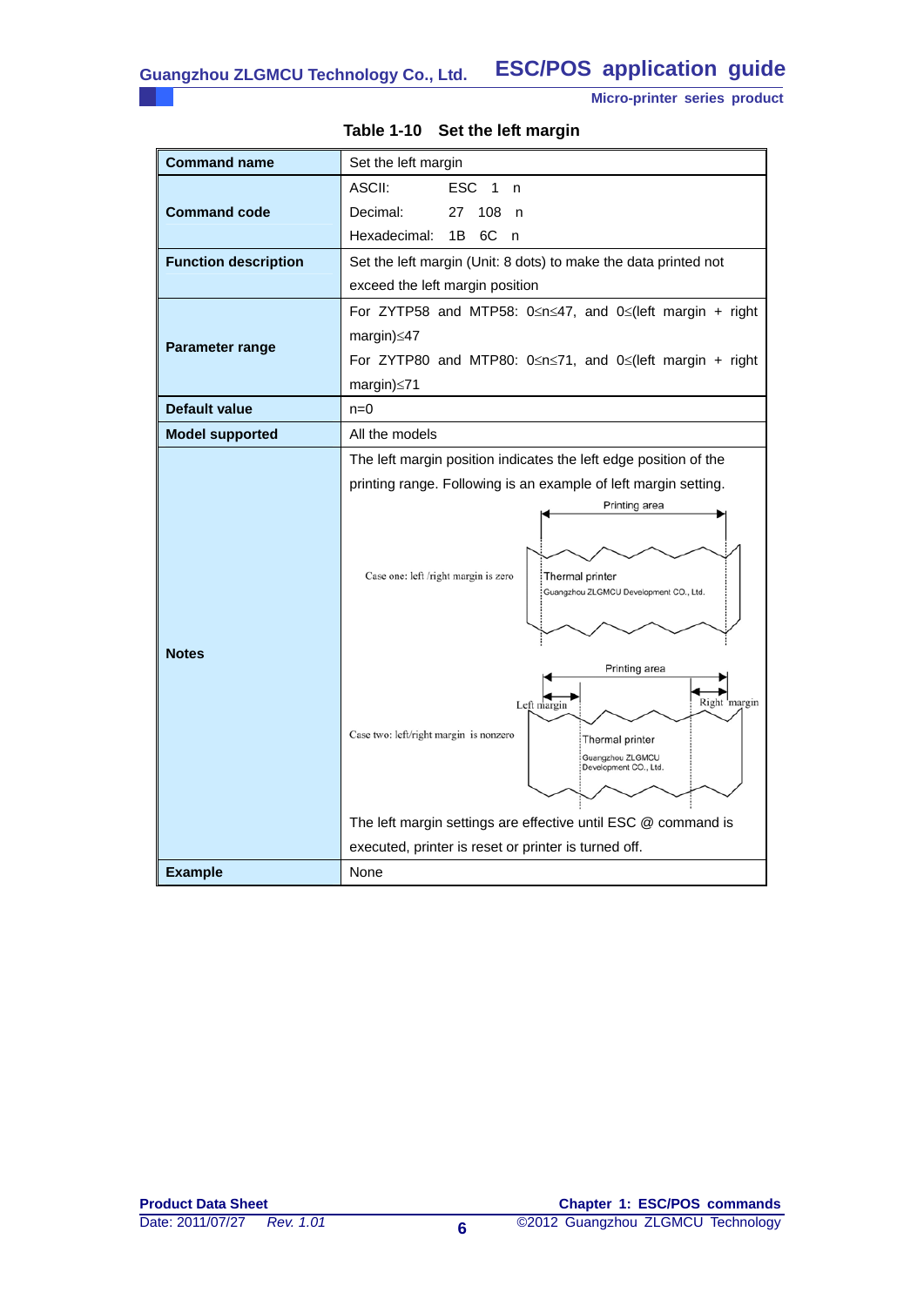**Table 1-10 Set the left margin**

| | |
|---|---|
| **Command name** | Set the left margin |
| **Command code** | ASCII: ESC 1 n<br>Decimal: 27 108 n<br>Hexadecimal: 1B 6C n |
| **Function description** | Set the left margin (Unit: 8 dots) to make the data printed not exceed the left margin position |
| **Parameter range** | For ZYTP58 and MTP58: 0≤n≤47, and 0≤(left margin + right margin)≤47<br>For ZYTP80 and MTP80: 0≤n≤71, and 0≤(left margin + right margin)≤71 |
| **Default value** | n=0 |
| **Model supported** | All the models |
| **Notes** | The left margin position indicates the left edge position of the printing range. Following is an example of left margin setting.<br>Printing area<br>Case one: left /right margin is zero<br>Thermal printer<br>Guangzhou ZLGMCU Development CO., Ltd.<br>Printing area<br>Left margin<br>Right margin<br>Case two: left/right margin is nonzero<br>Thermal printer<br>Guangzhou ZLGMCU Development CO., Ltd.<br>The left margin settings are effective until ESC @ command is executed, printer is reset or printer is turned off. |
| **Example** | None |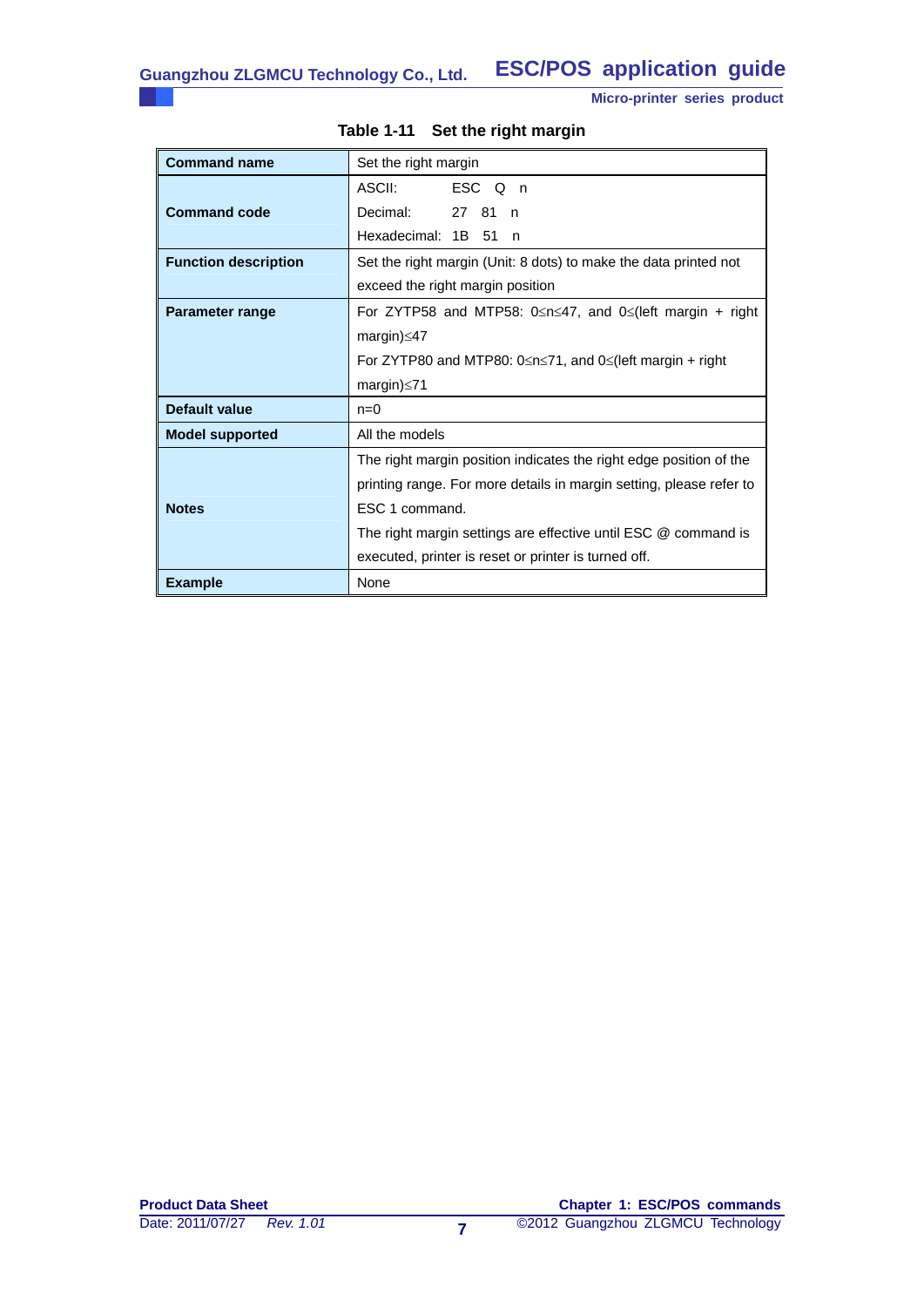Table 1-11 Set the right margin

| | |
|---|---|
| **Command name** | Set the right margin |
| **Command code** | ASCII: ESC Q n<br>Decimal: 27 81 n<br>Hexadecimal: 1B 51 n |
| **Function description** | Set the right margin (Unit: 8 dots) to make the data printed not exceed the right margin position |
| **Parameter range** | For ZYTP58 and MTP58: 0≤n≤47, and 0≤(left margin + right margin)≤47<br>For ZYTP80 and MTP80: 0≤n≤71, and 0≤(left margin + right margin)≤71 |
| **Default value** | n=0 |
| **Model supported** | All the models |
| **Notes** | The right margin position indicates the right edge position of the printing range. For more details in margin setting, please refer to ESC 1 command.<br>The right margin settings are effective until ESC @ command is executed, printer is reset or printer is turned off. |
| **Example** | None |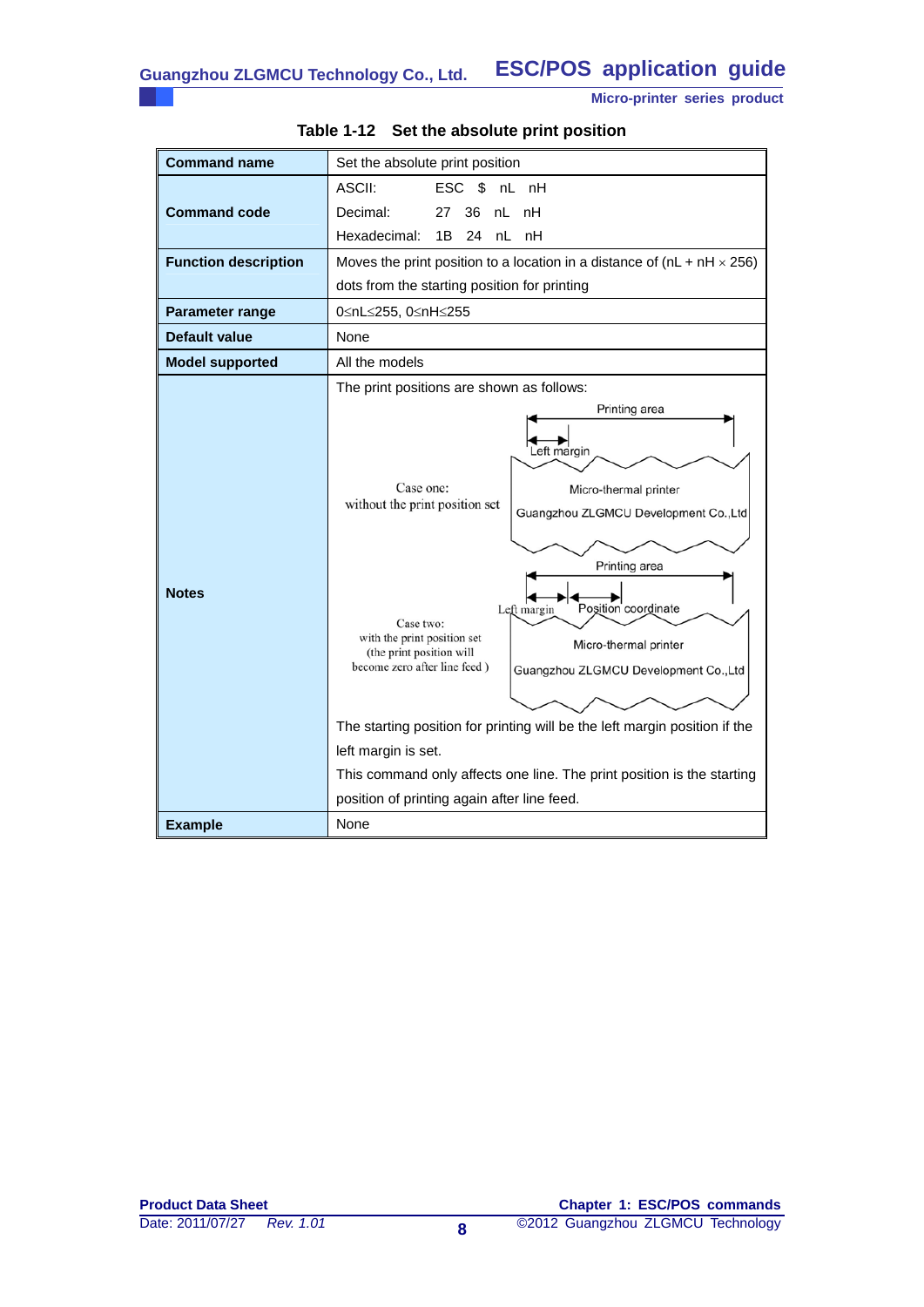**Table 1-12 Set the absolute print position**

| | |
|---|---|
| **Command name** | Set the absolute print position |
| **Command code** | ASCII: ESC $ nL nH<br>Decimal: 27 36 nL nH<br>Hexadecimal: 1B 24 nL nH |
| **Function description** | Moves the print position to a location in a distance of (nL + nH × 256) dots from the starting position for printing |
| **Parameter range** | 0≤nL≤255, 0≤nH≤255 |
| **Default value** | None |
| **Model supported** | All the models |
| **Notes** | The print positions are shown as follows:<br>Case one: without the print position set — Printing area; Left margin; Micro-thermal printer; Guangzhou ZLGMCU Development Co.,Ltd<br>Case two: with the print position set (the print position will become zero after line feed ) — Printing area; Left margin; Position coordinate; Micro-thermal printer; Guangzhou ZLGMCU Development Co.,Ltd<br>The starting position for printing will be the left margin position if the left margin is set.<br>This command only affects one line. The print position is the starting position of printing again after line feed. |
| **Example** | None |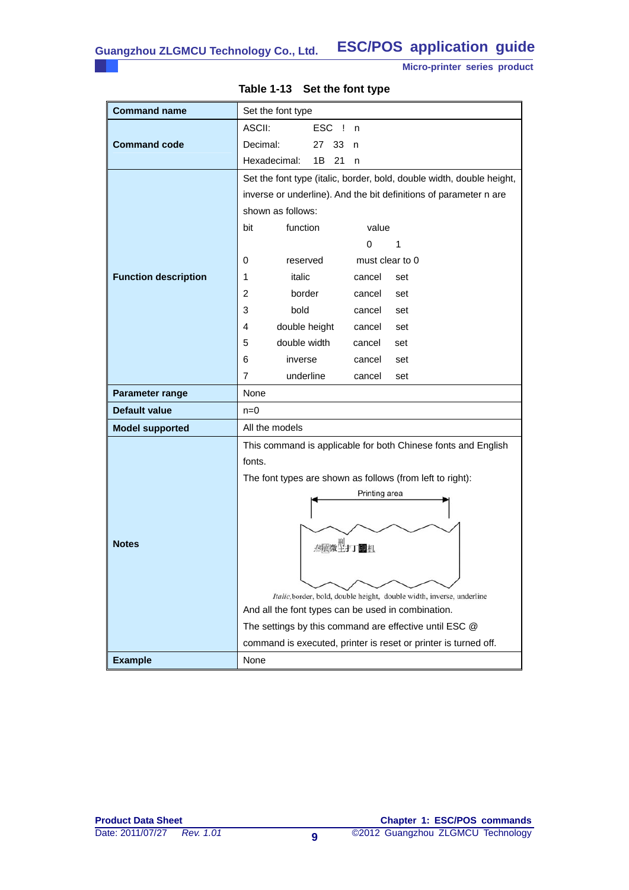**Table 1-13 Set the font type**

| | |
|---|---|
| **Command name** | Set the font type |
| **Command code** | ASCII: ESC ! n<br>Decimal: 27 33 n<br>Hexadecimal: 1B 21 n |
| **Function description** | Set the font type (italic, border, bold, double width, double height, inverse or underline). And the bit definitions of parameter n are shown as follows:<br>bit function value (0 / 1)<br>0 reserved must clear to 0<br>1 italic cancel set<br>2 border cancel set<br>3 bold cancel set<br>4 double height cancel set<br>5 double width cancel set<br>6 inverse cancel set<br>7 underline cancel set |
| **Parameter range** | None |
| **Default value** | n=0 |
| **Model supported** | All the models |
| **Notes** | This command is applicable for both Chinese fonts and English fonts.<br>The font types are shown as follows (from left to right):<br>Printing area<br>*Italic*, border, bold, double height, double width, inverse, underline<br>And all the font types can be used in combination.<br>The settings by this command are effective until ESC @ command is executed, printer is reset or printer is turned off. |
| **Example** | None |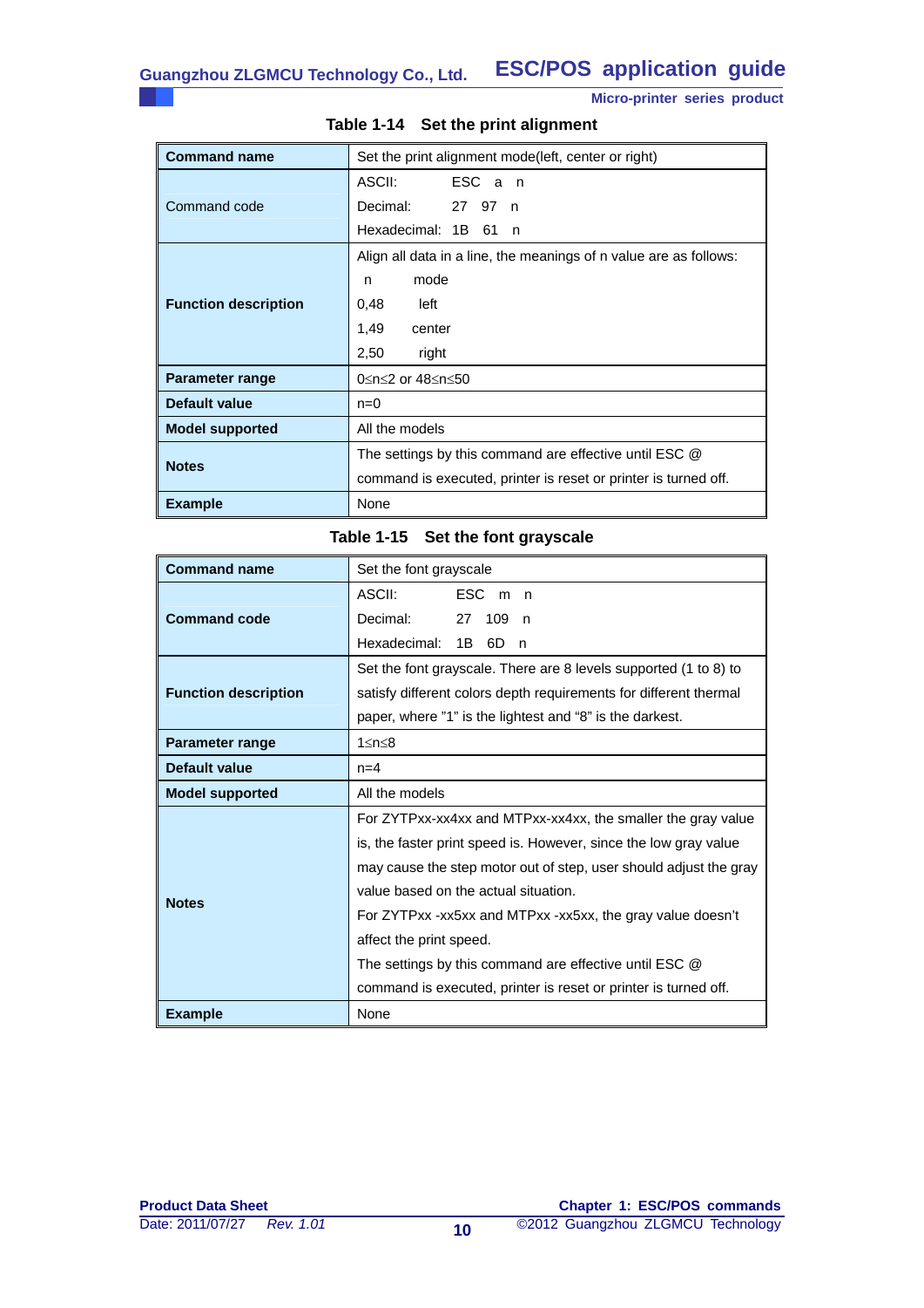**Table 1-14 Set the print alignment**

| | |
|---|---|
| **Command name** | Set the print alignment mode(left, center or right) |
| Command code | ASCII: ESC a n<br>Decimal: 27 97 n<br>Hexadecimal: 1B 61 n |
| **Function description** | Align all data in a line, the meanings of n value are as follows:<br>n mode<br>0,48 left<br>1,49 center<br>2,50 right |
| **Parameter range** | 0≤n≤2 or 48≤n≤50 |
| **Default value** | n=0 |
| **Model supported** | All the models |
| **Notes** | The settings by this command are effective until ESC @ command is executed, printer is reset or printer is turned off. |
| **Example** | None |

**Table 1-15 Set the font grayscale**

| | |
|---|---|
| **Command name** | Set the font grayscale |
| **Command code** | ASCII: ESC m n<br>Decimal: 27 109 n<br>Hexadecimal: 1B 6D n |
| **Function description** | Set the font grayscale. There are 8 levels supported (1 to 8) to satisfy different colors depth requirements for different thermal paper, where "1" is the lightest and "8" is the darkest. |
| **Parameter range** | 1≤n≤8 |
| **Default value** | n=4 |
| **Model supported** | All the models |
| **Notes** | For ZYTPxx-xx4xx and MTPxx-xx4xx, the smaller the gray value is, the faster print speed is. However, since the low gray value may cause the step motor out of step, user should adjust the gray value based on the actual situation.<br>For ZYTPxx -xx5xx and MTPxx -xx5xx, the gray value doesn't affect the print speed.<br>The settings by this command are effective until ESC @ command is executed, printer is reset or printer is turned off. |
| **Example** | None |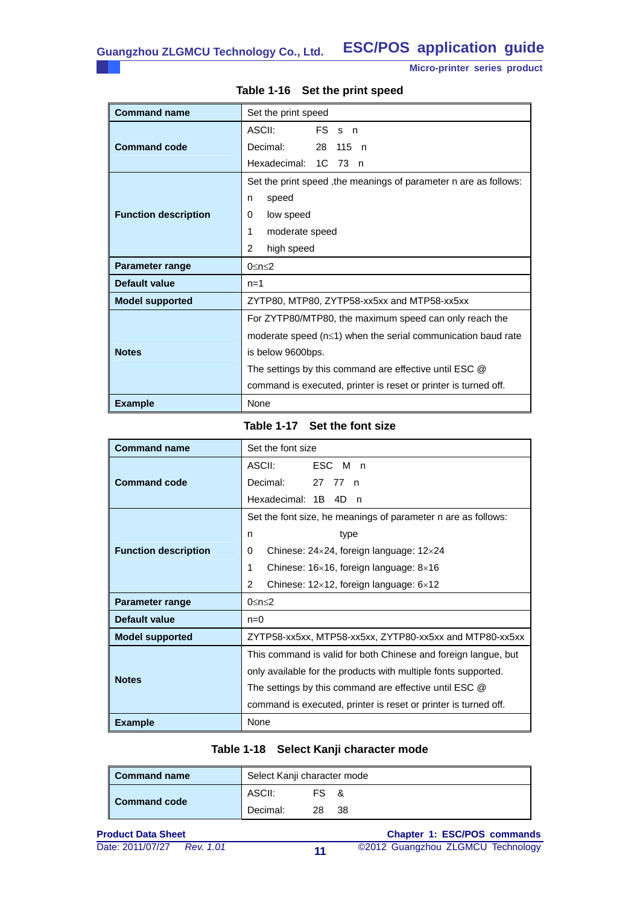**Table 1-16 Set the print speed**

| | |
|---|---|
| **Command name** | Set the print speed |
| **Command code** | ASCII: FS s n<br>Decimal: 28 115 n<br>Hexadecimal: 1C 73 n |
| **Function description** | Set the print speed ,the meanings of parameter n are as follows:<br>n speed<br>0 low speed<br>1 moderate speed<br>2 high speed |
| **Parameter range** | 0≤n≤2 |
| **Default value** | n=1 |
| **Model supported** | ZYTP80, MTP80, ZYTP58-xx5xx and MTP58-xx5xx |
| **Notes** | For ZYTP80/MTP80, the maximum speed can only reach the moderate speed (n≤1) when the serial communication baud rate is below 9600bps.<br>The settings by this command are effective until ESC @ command is executed, printer is reset or printer is turned off. |
| **Example** | None |

**Table 1-17 Set the font size**

| | |
|---|---|
| **Command name** | Set the font size |
| **Command code** | ASCII: ESC M n<br>Decimal: 27 77 n<br>Hexadecimal: 1B 4D n |
| **Function description** | Set the font size, he meanings of parameter n are as follows:<br>n type<br>0 Chinese: 24×24, foreign language: 12×24<br>1 Chinese: 16×16, foreign language: 8×16<br>2 Chinese: 12×12, foreign language: 6×12 |
| **Parameter range** | 0≤n≤2 |
| **Default value** | n=0 |
| **Model supported** | ZYTP58-xx5xx, MTP58-xx5xx, ZYTP80-xx5xx and MTP80-xx5xx |
| **Notes** | This command is valid for both Chinese and foreign langue, but only available for the products with multiple fonts supported.<br>The settings by this command are effective until ESC @ command is executed, printer is reset or printer is turned off. |
| **Example** | None |

**Table 1-18 Select Kanji character mode**

| | |
|---|---|
| **Command name** | Select Kanji character mode |
| **Command code** | ASCII: FS &<br>Decimal: 28 38 |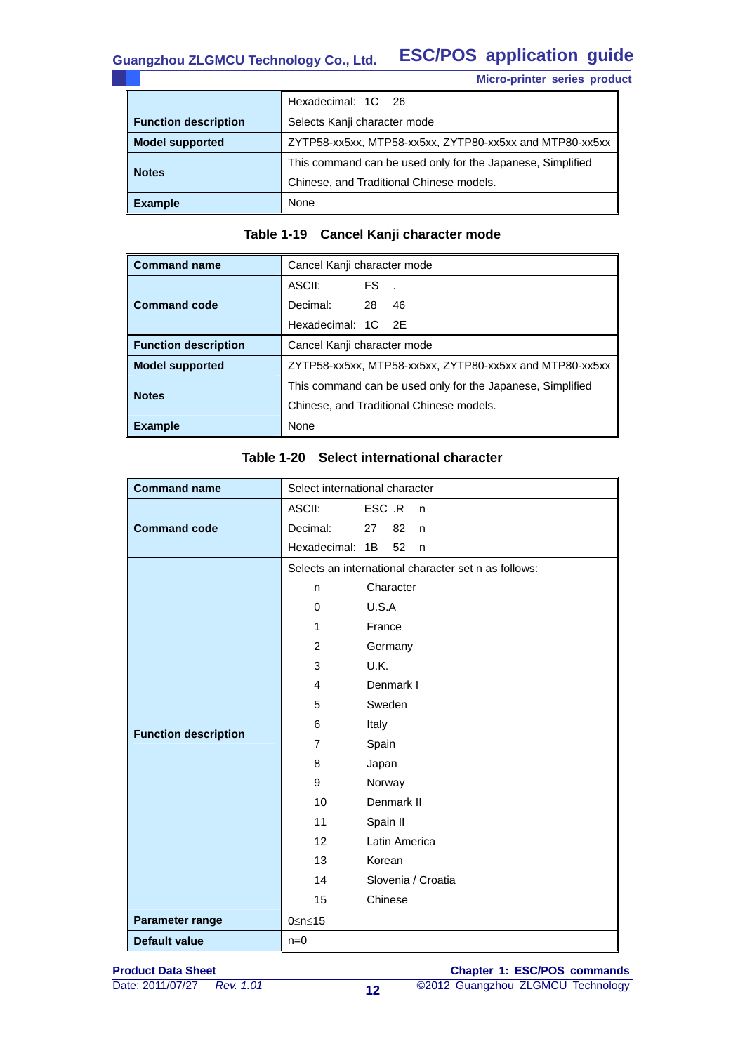| | |
|---|---|
| | Hexadecimal: 1C 26 |
| **Function description** | Selects Kanji character mode |
| **Model supported** | ZYTP58-xx5xx, MTP58-xx5xx, ZYTP80-xx5xx and MTP80-xx5xx |
| **Notes** | This command can be used only for the Japanese, Simplified Chinese, and Traditional Chinese models. |
| **Example** | None |

**Table 1-19 Cancel Kanji character mode**

| **Command name** | Cancel Kanji character mode |
|---|---|
| **Command code** | ASCII: FS .<br>Decimal: 28 46<br>Hexadecimal: 1C 2E |
| **Function description** | Cancel Kanji character mode |
| **Model supported** | ZYTP58-xx5xx, MTP58-xx5xx, ZYTP80-xx5xx and MTP80-xx5xx |
| **Notes** | This command can be used only for the Japanese, Simplified Chinese, and Traditional Chinese models. |
| **Example** | None |

**Table 1-20 Select international character**

| **Command name** | Select international character |
|---|---|
| **Command code** | ASCII: ESC .R n<br>Decimal: 27 82 n<br>Hexadecimal: 1B 52 n |
| **Function description** | Selects an international character set n as follows:<br>n Character<br>0 U.S.A<br>1 France<br>2 Germany<br>3 U.K.<br>4 Denmark I<br>5 Sweden<br>6 Italy<br>7 Spain<br>8 Japan<br>9 Norway<br>10 Denmark II<br>11 Spain II<br>12 Latin America<br>13 Korean<br>14 Slovenia / Croatia<br>15 Chinese |
| **Parameter range** | 0≤n≤15 |
| **Default value** | n=0 |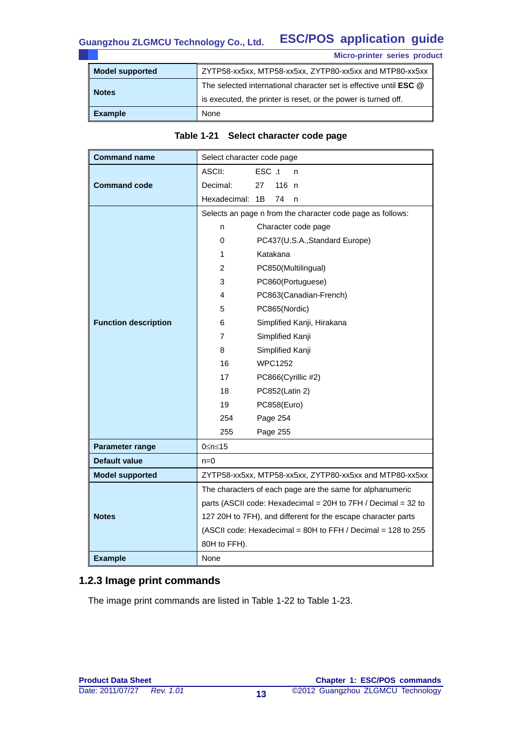| | |
|---|---|
| **Model supported** | ZYTP58-xx5xx, MTP58-xx5xx, ZYTP80-xx5xx and MTP80-xx5xx |
| **Notes** | The selected international character set is effective until **ESC @** is executed, the printer is reset, or the power is turned off. |
| **Example** | None |

**Table 1-21 Select character code page**

| | |
|---|---|
| **Command name** | Select character code page |
| **Command code** | ASCII: ESC .t n<br>Decimal: 27 116 n<br>Hexadecimal: 1B 74 n |
| **Function description** | Selects an page n from the character code page as follows:<br>n Character code page<br>0 PC437(U.S.A.,Standard Europe)<br>1 Katakana<br>2 PC850(Multilingual)<br>3 PC860(Portuguese)<br>4 PC863(Canadian-French)<br>5 PC865(Nordic)<br>6 Simplified Kanji, Hirakana<br>7 Simplified Kanji<br>8 Simplified Kanji<br>16 WPC1252<br>17 PC866(Cyrillic #2)<br>18 PC852(Latin 2)<br>19 PC858(Euro)<br>254 Page 254<br>255 Page 255 |
| **Parameter range** | 0≤n≤15 |
| **Default value** | n=0 |
| **Model supported** | ZYTP58-xx5xx, MTP58-xx5xx, ZYTP80-xx5xx and MTP80-xx5xx |
| **Notes** | The characters of each page are the same for alphanumeric parts (ASCII code: Hexadecimal = 20H to 7FH / Decimal = 32 to 127 20H to 7FH), and different for the escape character parts (ASCII code: Hexadecimal = 80H to FFH / Decimal = 128 to 255 80H to FFH). |
| **Example** | None |

### 1.2.3 Image print commands

The image print commands are listed in Table 1-22 to Table 1-23.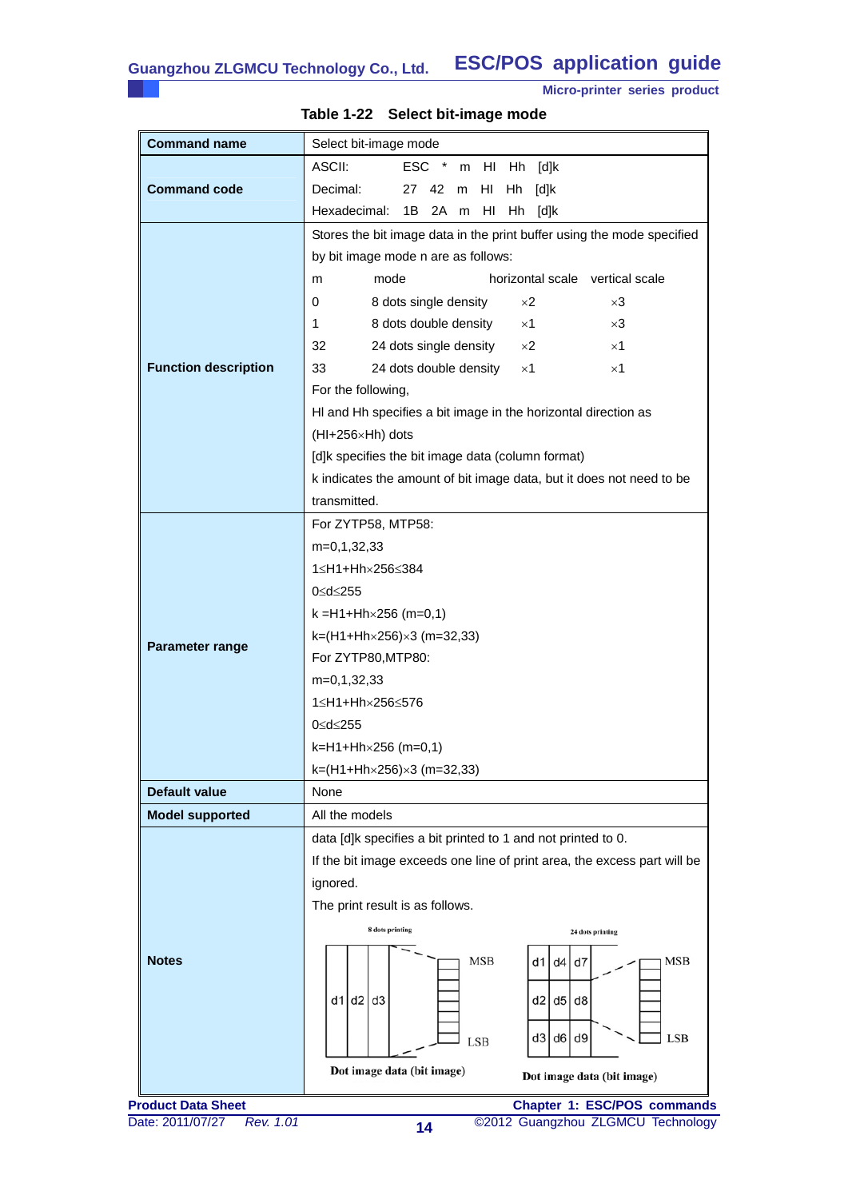**Table 1-22 Select bit-image mode**

| | |
|---|---|
| **Command name** | Select bit-image mode |
| **Command code** | ASCII: ESC * m Hl Hh [d]k<br>Decimal: 27 42 m Hl Hh [d]k<br>Hexadecimal: 1B 2A m Hl Hh [d]k |
| **Function description** | Stores the bit image data in the print buffer using the mode specified by bit image mode n are as follows:<br>m mode horizontal scale vertical scale<br>0 8 dots single density ×2 ×3<br>1 8 dots double density ×1 ×3<br>32 24 dots single density ×2 ×1<br>33 24 dots double density ×1 ×1<br>For the following,<br>Hl and Hh specifies a bit image in the horizontal direction as (Hl+256×Hh) dots<br>[d]k specifies the bit image data (column format)<br>k indicates the amount of bit image data, but it does not need to be transmitted. |
| **Parameter range** | For ZYTP58, MTP58:<br>m=0,1,32,33<br>1≤H1+Hh×256≤384<br>0≤d≤255<br>k =H1+Hh×256 (m=0,1)<br>k=(H1+Hh×256)×3 (m=32,33)<br>For ZYTP80,MTP80:<br>m=0,1,32,33<br>1≤H1+Hh×256≤576<br>0≤d≤255<br>k=H1+Hh×256 (m=0,1)<br>k=(H1+Hh×256)×3 (m=32,33) |
| **Default value** | None |
| **Model supported** | All the models |
| **Notes** | data [d]k specifies a bit printed to 1 and not printed to 0.<br>If the bit image exceeds one line of print area, the excess part will be ignored.<br>The print result is as follows.<br>8 dots printing: d1 d2 d3 MSB LSB — Dot image data (bit image)<br>24 dots printing: d1 d4 d7 / d2 d5 d8 / d3 d6 d9 MSB LSB — Dot image data (bit image) |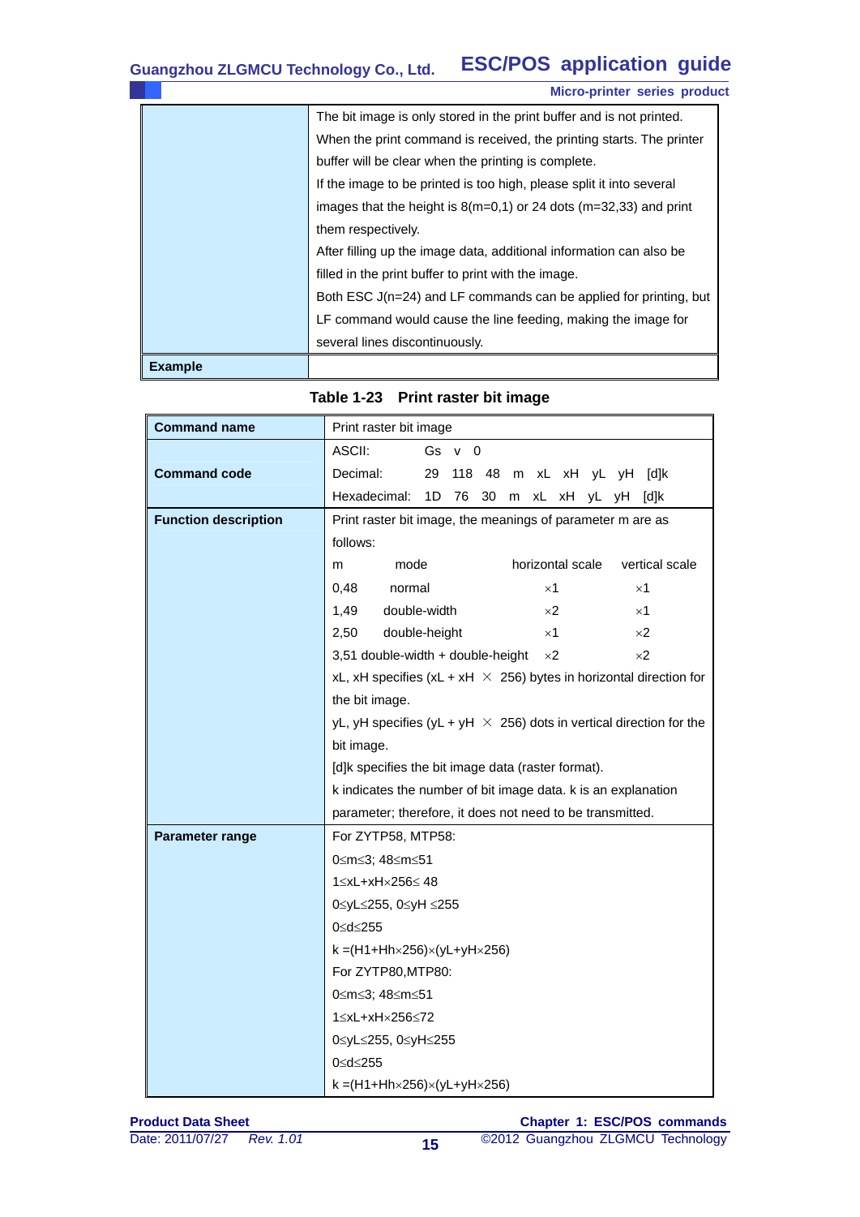| | |
|---|---|
| | The bit image is only stored in the print buffer and is not printed. When the print command is received, the printing starts. The printer buffer will be clear when the printing is complete. If the image to be printed is too high, please split it into several images that the height is 8(m=0,1) or 24 dots (m=32,33) and print them respectively. After filling up the image data, additional information can also be filled in the print buffer to print with the image. Both ESC J(n=24) and LF commands can be applied for printing, but LF command would cause the line feeding, making the image for several lines discontinuously. |
| **Example** | |

**Table 1-23 Print raster bit image**

| | |
|---|---|
| **Command name** | Print raster bit image |
| **Command code** | ASCII: Gs v 0<br>Decimal: 29 118 48 m xL xH yL yH [d]k<br>Hexadecimal: 1D 76 30 m xL xH yL yH [d]k |
| **Function description** | Print raster bit image, the meanings of parameter m are as follows:<br>m mode horizontal scale vertical scale<br>0,48 normal ×1 ×1<br>1,49 double-width ×2 ×1<br>2,50 double-height ×1 ×2<br>3,51 double-width + double-height ×2 ×2<br>xL, xH specifies (xL + xH × 256) bytes in horizontal direction for the bit image.<br>yL, yH specifies (yL + yH × 256) dots in vertical direction for the bit image.<br>[d]k specifies the bit image data (raster format).<br>k indicates the number of bit image data. k is an explanation parameter; therefore, it does not need to be transmitted. |
| **Parameter range** | For ZYTP58, MTP58:<br>$0 \le m \le 3$; $48 \le m \le 51$<br>$1 \le xL+xH \times 256 \le 48$<br>$0 \le yL \le 255$, $0 \le yH \le 255$<br>$0 \le d \le 255$<br>$k = (H1+Hh \times 256) \times (yL+yH \times 256)$<br>For ZYTP80,MTP80:<br>$0 \le m \le 3$; $48 \le m \le 51$<br>$1 \le xL+xH \times 256 \le 72$<br>$0 \le yL \le 255$, $0 \le yH \le 255$<br>$0 \le d \le 255$<br>$k = (H1+Hh \times 256) \times (yL+yH \times 256)$ |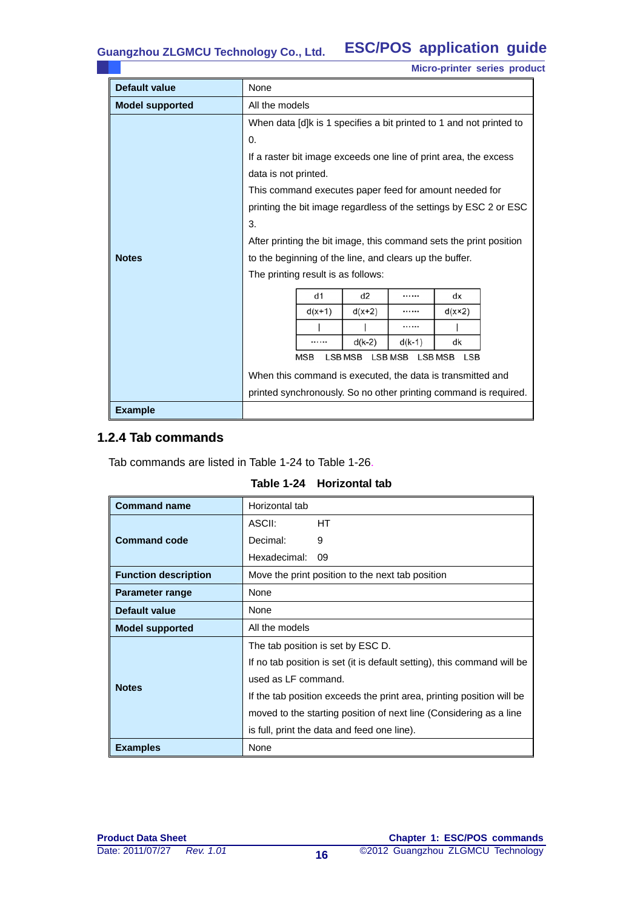| | |
|---|---|
| **Default value** | None |
| **Model supported** | All the models |
| **Notes** | When data [d]k is 1 specifies a bit printed to 1 and not printed to 0.<br>If a raster bit image exceeds one line of print area, the excess data is not printed.<br>This command executes paper feed for amount needed for printing the bit image regardless of the settings by ESC 2 or ESC 3.<br>After printing the bit image, this command sets the print position to the beginning of the line, and clears up the buffer.<br>The printing result is as follows:<br>d1 \| d2 \| …… \| dx<br>d(x+1) \| d(x+2) \| …… \| d(x×2)<br>\| \| \| \| …… \| \|<br>…… \| d(k-2) \| d(k-1) \| dk<br>MSB LSB MSB LSB MSB LSB MSB LSB<br>When this command is executed, the data is transmitted and printed synchronously. So no other printing command is required. |
| **Example** | |

### 1.2.4 Tab commands

Tab commands are listed in Table 1-24 to Table 1-26.

**Table 1-24 Horizontal tab**

| | |
|---|---|
| **Command name** | Horizontal tab |
| **Command code** | ASCII: HT<br>Decimal: 9<br>Hexadecimal: 09 |
| **Function description** | Move the print position to the next tab position |
| **Parameter range** | None |
| **Default value** | None |
| **Model supported** | All the models |
| **Notes** | The tab position is set by ESC D.<br>If no tab position is set (it is default setting), this command will be used as LF command.<br>If the tab position exceeds the print area, printing position will be moved to the starting position of next line (Considering as a line is full, print the data and feed one line). |
| **Examples** | None |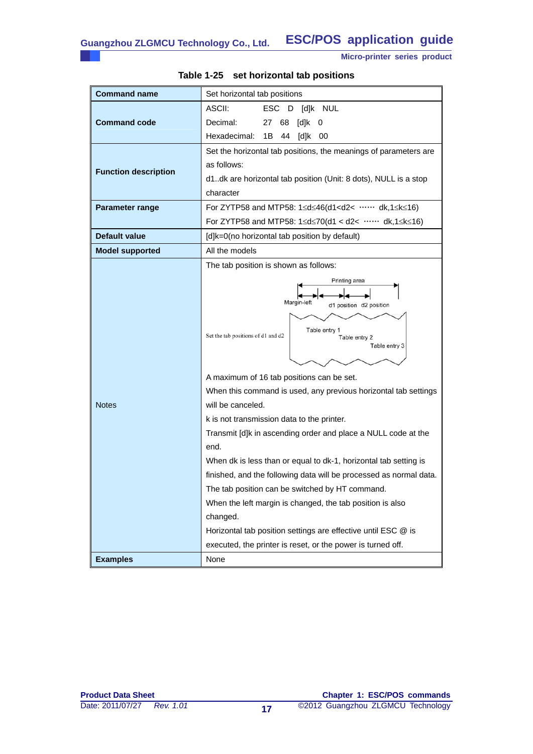Table 1-25 set horizontal tab positions

| | |
|---|---|
| **Command name** | Set horizontal tab positions |
| **Command code** | ASCII: ESC D [d]k NUL<br>Decimal: 27 68 [d]k 0<br>Hexadecimal: 1B 44 [d]k 00 |
| **Function description** | Set the horizontal tab positions, the meanings of parameters are as follows:<br>d1..dk are horizontal tab position (Unit: 8 dots), NULL is a stop character |
| **Parameter range** | For ZYTP58 and MTP58: 1≤d≤46(d1<d2< …… dk,1≤k≤16)<br>For ZYTP58 and MTP58: 1≤d≤70(d1 < d2< …… dk,1≤k≤16) |
| **Default value** | [d]k=0(no horizontal tab position by default) |
| **Model supported** | All the models |
| Notes | The tab position is shown as follows:<br>Printing area<br>Margin-left<br>d1 position d2 position<br>Set the tab positions of d1 and d2<br>Table entry 1<br>Table entry 2<br>Table entry 3<br>A maximum of 16 tab positions can be set.<br>When this command is used, any previous horizontal tab settings will be canceled.<br>k is not transmission data to the printer.<br>Transmit [d]k in ascending order and place a NULL code at the end.<br>When dk is less than or equal to dk-1, horizontal tab setting is finished, and the following data will be processed as normal data.<br>The tab position can be switched by HT command.<br>When the left margin is changed, the tab position is also changed.<br>Horizontal tab position settings are effective until ESC @ is executed, the printer is reset, or the power is turned off. |
| **Examples** | None |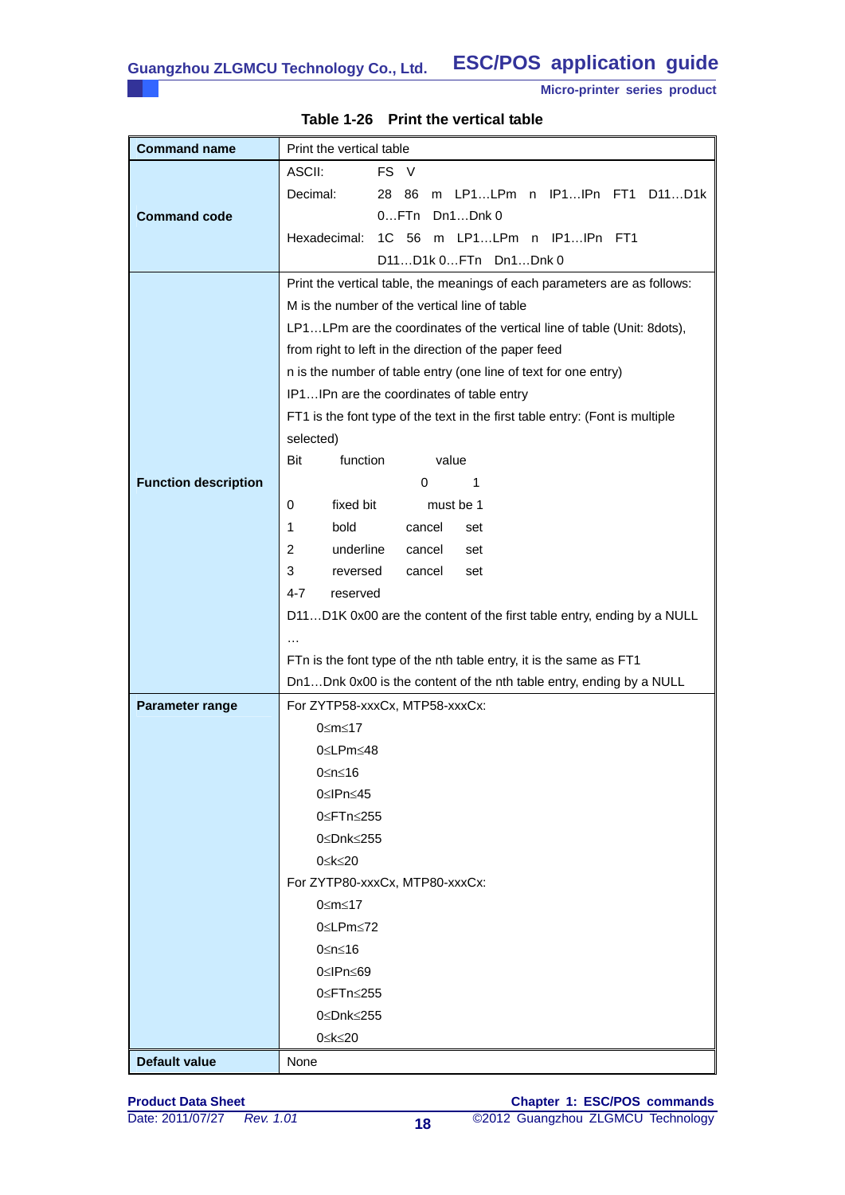**Table 1-26 Print the vertical table**

| | |
|---|---|
| **Command name** | Print the vertical table |
| **Command code** | ASCII: FS V<br>Decimal: 28 86 m LP1…LPm n IP1…IPn FT1 D11…D1k 0…FTn Dn1…Dnk 0<br>Hexadecimal: 1C 56 m LP1…LPm n IP1…IPn FT1 D11…D1k 0…FTn Dn1…Dnk 0 |
| **Function description** | Print the vertical table, the meanings of each parameters are as follows:<br>M is the number of the vertical line of table<br>LP1…LPm are the coordinates of the vertical line of table (Unit: 8dots), from right to left in the direction of the paper feed<br>n is the number of table entry (one line of text for one entry)<br>IP1…IPn are the coordinates of table entry<br>FT1 is the font type of the text in the first table entry: (Font is multiple selected)<br>Bit function value (0 / 1)<br>0 fixed bit must be 1<br>1 bold cancel set<br>2 underline cancel set<br>3 reversed cancel set<br>4-7 reserved<br>D11…D1K 0x00 are the content of the first table entry, ending by a NULL<br>…<br>FTn is the font type of the nth table entry, it is the same as FT1<br>Dn1…Dnk 0x00 is the content of the nth table entry, ending by a NULL |
| **Parameter range** | For ZYTP58-xxxCx, MTP58-xxxCx:<br>0≤m≤17<br>0≤LPm≤48<br>0≤n≤16<br>0≤IPn≤45<br>0≤FTn≤255<br>0≤Dnk≤255<br>0≤k≤20<br>For ZYTP80-xxxCx, MTP80-xxxCx:<br>0≤m≤17<br>0≤LPm≤72<br>0≤n≤16<br>0≤IPn≤69<br>0≤FTn≤255<br>0≤Dnk≤255<br>0≤k≤20 |
| **Default value** | None |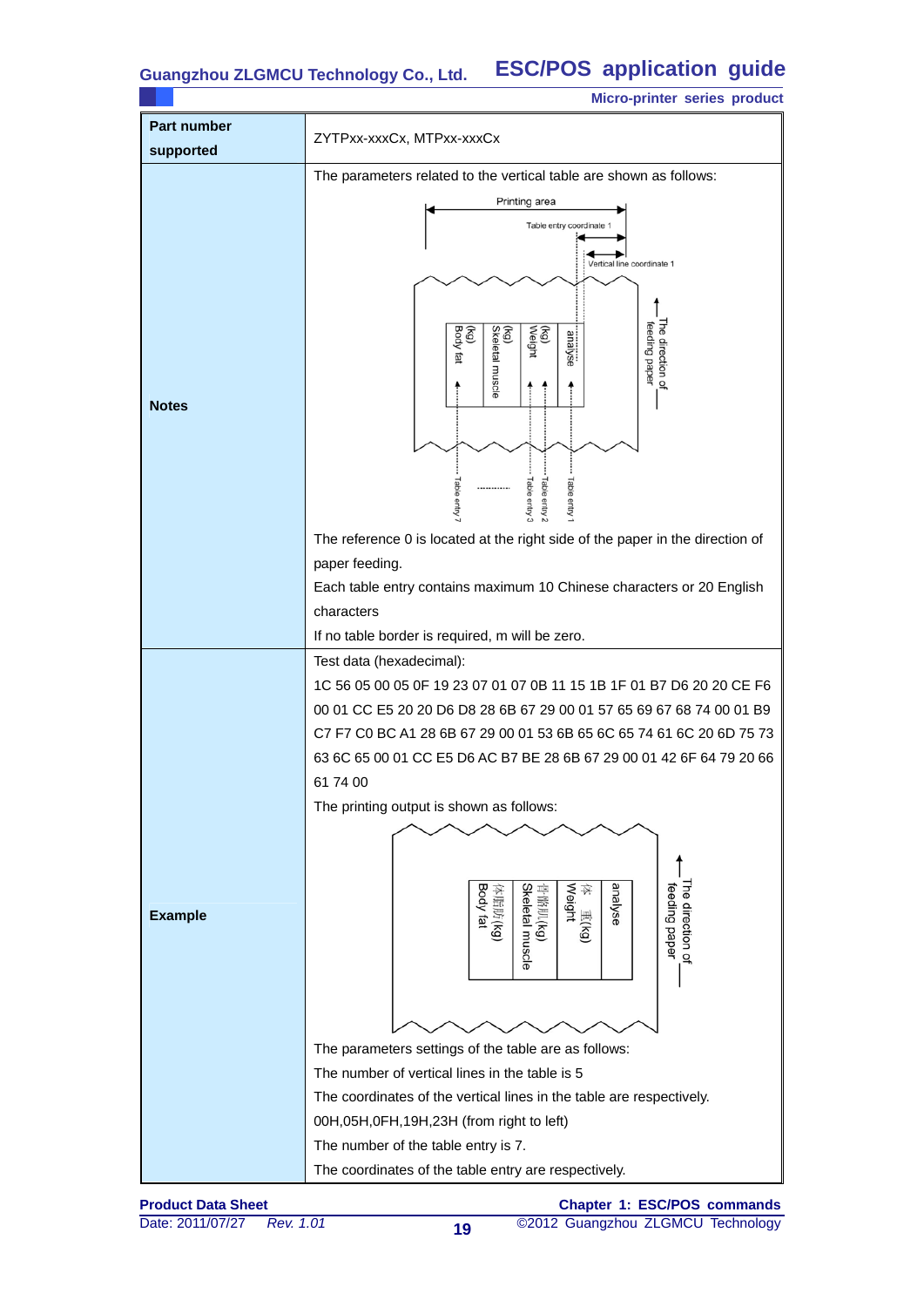| | |
|---|---|
| **Part number supported** | ZYTPxx-xxxCx, MTPxx-xxxCx |
| **Notes** | The parameters related to the vertical table are shown as follows:<br>Printing area<br>Table entry coordinate 1<br>Vertical line coordinate 1<br>(kg) Body fat<br>(kg) Skeletal muscle<br>(kg) Weight<br>analyse<br>The direction of feeding paper<br>Table entry 7 ........... Table entry 3 Table entry 2 Table entry 1<br>The reference 0 is located at the right side of the paper in the direction of paper feeding.<br>Each table entry contains maximum 10 Chinese characters or 20 English characters<br>If no table border is required, m will be zero. |
| **Example** | Test data (hexadecimal):<br>1C 56 05 00 05 0F 19 23 07 01 07 0B 11 15 1B 1F 01 B7 D6 20 20 CE F6 00 01 CC E5 20 20 D6 D8 28 6B 67 29 00 01 57 65 69 67 68 74 00 01 B9 C7 F7 C0 BC A1 28 6B 67 29 00 01 53 6B 65 6C 65 74 61 6C 20 6D 75 73 63 6C 65 00 01 CC E5 D6 AC B7 BE 28 6B 67 29 00 01 42 6F 64 79 20 66 61 74 00<br>The printing output is shown as follows:<br>体脂肪(kg) Body fat<br>骨骼肌(kg) Skeletal muscle<br>体 重(kg) Weight<br>analyse<br>The direction of feeding paper<br>The parameters settings of the table are as follows:<br>The number of vertical lines in the table is 5<br>The coordinates of the vertical lines in the table are respectively.<br>00H,05H,0FH,19H,23H (from right to left)<br>The number of the table entry is 7.<br>The coordinates of the table entry are respectively. |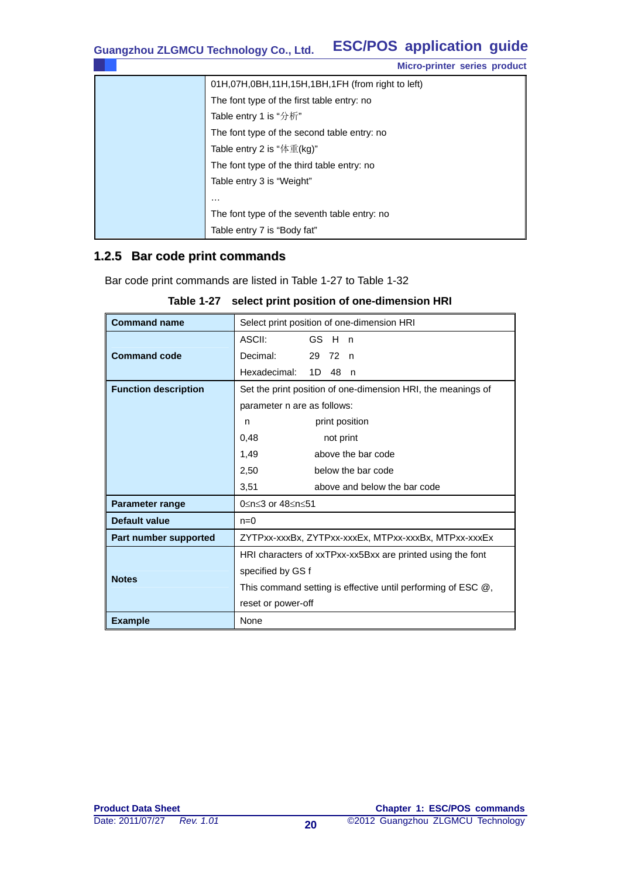| | |
|---|---|
| | 01H,07H,0BH,11H,15H,1BH,1FH (from right to left)<br>The font type of the first table entry: no<br>Table entry 1 is “分析”<br>The font type of the second table entry: no<br>Table entry 2 is “体重(kg)”<br>The font type of the third table entry: no<br>Table entry 3 is “Weight”<br>…<br>The font type of the seventh table entry: no<br>Table entry 7 is “Body fat” |

### 1.2.5 Bar code print commands

Bar code print commands are listed in Table 1-27 to Table 1-32

**Table 1-27 select print position of one-dimension HRI**

| | |
|---|---|
| **Command name** | Select print position of one-dimension HRI |
| **Command code** | ASCII: GS H n<br>Decimal: 29 72 n<br>Hexadecimal: 1D 48 n |
| **Function description** | Set the print position of one-dimension HRI, the meanings of parameter n are as follows:<br>n print position<br>0,48 not print<br>1,49 above the bar code<br>2,50 below the bar code<br>3,51 above and below the bar code |
| **Parameter range** | 0≤n≤3 or 48≤n≤51 |
| **Default value** | n=0 |
| **Part number supported** | ZYTPxx-xxxBx, ZYTPxx-xxxEx, MTPxx-xxxBx, MTPxx-xxxEx |
| **Notes** | HRI characters of xxTPxx-xx5Bxx are printed using the font specified by GS f<br>This command setting is effective until performing of ESC @, reset or power-off |
| **Example** | None |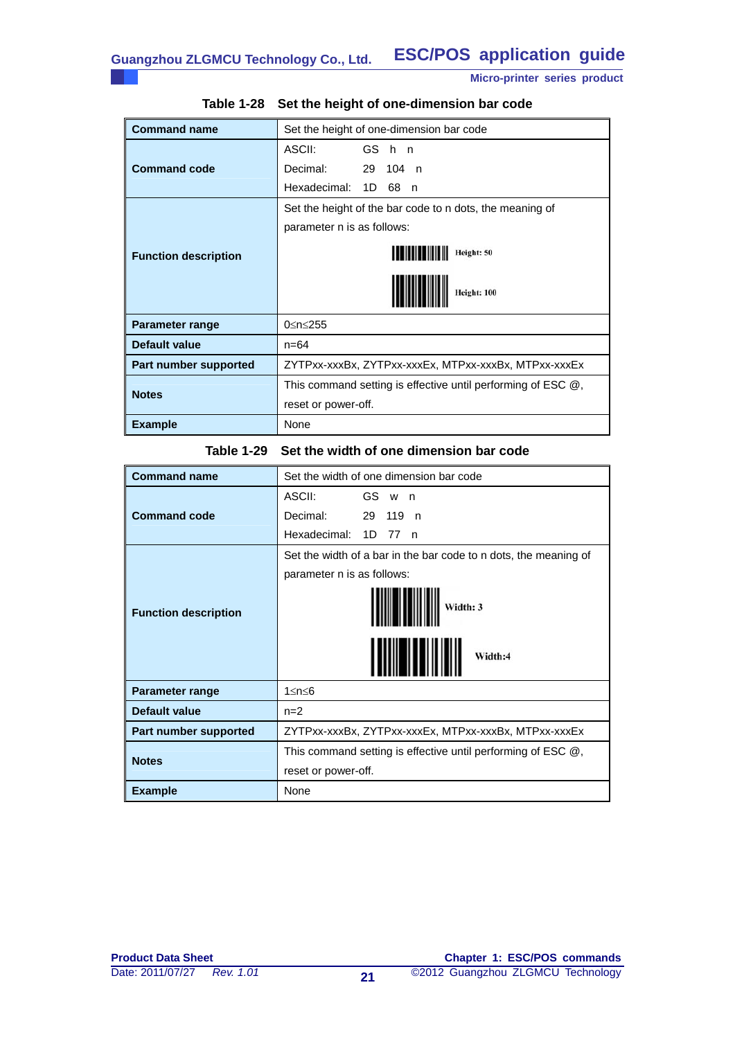**Table 1-28 Set the height of one-dimension bar code**

| | |
|---|---|
| **Command name** | Set the height of one-dimension bar code |
| **Command code** | ASCII: GS h n<br>Decimal: 29 104 n<br>Hexadecimal: 1D 68 n |
| **Function description** | Set the height of the bar code to n dots, the meaning of parameter n is as follows:<br>Height: 50<br>Height: 100 |
| **Parameter range** | 0≤n≤255 |
| **Default value** | n=64 |
| **Part number supported** | ZYTPxx-xxxBx, ZYTPxx-xxxEx, MTPxx-xxxBx, MTPxx-xxxEx |
| **Notes** | This command setting is effective until performing of ESC @, reset or power-off. |
| **Example** | None |

**Table 1-29 Set the width of one dimension bar code**

| | |
|---|---|
| **Command name** | Set the width of one dimension bar code |
| **Command code** | ASCII: GS w n<br>Decimal: 29 119 n<br>Hexadecimal: 1D 77 n |
| **Function description** | Set the width of a bar in the bar code to n dots, the meaning of parameter n is as follows:<br>Width: 3<br>Width:4 |
| **Parameter range** | 1≤n≤6 |
| **Default value** | n=2 |
| **Part number supported** | ZYTPxx-xxxBx, ZYTPxx-xxxEx, MTPxx-xxxBx, MTPxx-xxxEx |
| **Notes** | This command setting is effective until performing of ESC @, reset or power-off. |
| **Example** | None |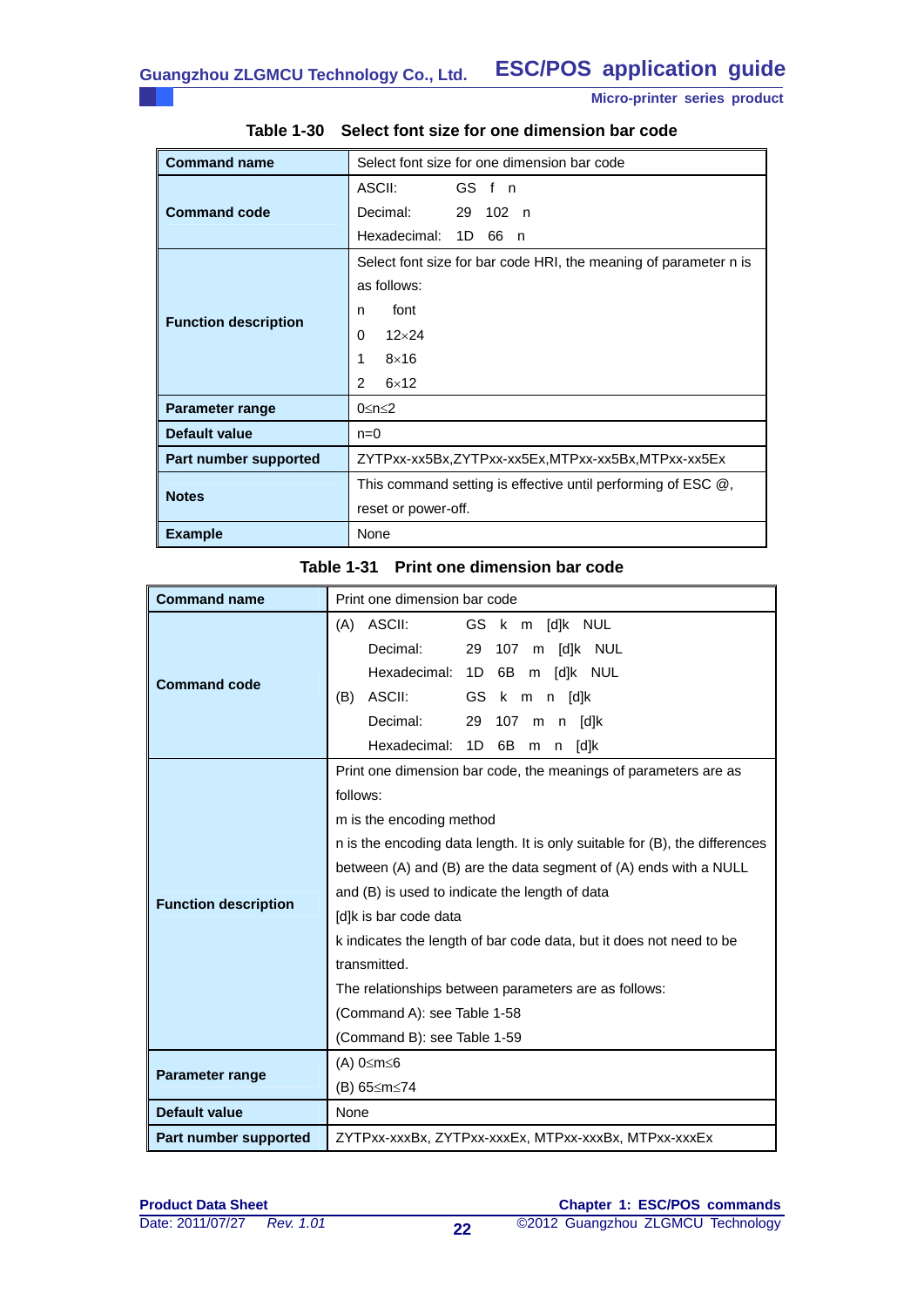**Table 1-30 Select font size for one dimension bar code**

| | |
|---|---|
| **Command name** | Select font size for one dimension bar code |
| **Command code** | ASCII: GS f n<br>Decimal: 29 102 n<br>Hexadecimal: 1D 66 n |
| **Function description** | Select font size for bar code HRI, the meaning of parameter n is as follows:<br>n font<br>0 12×24<br>1 8×16<br>2 6×12 |
| **Parameter range** | 0≤n≤2 |
| **Default value** | n=0 |
| **Part number supported** | ZYTPxx-xx5Bx,ZYTPxx-xx5Ex,MTPxx-xx5Bx,MTPxx-xx5Ex |
| **Notes** | This command setting is effective until performing of ESC @, reset or power-off. |
| **Example** | None |

**Table 1-31 Print one dimension bar code**

| | |
|---|---|
| **Command name** | Print one dimension bar code |
| **Command code** | (A) ASCII: GS k m [d]k NUL<br>Decimal: 29 107 m [d]k NUL<br>Hexadecimal: 1D 6B m [d]k NUL<br>(B) ASCII: GS k m n [d]k<br>Decimal: 29 107 m n [d]k<br>Hexadecimal: 1D 6B m n [d]k |
| **Function description** | Print one dimension bar code, the meanings of parameters are as follows:<br>m is the encoding method<br>n is the encoding data length. It is only suitable for (B), the differences between (A) and (B) are the data segment of (A) ends with a NULL and (B) is used to indicate the length of data<br>[d]k is bar code data<br>k indicates the length of bar code data, but it does not need to be transmitted.<br>The relationships between parameters are as follows:<br>(Command A): see Table 1-58<br>(Command B): see Table 1-59 |
| **Parameter range** | (A) 0≤m≤6<br>(B) 65≤m≤74 |
| **Default value** | None |
| **Part number supported** | ZYTPxx-xxxBx, ZYTPxx-xxxEx, MTPxx-xxxBx, MTPxx-xxxEx |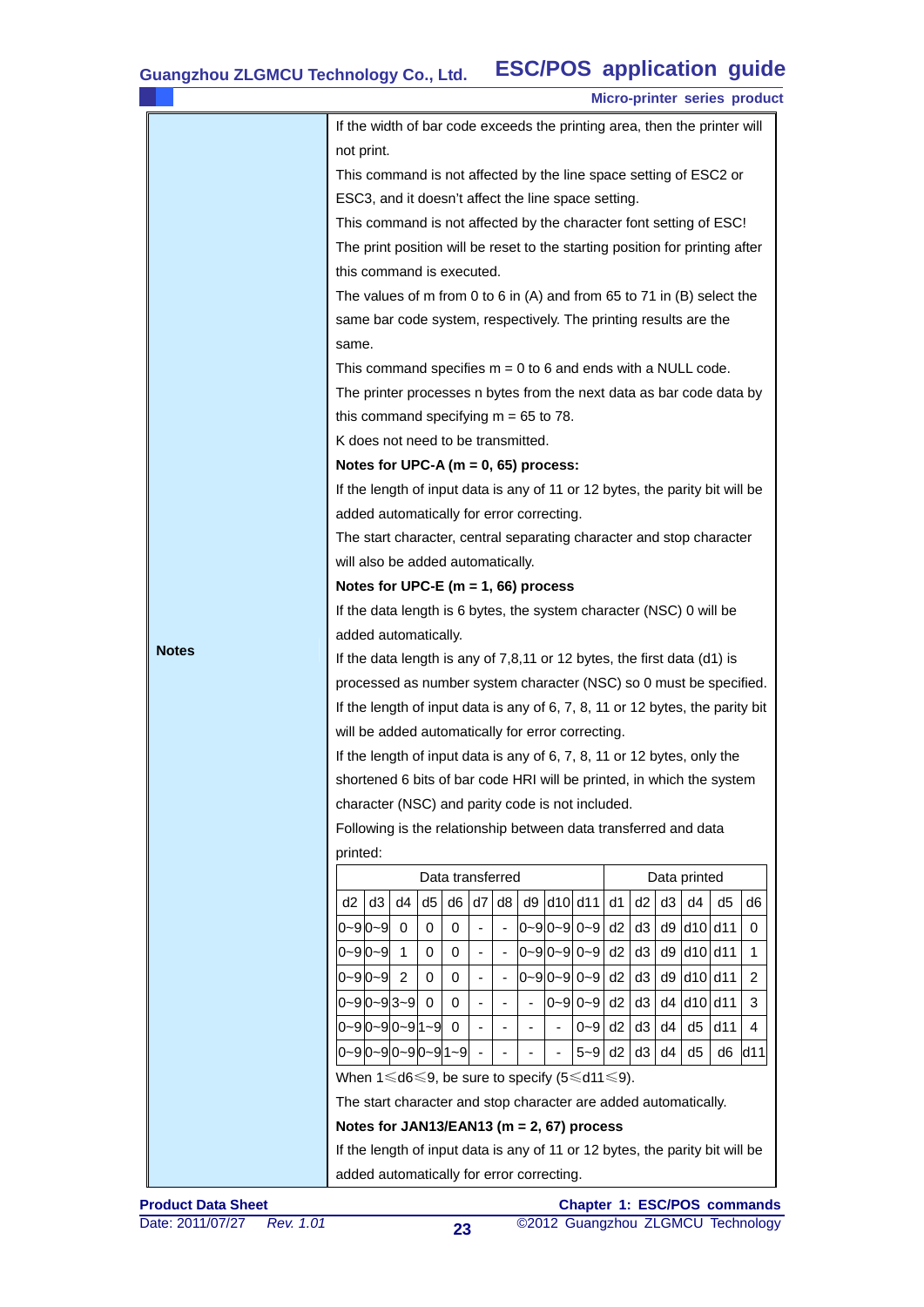**Notes**

If the width of bar code exceeds the printing area, then the printer will not print.

This command is not affected by the line space setting of ESC2 or ESC3, and it doesn't affect the line space setting.

This command is not affected by the character font setting of ESC!

The print position will be reset to the starting position for printing after this command is executed.

The values of m from 0 to 6 in (A) and from 65 to 71 in (B) select the same bar code system, respectively. The printing results are the same.

This command specifies m = 0 to 6 and ends with a NULL code.

The printer processes n bytes from the next data as bar code data by this command specifying m = 65 to 78.

K does not need to be transmitted.

**Notes for UPC-A (m = 0, 65) process:**

If the length of input data is any of 11 or 12 bytes, the parity bit will be added automatically for error correcting.

The start character, central separating character and stop character will also be added automatically.

**Notes for UPC-E (m = 1, 66) process**

If the data length is 6 bytes, the system character (NSC) 0 will be added automatically.

If the data length is any of 7,8,11 or 12 bytes, the first data (d1) is processed as number system character (NSC) so 0 must be specified.

If the length of input data is any of 6, 7, 8, 11 or 12 bytes, the parity bit will be added automatically for error correcting.

If the length of input data is any of 6, 7, 8, 11 or 12 bytes, only the shortened 6 bits of bar code HRI will be printed, in which the system character (NSC) and parity code is not included.

Following is the relationship between data transferred and data printed:

| Data transferred | | | | | | | | | | Data printed | | | | | |
|---|---|---|---|---|---|---|---|---|---|---|---|---|---|---|---|
| d2 | d3 | d4 | d5 | d6 | d7 | d8 | d9 | d10 | d11 | d1 | d2 | d3 | d4 | d5 | d6 |
| 0~9 | 0~9 | 0 | 0 | 0 | - | - | 0~9 | 0~9 | 0~9 | d2 | d3 | d9 | d10 | d11 | 0 |
| 0~9 | 0~9 | 1 | 0 | 0 | - | - | 0~9 | 0~9 | 0~9 | d2 | d3 | d9 | d10 | d11 | 1 |
| 0~9 | 0~9 | 2 | 0 | 0 | - | - | 0~9 | 0~9 | 0~9 | d2 | d3 | d9 | d10 | d11 | 2 |
| 0~9 | 0~9 | 3~9 | 0 | 0 | - | - | - | 0~9 | 0~9 | d2 | d3 | d4 | d10 | d11 | 3 |
| 0~9 | 0~9 | 0~9 | 1~9 | 0 | - | - | - | - | 0~9 | d2 | d3 | d4 | d5 | d11 | 4 |
| 0~9 | 0~9 | 0~9 | 0~9 | 1~9 | - | - | - | - | 5~9 | d2 | d3 | d4 | d5 | d6 | d11 |

When 1≤d6≤9, be sure to specify (5≤d11≤9).

The start character and stop character are added automatically.

**Notes for JAN13/EAN13 (m = 2, 67) process**

If the length of input data is any of 11 or 12 bytes, the parity bit will be added automatically for error correcting.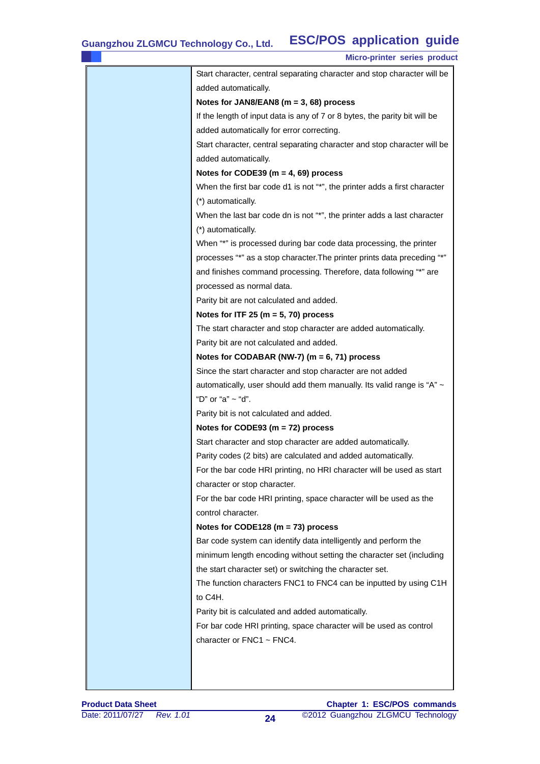| | |
|---|---|
| | Start character, central separating character and stop character will be added automatically.<br>**Notes for JAN8/EAN8 (m = 3, 68) process**<br>If the length of input data is any of 7 or 8 bytes, the parity bit will be added automatically for error correcting.<br>Start character, central separating character and stop character will be added automatically.<br>**Notes for CODE39 (m = 4, 69) process**<br>When the first bar code d1 is not "*", the printer adds a first character (*) automatically.<br>When the last bar code dn is not "*", the printer adds a last character (*) automatically.<br>When "*" is processed during bar code data processing, the printer processes "*" as a stop character.The printer prints data preceding "*" and finishes command processing. Therefore, data following "*" are processed as normal data.<br>Parity bit are not calculated and added.<br>**Notes for ITF 25 (m = 5, 70) process**<br>The start character and stop character are added automatically.<br>Parity bit are not calculated and added.<br>**Notes for CODABAR (NW-7) (m = 6, 71) process**<br>Since the start character and stop character are not added automatically, user should add them manually. Its valid range is "A" ~ "D" or "a" ~ "d".<br>Parity bit is not calculated and added.<br>**Notes for CODE93 (m = 72) process**<br>Start character and stop character are added automatically.<br>Parity codes (2 bits) are calculated and added automatically.<br>For the bar code HRI printing, no HRI character will be used as start character or stop character.<br>For the bar code HRI printing, space character will be used as the control character.<br>**Notes for CODE128 (m = 73) process**<br>Bar code system can identify data intelligently and perform the minimum length encoding without setting the character set (including the start character set) or switching the character set.<br>The function characters FNC1 to FNC4 can be inputted by using C1H to C4H.<br>Parity bit is calculated and added automatically.<br>For bar code HRI printing, space character will be used as control character or FNC1 ~ FNC4. |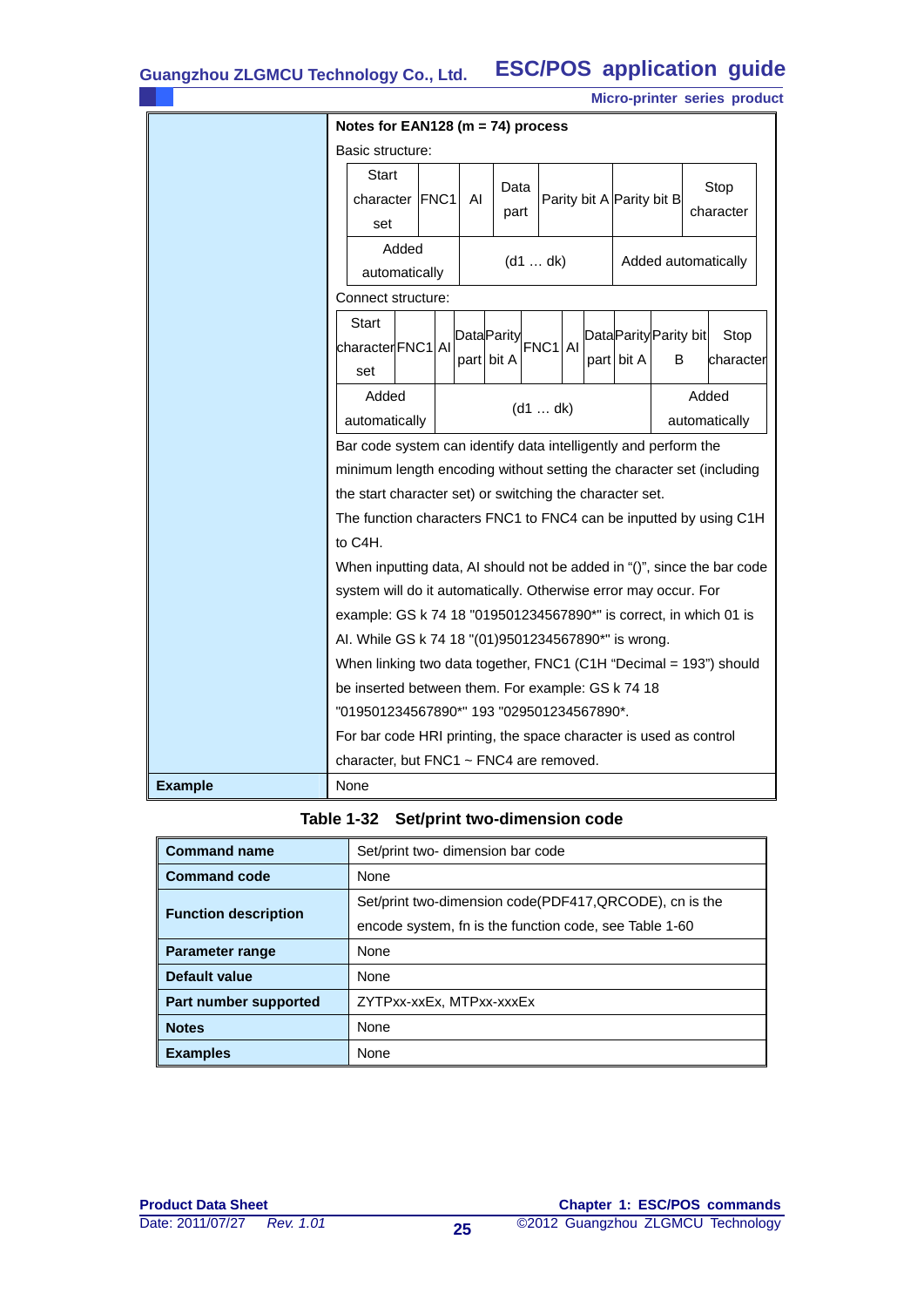| | |
|---|---|
| | **Notes for EAN128 (m = 74) process**<br>Basic structure:<br><table><tr><td>Start character set</td><td>FNC1</td><td>AI</td><td>Data part</td><td>Parity bit A</td><td>Parity bit B</td><td>Stop character</td></tr><tr><td colspan="2">Added automatically</td><td colspan="3">(d1 … dk)</td><td colspan="2">Added automatically</td></tr></table>Connect structure:<br><table><tr><td>Start character set</td><td>FNC1</td><td>AI</td><td>Data part</td><td>Parity bit A</td><td>FNC1</td><td>AI</td><td>Data part</td><td>Parity bit A</td><td>Parity bit B</td><td>Stop character</td></tr><tr><td colspan="2">Added automatically</td><td colspan="7">(d1 … dk)</td><td colspan="2">Added automatically</td></tr></table>Bar code system can identify data intelligently and perform the minimum length encoding without setting the character set (including the start character set) or switching the character set.<br>The function characters FNC1 to FNC4 can be inputted by using C1H to C4H.<br>When inputting data, AI should not be added in "()", since the bar code system will do it automatically. Otherwise error may occur. For example: GS k 74 18 "019501234567890*" is correct, in which 01 is AI. While GS k 74 18 "(01)9501234567890*" is wrong.<br>When linking two data together, FNC1 (C1H "Decimal = 193") should be inserted between them. For example: GS k 74 18 "019501234567890*" 193 "029501234567890*.<br>For bar code HRI printing, the space character is used as control character, but FNC1 ~ FNC4 are removed. |
| **Example** | None |

**Table 1-32 Set/print two-dimension code**

| | |
|---|---|
| **Command name** | Set/print two- dimension bar code |
| **Command code** | None |
| **Function description** | Set/print two-dimension code(PDF417,QRCODE), cn is the encode system, fn is the function code, see Table 1-60 |
| **Parameter range** | None |
| **Default value** | None |
| **Part number supported** | ZYTPxx-xxEx, MTPxx-xxxEx |
| **Notes** | None |
| **Examples** | None |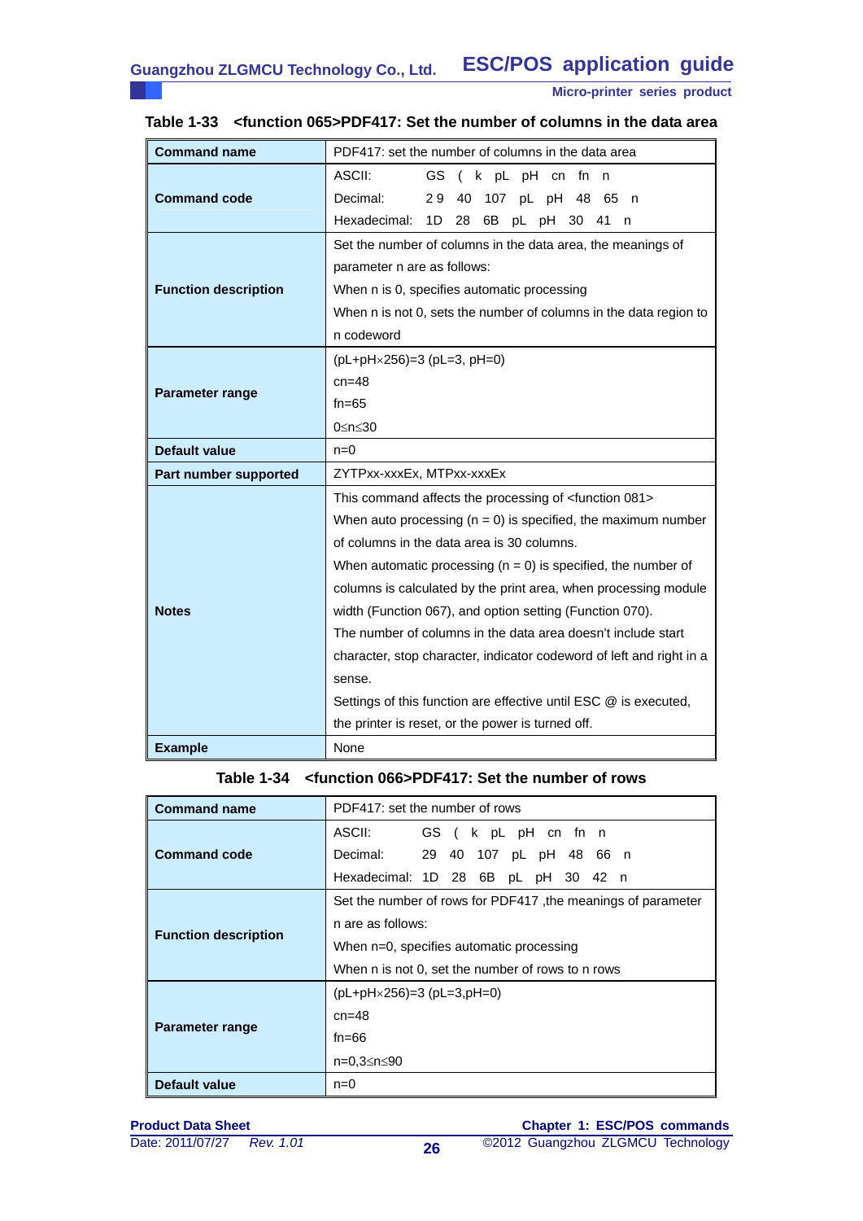**Table 1-33 <function 065>PDF417: Set the number of columns in the data area**

| | |
|---|---|
| **Command name** | PDF417: set the number of columns in the data area |
| **Command code** | ASCII: GS ( k pL pH cn fn n<br>Decimal: 29 40 107 pL pH 48 65 n<br>Hexadecimal: 1D 28 6B pL pH 30 41 n |
| **Function description** | Set the number of columns in the data area, the meanings of parameter n are as follows:<br>When n is 0, specifies automatic processing<br>When n is not 0, sets the number of columns in the data region to n codeword |
| **Parameter range** | (pL+pH×256)=3 (pL=3, pH=0)<br>cn=48<br>fn=65<br>0≤n≤30 |
| **Default value** | n=0 |
| **Part number supported** | ZYTPxx-xxxEx, MTPxx-xxxEx |
| **Notes** | This command affects the processing of <function 081><br>When auto processing (n = 0) is specified, the maximum number of columns in the data area is 30 columns.<br>When automatic processing (n = 0) is specified, the number of columns is calculated by the print area, when processing module width (Function 067), and option setting (Function 070).<br>The number of columns in the data area doesn't include start character, stop character, indicator codeword of left and right in a sense.<br>Settings of this function are effective until ESC @ is executed, the printer is reset, or the power is turned off. |
| **Example** | None |

**Table 1-34 <function 066>PDF417: Set the number of rows**

| | |
|---|---|
| **Command name** | PDF417: set the number of rows |
| **Command code** | ASCII: GS ( k pL pH cn fn n<br>Decimal: 29 40 107 pL pH 48 66 n<br>Hexadecimal: 1D 28 6B pL pH 30 42 n |
| **Function description** | Set the number of rows for PDF417 ,the meanings of parameter n are as follows:<br>When n=0, specifies automatic processing<br>When n is not 0, set the number of rows to n rows |
| **Parameter range** | (pL+pH×256)=3 (pL=3,pH=0)<br>cn=48<br>fn=66<br>n=0,3≤n≤90 |
| **Default value** | n=0 |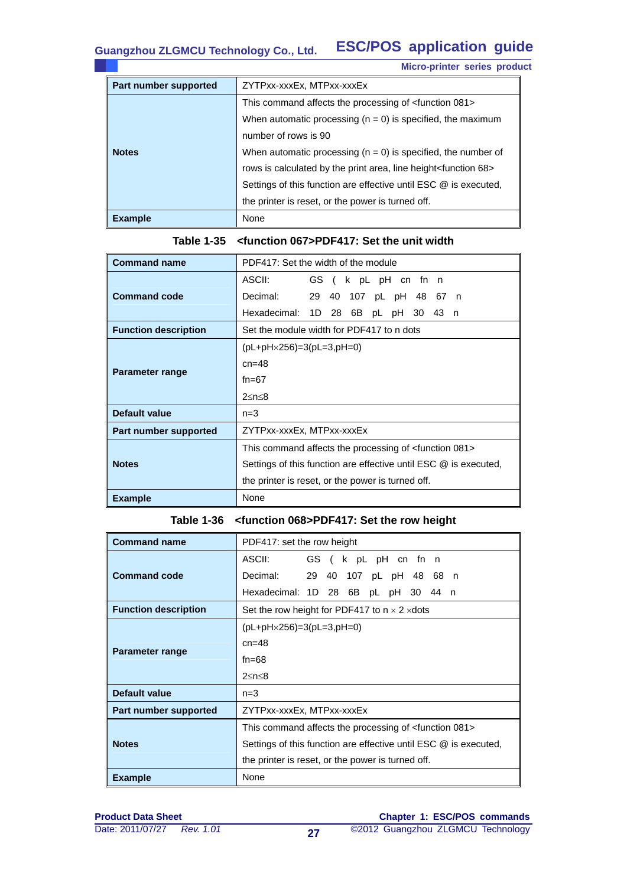| | |
|---|---|
| **Part number supported** | ZYTPxx-xxxEx, MTPxx-xxxEx |
| **Notes** | This command affects the processing of <function 081><br>When automatic processing (n = 0) is specified, the maximum number of rows is 90<br>When automatic processing (n = 0) is specified, the number of rows is calculated by the print area, line height<function 68><br>Settings of this function are effective until ESC @ is executed, the printer is reset, or the power is turned off. |
| **Example** | None |

**Table 1-35 <function 067>PDF417: Set the unit width**

| | |
|---|---|
| **Command name** | PDF417: Set the width of the module |
| **Command code** | ASCII: GS ( k pL pH cn fn n<br>Decimal: 29 40 107 pL pH 48 67 n<br>Hexadecimal: 1D 28 6B pL pH 30 43 n |
| **Function description** | Set the module width for PDF417 to n dots |
| **Parameter range** | $(pL+pH \times 256)=3(pL=3,pH=0)$<br>cn=48<br>fn=67<br>$2 \le n \le 8$ |
| **Default value** | n=3 |
| **Part number supported** | ZYTPxx-xxxEx, MTPxx-xxxEx |
| **Notes** | This command affects the processing of <function 081><br>Settings of this function are effective until ESC @ is executed, the printer is reset, or the power is turned off. |
| **Example** | None |

**Table 1-36 <function 068>PDF417: Set the row height**

| | |
|---|---|
| **Command name** | PDF417: set the row height |
| **Command code** | ASCII: GS ( k pL pH cn fn n<br>Decimal: 29 40 107 pL pH 48 68 n<br>Hexadecimal: 1D 28 6B pL pH 30 44 n |
| **Function description** | Set the row height for PDF417 to $n \times 2 \times$dots |
| **Parameter range** | $(pL+pH \times 256)=3(pL=3,pH=0)$<br>cn=48<br>fn=68<br>$2 \le n \le 8$ |
| **Default value** | n=3 |
| **Part number supported** | ZYTPxx-xxxEx, MTPxx-xxxEx |
| **Notes** | This command affects the processing of <function 081><br>Settings of this function are effective until ESC @ is executed, the printer is reset, or the power is turned off. |
| **Example** | None |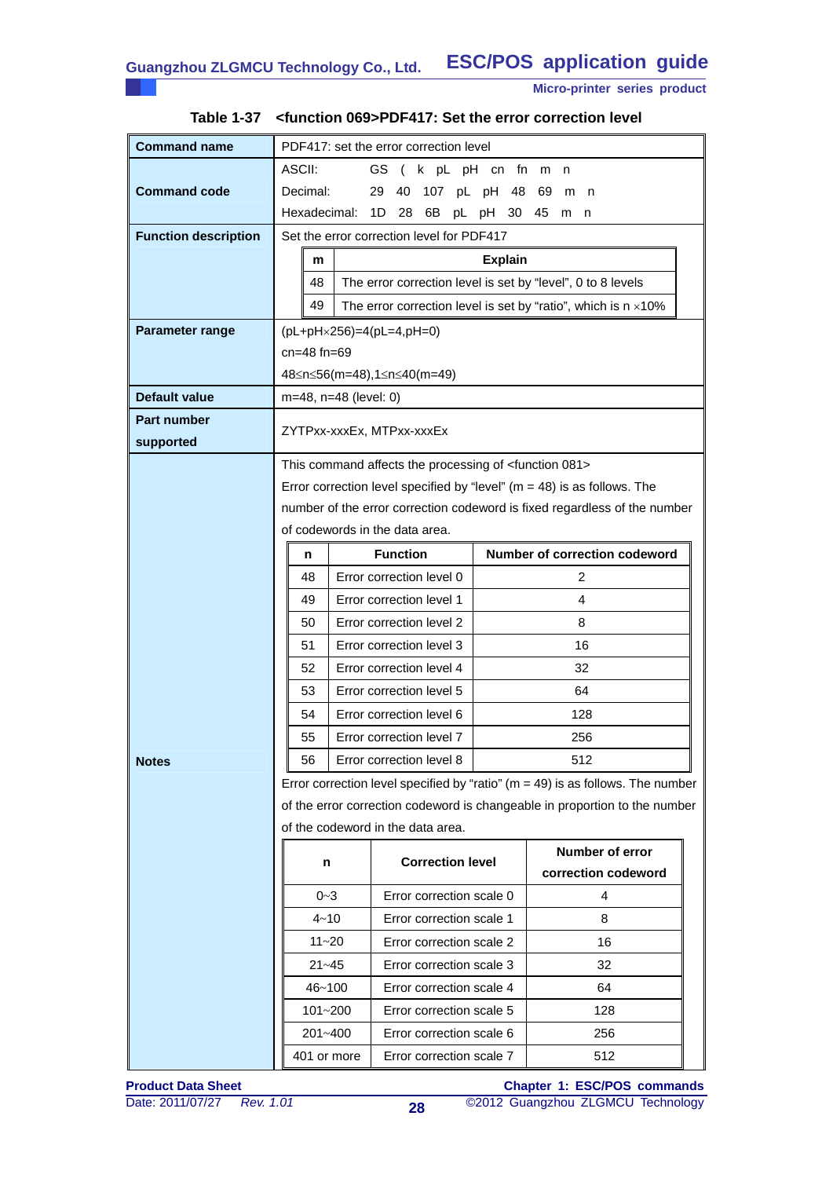**Table 1-37 <function 069>PDF417: Set the error correction level**

| | |
|---|---|
| **Command name** | PDF417: set the error correction level |
| **Command code** | ASCII: GS ( k pL pH cn fn m n<br>Decimal: 29 40 107 pL pH 48 69 m n<br>Hexadecimal: 1D 28 6B pL pH 30 45 m n |
| **Function description** | Set the error correction level for PDF417 |
| **Parameter range** | (pL+pH×256)=4(pL=4,pH=0)<br>cn=48 fn=69<br>48≤n≤56(m=48),1≤n≤40(m=49) |
| **Default value** | m=48, n=48 (level: 0) |
| **Part number supported** | ZYTPxx-xxxEx, MTPxx-xxxEx |
| **Notes** | This command affects the processing of <function 081><br>Error correction level specified by "level" (m = 48) is as follows. The number of the error correction codeword is fixed regardless of the number of codewords in the data area.<br>Error correction level specified by "ratio" (m = 49) is as follows. The number of the error correction codeword is changeable in proportion to the number of the codeword in the data area. |

Function description:

| m | Explain |
|---|---|
| 48 | The error correction level is set by "level", 0 to 8 levels |
| 49 | The error correction level is set by "ratio", which is n ×10% |

Error correction level specified by "level" (m = 48):

| n | Function | Number of correction codeword |
|---|---|---|
| 48 | Error correction level 0 | 2 |
| 49 | Error correction level 1 | 4 |
| 50 | Error correction level 2 | 8 |
| 51 | Error correction level 3 | 16 |
| 52 | Error correction level 4 | 32 |
| 53 | Error correction level 5 | 64 |
| 54 | Error correction level 6 | 128 |
| 55 | Error correction level 7 | 256 |
| 56 | Error correction level 8 | 512 |

Error correction level specified by "ratio" (m = 49):

| n | Correction level | Number of error correction codeword |
|---|---|---|
| 0~3 | Error correction scale 0 | 4 |
| 4~10 | Error correction scale 1 | 8 |
| 11~20 | Error correction scale 2 | 16 |
| 21~45 | Error correction scale 3 | 32 |
| 46~100 | Error correction scale 4 | 64 |
| 101~200 | Error correction scale 5 | 128 |
| 201~400 | Error correction scale 6 | 256 |
| 401 or more | Error correction scale 7 | 512 |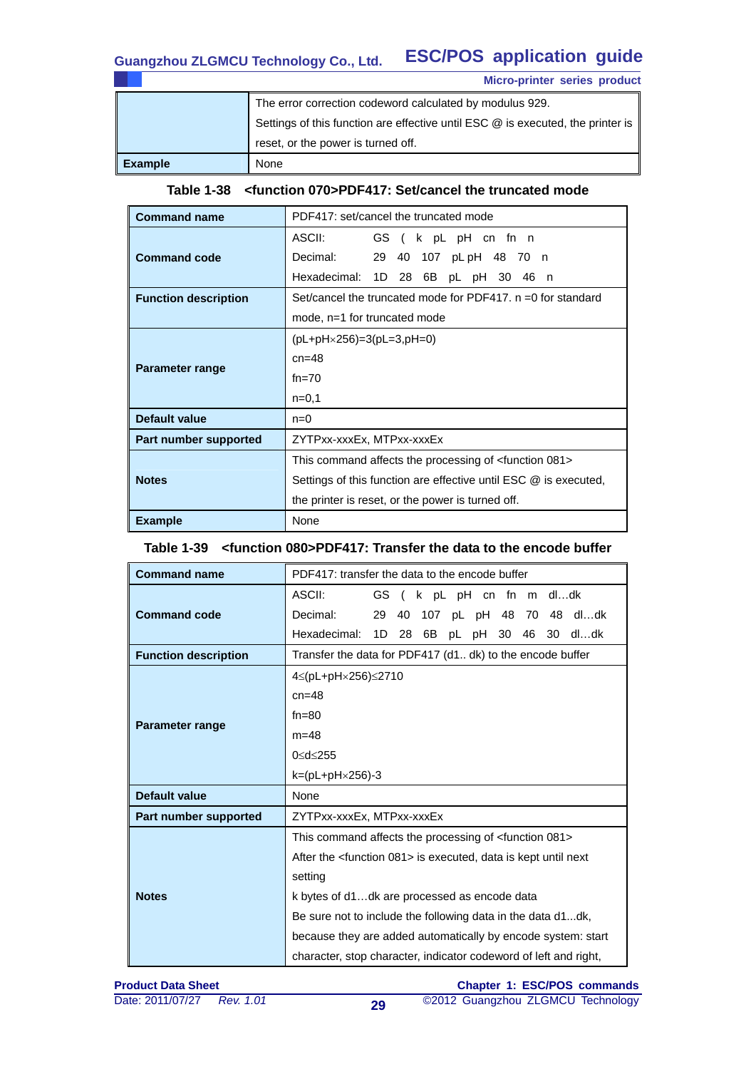| | |
|---|---|
| | The error correction codeword calculated by modulus 929.<br>Settings of this function are effective until ESC @ is executed, the printer is reset, or the power is turned off. |
| **Example** | None |

**Table 1-38 <function 070>PDF417: Set/cancel the truncated mode**

| | |
|---|---|
| **Command name** | PDF417: set/cancel the truncated mode |
| **Command code** | ASCII: GS ( k pL pH cn fn n<br>Decimal: 29 40 107 pL pH 48 70 n<br>Hexadecimal: 1D 28 6B pL pH 30 46 n |
| **Function description** | Set/cancel the truncated mode for PDF417. n =0 for standard mode, n=1 for truncated mode |
| **Parameter range** | (pL+pH×256)=3(pL=3,pH=0)<br>cn=48<br>fn=70<br>n=0,1 |
| **Default value** | n=0 |
| **Part number supported** | ZYTPxx-xxxEx, MTPxx-xxxEx |
| **Notes** | This command affects the processing of <function 081><br>Settings of this function are effective until ESC @ is executed, the printer is reset, or the power is turned off. |
| **Example** | None |

**Table 1-39 <function 080>PDF417: Transfer the data to the encode buffer**

| | |
|---|---|
| **Command name** | PDF417: transfer the data to the encode buffer |
| **Command code** | ASCII: GS ( k pL pH cn fn m dl…dk<br>Decimal: 29 40 107 pL pH 48 70 48 dl…dk<br>Hexadecimal: 1D 28 6B pL pH 30 46 30 dl…dk |
| **Function description** | Transfer the data for PDF417 (d1.. dk) to the encode buffer |
| **Parameter range** | 4≤(pL+pH×256)≤2710<br>cn=48<br>fn=80<br>m=48<br>0≤d≤255<br>k=(pL+pH×256)-3 |
| **Default value** | None |
| **Part number supported** | ZYTPxx-xxxEx, MTPxx-xxxEx |
| **Notes** | This command affects the processing of <function 081><br>After the <function 081> is executed, data is kept until next setting<br>k bytes of d1…dk are processed as encode data<br>Be sure not to include the following data in the data d1...dk, because they are added automatically by encode system: start character, stop character, indicator codeword of left and right, |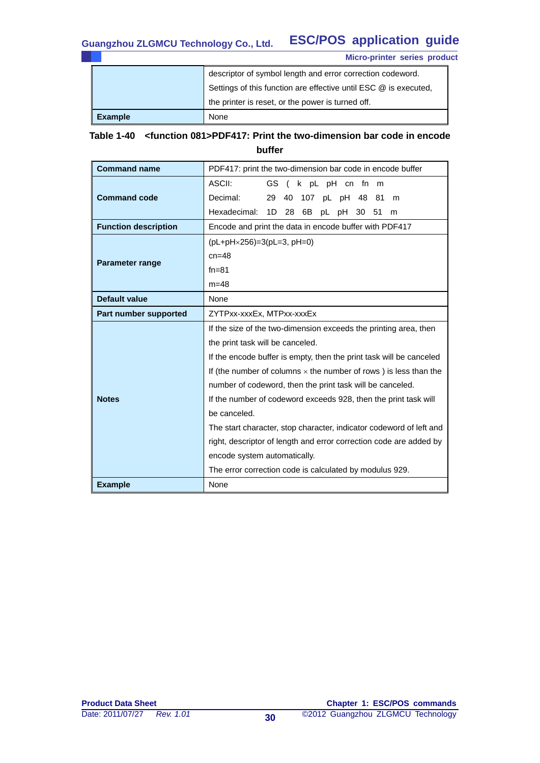| | |
|---|---|
| | descriptor of symbol length and error correction codeword. Settings of this function are effective until ESC @ is executed, the printer is reset, or the power is turned off. |
| **Example** | None |

**Table 1-40 <function 081>PDF417: Print the two-dimension bar code in encode buffer**

| | |
|---|---|
| **Command name** | PDF417: print the two-dimension bar code in encode buffer |
| **Command code** | ASCII: GS ( k pL pH cn fn m<br>Decimal: 29 40 107 pL pH 48 81 m<br>Hexadecimal: 1D 28 6B pL pH 30 51 m |
| **Function description** | Encode and print the data in encode buffer with PDF417 |
| **Parameter range** | $(pL+pH\times256)=3(pL=3, pH=0)$<br>cn=48<br>fn=81<br>m=48 |
| **Default value** | None |
| **Part number supported** | ZYTPxx-xxxEx, MTPxx-xxxEx |
| **Notes** | If the size of the two-dimension exceeds the printing area, then the print task will be canceled.<br>If the encode buffer is empty, then the print task will be canceled<br>If (the number of columns $\times$ the number of rows ) is less than the number of codeword, then the print task will be canceled.<br>If the number of codeword exceeds 928, then the print task will be canceled.<br>The start character, stop character, indicator codeword of left and right, descriptor of length and error correction code are added by encode system automatically.<br>The error correction code is calculated by modulus 929. |
| **Example** | None |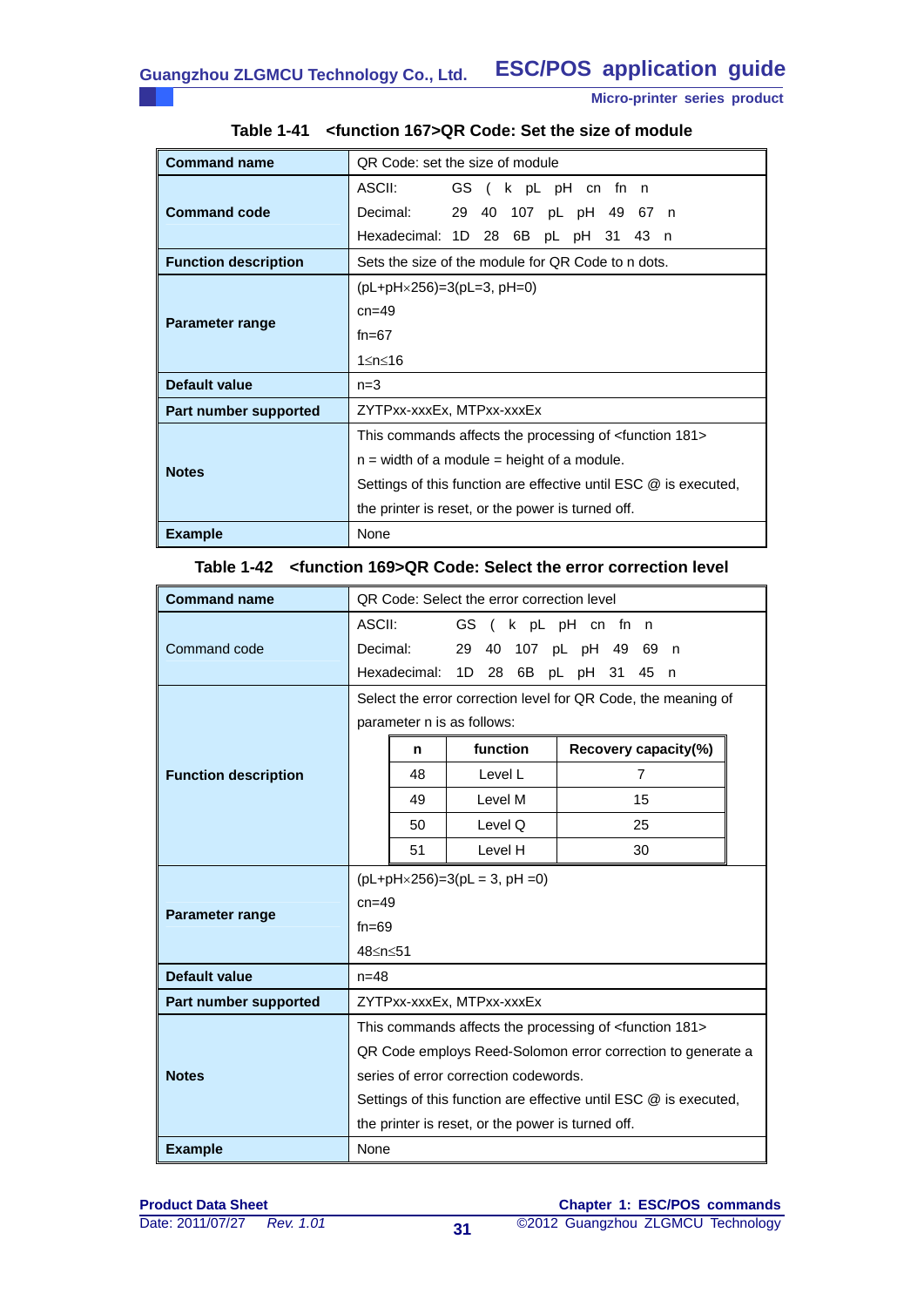**Table 1-41 <function 167>QR Code: Set the size of module**

| | |
|---|---|
| **Command name** | QR Code: set the size of module |
| **Command code** | ASCII: GS ( k pL pH cn fn n<br>Decimal: 29 40 107 pL pH 49 67 n<br>Hexadecimal: 1D 28 6B pL pH 31 43 n |
| **Function description** | Sets the size of the module for QR Code to n dots. |
| **Parameter range** | (pL+pH×256)=3(pL=3, pH=0)<br>cn=49<br>fn=67<br>1≤n≤16 |
| **Default value** | n=3 |
| **Part number supported** | ZYTPxx-xxxEx, MTPxx-xxxEx |
| **Notes** | This commands affects the processing of <function 181><br>n = width of a module = height of a module.<br>Settings of this function are effective until ESC @ is executed, the printer is reset, or the power is turned off. |
| **Example** | None |

**Table 1-42 <function 169>QR Code: Select the error correction level**

| | |
|---|---|
| **Command name** | QR Code: Select the error correction level |
| Command code | ASCII: GS ( k pL pH cn fn n<br>Decimal: 29 40 107 pL pH 49 69 n<br>Hexadecimal: 1D 28 6B pL pH 31 45 n |
| **Function description** | Select the error correction level for QR Code, the meaning of parameter n is as follows: (see table below) |
| **Parameter range** | (pL+pH×256)=3(pL = 3, pH =0)<br>cn=49<br>fn=69<br>48≤n≤51 |
| **Default value** | n=48 |
| **Part number supported** | ZYTPxx-xxxEx, MTPxx-xxxEx |
| **Notes** | This commands affects the processing of <function 181><br>QR Code employs Reed-Solomon error correction to generate a series of error correction codewords.<br>Settings of this function are effective until ESC @ is executed, the printer is reset, or the power is turned off. |
| **Example** | None |

| n | function | Recovery capacity(%) |
|---|---|---|
| 48 | Level L | 7 |
| 49 | Level M | 15 |
| 50 | Level Q | 25 |
| 51 | Level H | 30 |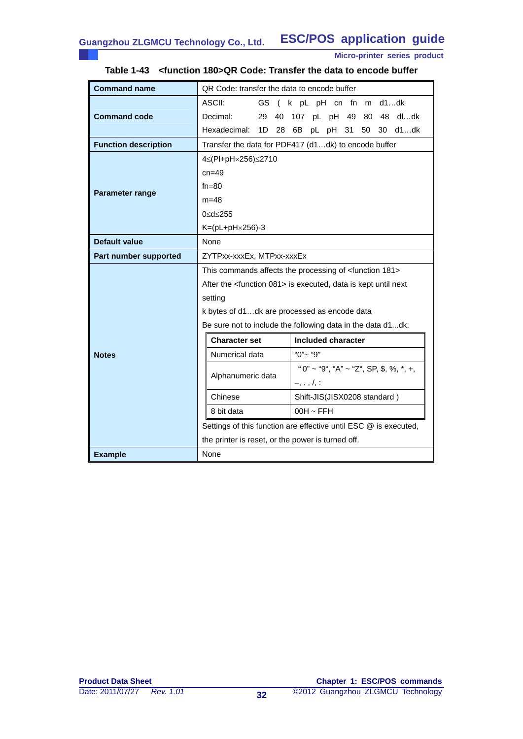**Table 1-43 <function 180>QR Code: Transfer the data to encode buffer**

| | |
|---|---|
| **Command name** | QR Code: transfer the data to encode buffer |
| **Command code** | ASCII: GS ( k pL pH cn fn m d1…dk<br>Decimal: 29 40 107 pL pH 49 80 48 dl…dk<br>Hexadecimal: 1D 28 6B pL pH 31 50 30 d1…dk |
| **Function description** | Transfer the data for PDF417 (d1…dk) to encode buffer |
| **Parameter range** | 4≤(Pl+pH×256)≤2710<br>cn=49<br>fn=80<br>m=48<br>0≤d≤255<br>K=(pL+pH×256)-3 |
| **Default value** | None |
| **Part number supported** | ZYTPxx-xxxEx, MTPxx-xxxEx |
| **Notes** | This commands affects the processing of <function 181><br>After the <function 081> is executed, data is kept until next setting<br>k bytes of d1…dk are processed as encode data<br>Be sure not to include the following data in the data d1...dk:<br>**Character set** — **Included character**<br>Numerical data — "0"~ "9"<br>Alphanumeric data — "0" ~ "9", "A" ~ "Z", SP, $, %, *, +, –, . , /, :<br>Chinese — Shift-JIS(JISX0208 standard )<br>8 bit data — 00H ~ FFH<br>Settings of this function are effective until ESC @ is executed, the printer is reset, or the power is turned off. |
| **Example** | None |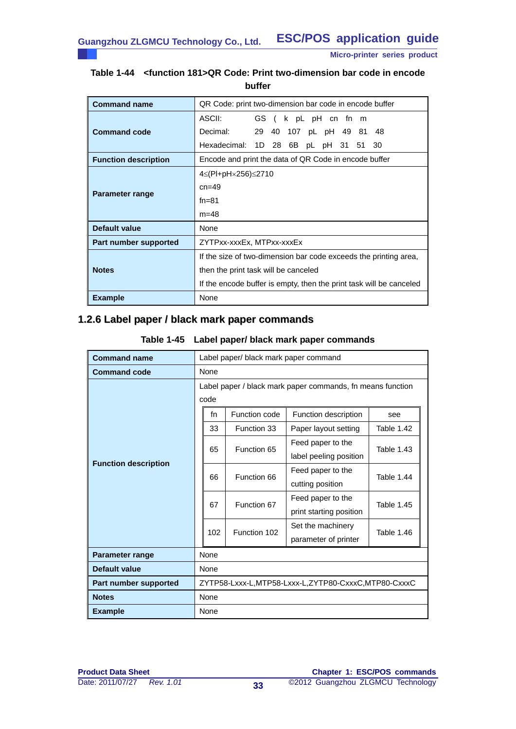Table 1-44 <function 181>QR Code: Print two-dimension bar code in encode buffer

| | |
|---|---|
| **Command name** | QR Code: print two-dimension bar code in encode buffer |
| **Command code** | ASCII: GS ( k pL pH cn fn m<br>Decimal: 29 40 107 pL pH 49 81 48<br>Hexadecimal: 1D 28 6B pL pH 31 51 30 |
| **Function description** | Encode and print the data of QR Code in encode buffer |
| **Parameter range** | 4≤(Pl+pH×256)≤2710<br>cn=49<br>fn=81<br>m=48 |
| **Default value** | None |
| **Part number supported** | ZYTPxx-xxxEx, MTPxx-xxxEx |
| **Notes** | If the size of two-dimension bar code exceeds the printing area, then the print task will be canceled<br>If the encode buffer is empty, then the print task will be canceled |
| **Example** | None |

## 1.2.6 Label paper / black mark paper commands

Table 1-45 Label paper/ black mark paper commands

| | |
|---|---|
| **Command name** | Label paper/ black mark paper command |
| **Command code** | None |
| **Function description** | Label paper / black mark paper commands, fn means function code<br>fn \| Function code \| Function description \| see<br>33 \| Function 33 \| Paper layout setting \| Table 1.42<br>65 \| Function 65 \| Feed paper to the label peeling position \| Table 1.43<br>66 \| Function 66 \| Feed paper to the cutting position \| Table 1.44<br>67 \| Function 67 \| Feed paper to the print starting position \| Table 1.45<br>102 \| Function 102 \| Set the machinery parameter of printer \| Table 1.46 |
| **Parameter range** | None |
| **Default value** | None |
| **Part number supported** | ZYTP58-Lxxx-L,MTP58-Lxxx-L,ZYTP80-CxxxC,MTP80-CxxxC |
| **Notes** | None |
| **Example** | None |

| fn | Function code | Function description | see |
|---|---|---|---|
| 33 | Function 33 | Paper layout setting | Table 1.42 |
| 65 | Function 65 | Feed paper to the label peeling position | Table 1.43 |
| 66 | Function 66 | Feed paper to the cutting position | Table 1.44 |
| 67 | Function 67 | Feed paper to the print starting position | Table 1.45 |
| 102 | Function 102 | Set the machinery parameter of printer | Table 1.46 |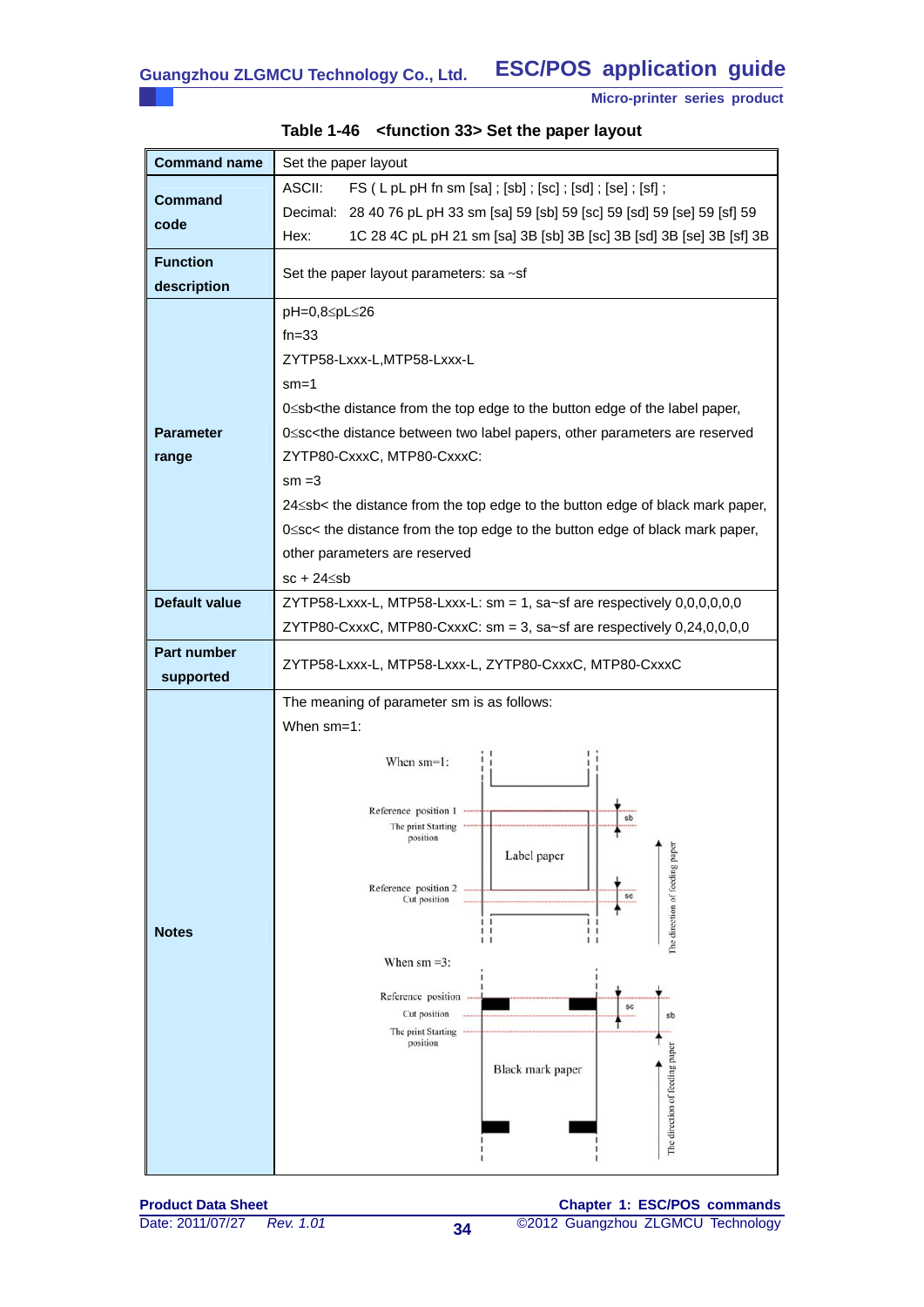**Table 1-46 <function 33> Set the paper layout**

| | |
|---|---|
| **Command name** | Set the paper layout |
| **Command code** | ASCII: FS ( L pL pH fn sm [sa] ; [sb] ; [sc] ; [sd] ; [se] ; [sf] ;<br>Decimal: 28 40 76 pL pH 33 sm [sa] 59 [sb] 59 [sc] 59 [sd] 59 [se] 59 [sf] 59<br>Hex: 1C 28 4C pL pH 21 sm [sa] 3B [sb] 3B [sc] 3B [sd] 3B [se] 3B [sf] 3B |
| **Function description** | Set the paper layout parameters: sa ~sf |
| **Parameter range** | pH=0,8≤pL≤26<br>fn=33<br>ZYTP58-Lxxx-L,MTP58-Lxxx-L<br>sm=1<br>0≤sb<the distance from the top edge to the button edge of the label paper,<br>0≤sc<the distance between two label papers, other parameters are reserved<br>ZYTP80-CxxxC, MTP80-CxxxC:<br>sm =3<br>24≤sb< the distance from the top edge to the button edge of black mark paper,<br>0≤sc< the distance from the top edge to the button edge of black mark paper,<br>other parameters are reserved<br>sc + 24≤sb |
| **Default value** | ZYTP58-Lxxx-L, MTP58-Lxxx-L: sm = 1, sa~sf are respectively 0,0,0,0,0,0<br>ZYTP80-CxxxC, MTP80-CxxxC: sm = 3, sa~sf are respectively 0,24,0,0,0,0 |
| **Part number supported** | ZYTP58-Lxxx-L, MTP58-Lxxx-L, ZYTP80-CxxxC, MTP80-CxxxC |
| **Notes** | The meaning of parameter sm is as follows:<br>When sm=1:<br>When sm=1:<br>Reference position 1<br>The print Starting position<br>Label paper<br>Reference position 2<br>Cut position<br>sb<br>sc<br>The direction of feeding paper<br>When sm =3:<br>Reference position<br>Cut position<br>The print Starting position<br>Black mark paper<br>sc<br>sb<br>The direction of feeding paper |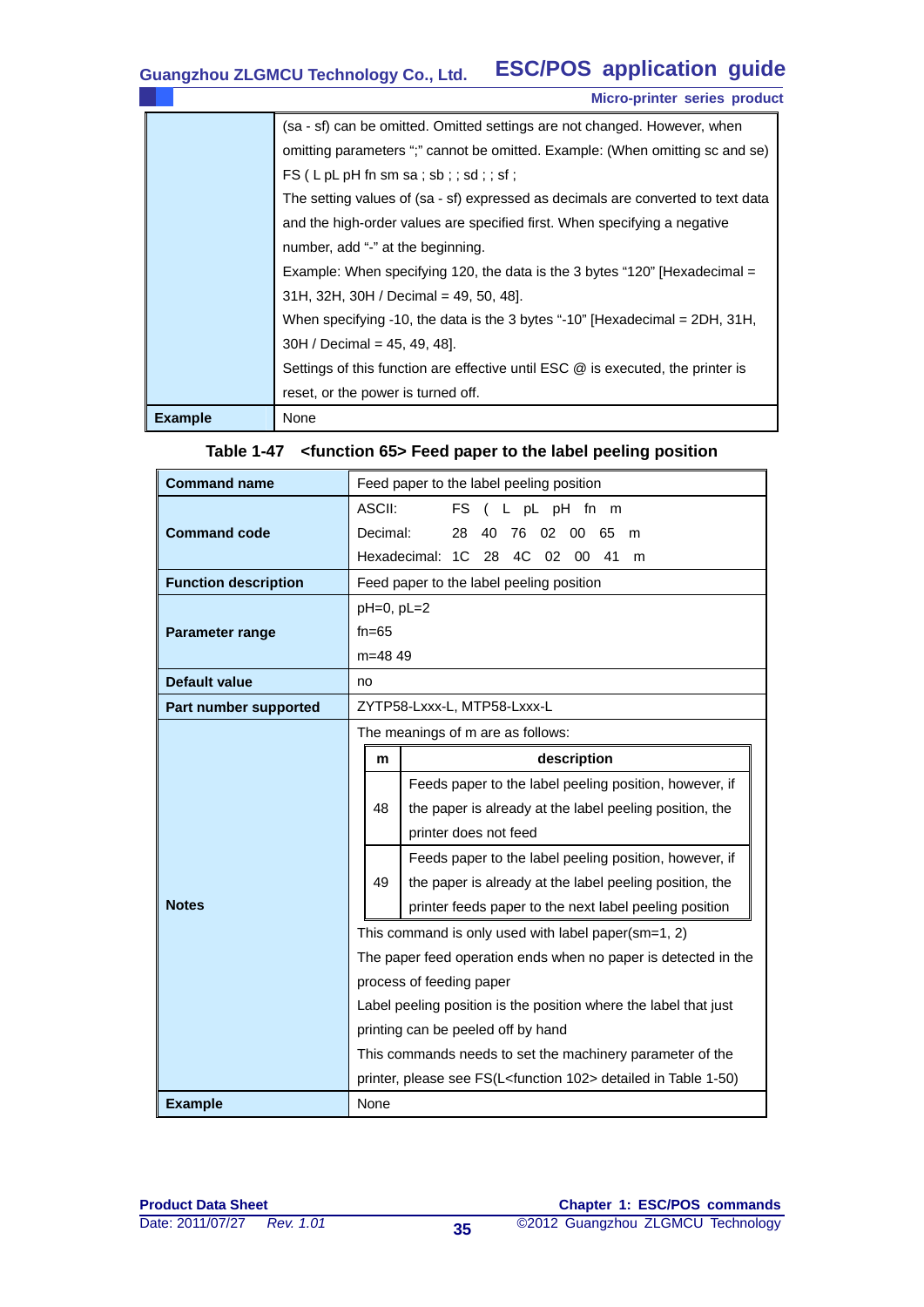| | |
|---|---|
| | (sa - sf) can be omitted. Omitted settings are not changed. However, when omitting parameters ";" cannot be omitted. Example: (When omitting sc and se) FS ( L pL pH fn sm sa ; sb ; ; sd ; ; sf ;<br>The setting values of (sa - sf) expressed as decimals are converted to text data and the high-order values are specified first. When specifying a negative number, add "-" at the beginning.<br>Example: When specifying 120, the data is the 3 bytes "120" [Hexadecimal = 31H, 32H, 30H / Decimal = 49, 50, 48].<br>When specifying -10, the data is the 3 bytes "-10" [Hexadecimal = 2DH, 31H, 30H / Decimal = 45, 49, 48].<br>Settings of this function are effective until ESC @ is executed, the printer is reset, or the power is turned off. |
| **Example** | None |

**Table 1-47 <function 65> Feed paper to the label peeling position**

| | |
|---|---|
| **Command name** | Feed paper to the label peeling position |
| **Command code** | ASCII: FS ( L pL pH fn m<br>Decimal: 28 40 76 02 00 65 m<br>Hexadecimal: 1C 28 4C 02 00 41 m |
| **Function description** | Feed paper to the label peeling position |
| **Parameter range** | pH=0, pL=2<br>fn=65<br>m=48 49 |
| **Default value** | no |
| **Part number supported** | ZYTP58-Lxxx-L, MTP58-Lxxx-L |
| **Notes** | The meanings of m are as follows:<br>**m = 48**: Feeds paper to the label peeling position, however, if the paper is already at the label peeling position, the printer does not feed<br>**m = 49**: Feeds paper to the label peeling position, however, if the paper is already at the label peeling position, the printer feeds paper to the next label peeling position<br>This command is only used with label paper(sm=1, 2)<br>The paper feed operation ends when no paper is detected in the process of feeding paper<br>Label peeling position is the position where the label that just printing can be peeled off by hand<br>This commands needs to set the machinery parameter of the printer, please see FS(L<function 102> detailed in Table 1-50) |
| **Example** | None |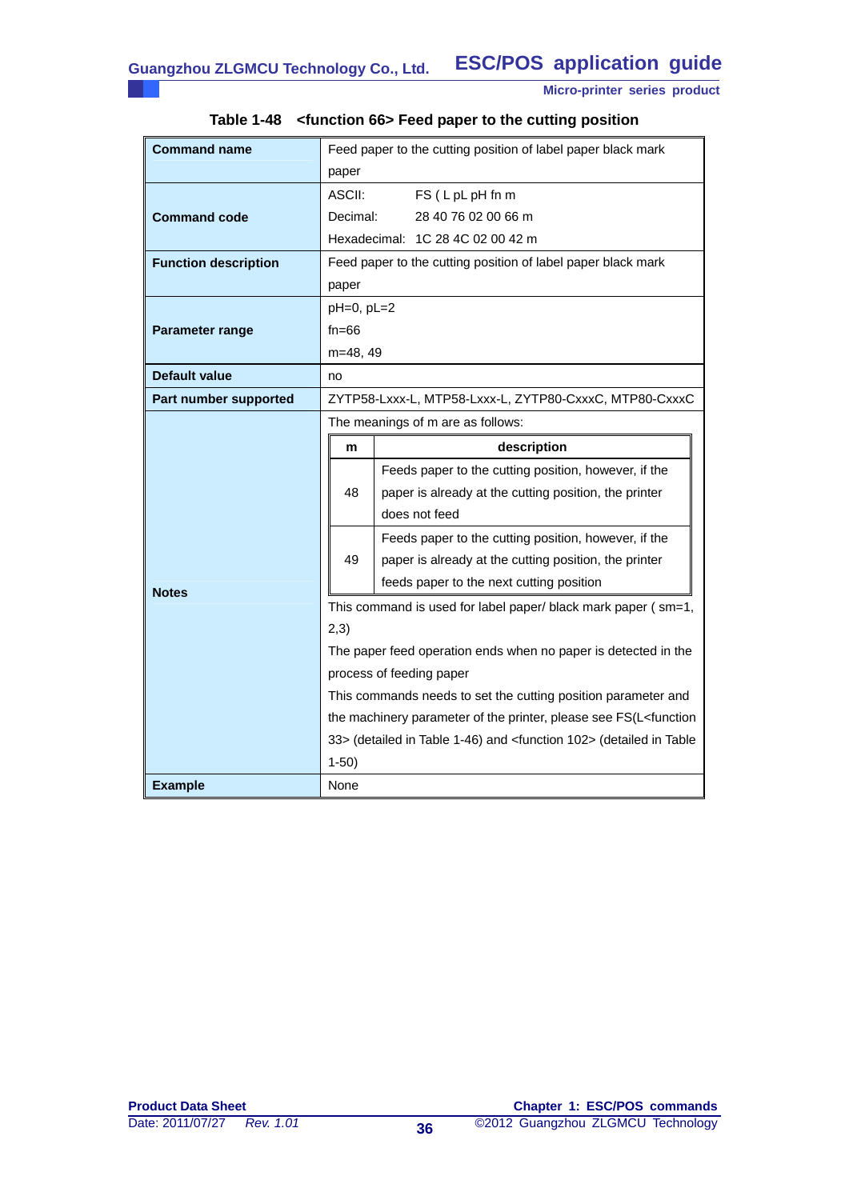Table 1-48 <function 66> Feed paper to the cutting position

| | |
|---|---|
| **Command name** | Feed paper to the cutting position of label paper black mark paper |
| **Command code** | ASCII: FS ( L pL pH fn m<br>Decimal: 28 40 76 02 00 66 m<br>Hexadecimal: 1C 28 4C 02 00 42 m |
| **Function description** | Feed paper to the cutting position of label paper black mark paper |
| **Parameter range** | pH=0, pL=2<br>fn=66<br>m=48, 49 |
| **Default value** | no |
| **Part number supported** | ZYTP58-Lxxx-L, MTP58-Lxxx-L, ZYTP80-CxxxC, MTP80-CxxxC |
| **Notes** | The meanings of m are as follows:<br>**m** / **description**<br>48: Feeds paper to the cutting position, however, if the paper is already at the cutting position, the printer does not feed<br>49: Feeds paper to the cutting position, however, if the paper is already at the cutting position, the printer feeds paper to the next cutting position<br>This command is used for label paper/ black mark paper ( sm=1, 2,3)<br>The paper feed operation ends when no paper is detected in the process of feeding paper<br>This commands needs to set the cutting position parameter and the machinery parameter of the printer, please see FS(L<function 33> (detailed in Table 1-46) and <function 102> (detailed in Table 1-50) |
| **Example** | None |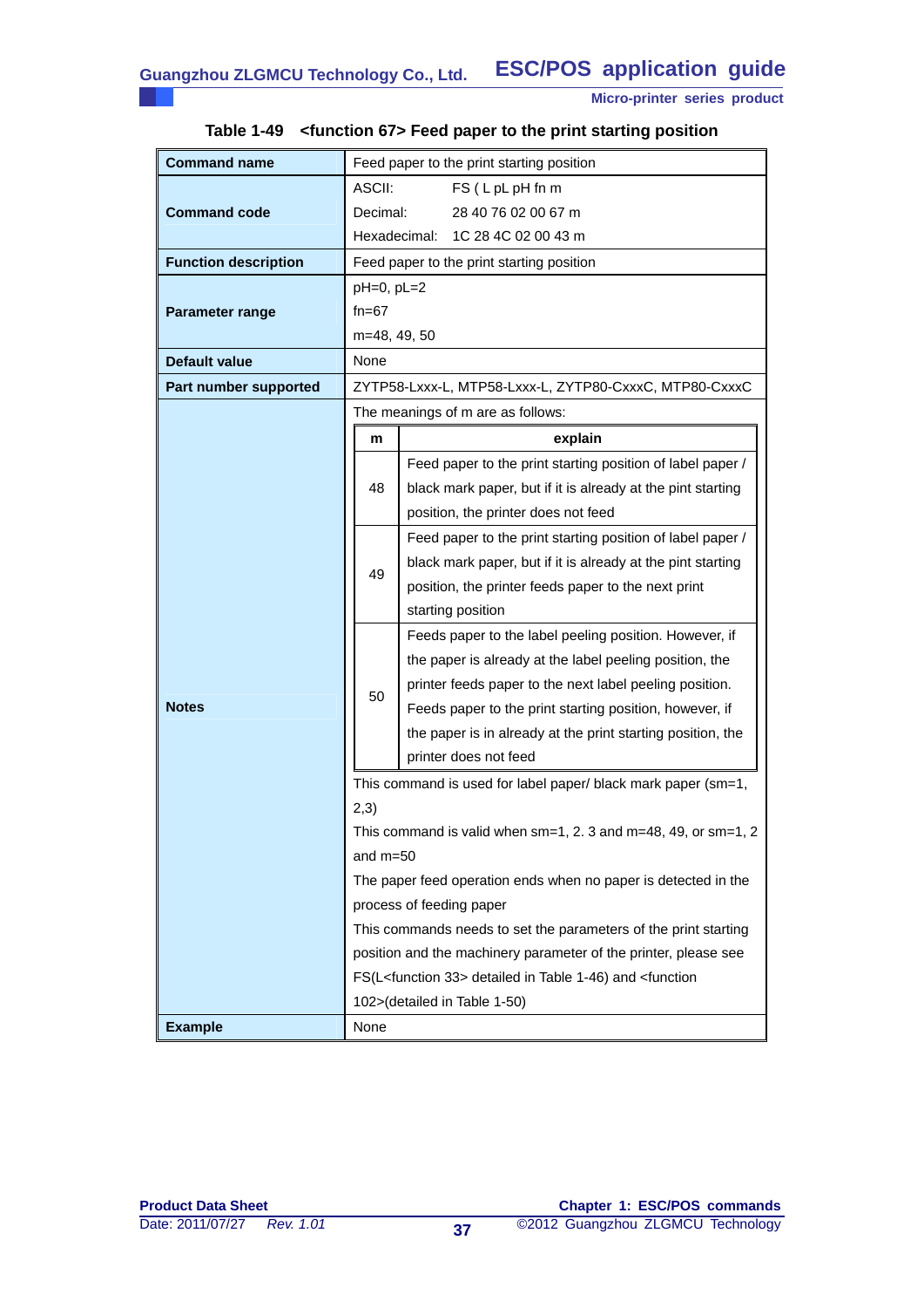Table 1-49 <function 67> Feed paper to the print starting position

| | |
|---|---|
| **Command name** | Feed paper to the print starting position |
| **Command code** | ASCII: FS ( L pL pH fn m<br>Decimal: 28 40 76 02 00 67 m<br>Hexadecimal: 1C 28 4C 02 00 43 m |
| **Function description** | Feed paper to the print starting position |
| **Parameter range** | pH=0, pL=2<br>fn=67<br>m=48, 49, 50 |
| **Default value** | None |
| **Part number supported** | ZYTP58-Lxxx-L, MTP58-Lxxx-L, ZYTP80-CxxxC, MTP80-CxxxC |
| **Notes** | The meanings of m are as follows:<br>**m** = 48: Feed paper to the print starting position of label paper / black mark paper, but if it is already at the pint starting position, the printer does not feed<br>**m** = 49: Feed paper to the print starting position of label paper / black mark paper, but if it is already at the pint starting position, the printer feeds paper to the next print starting position<br>**m** = 50: Feeds paper to the label peeling position. However, if the paper is already at the label peeling position, the printer feeds paper to the next label peeling position. Feeds paper to the print starting position, however, if the paper is in already at the print starting position, the printer does not feed<br>This command is used for label paper/ black mark paper (sm=1, 2,3)<br>This command is valid when sm=1, 2. 3 and m=48, 49, or sm=1, 2 and m=50<br>The paper feed operation ends when no paper is detected in the process of feeding paper<br>This commands needs to set the parameters of the print starting position and the machinery parameter of the printer, please see FS(L<function 33> detailed in Table 1-46) and <function 102>(detailed in Table 1-50) |
| **Example** | None |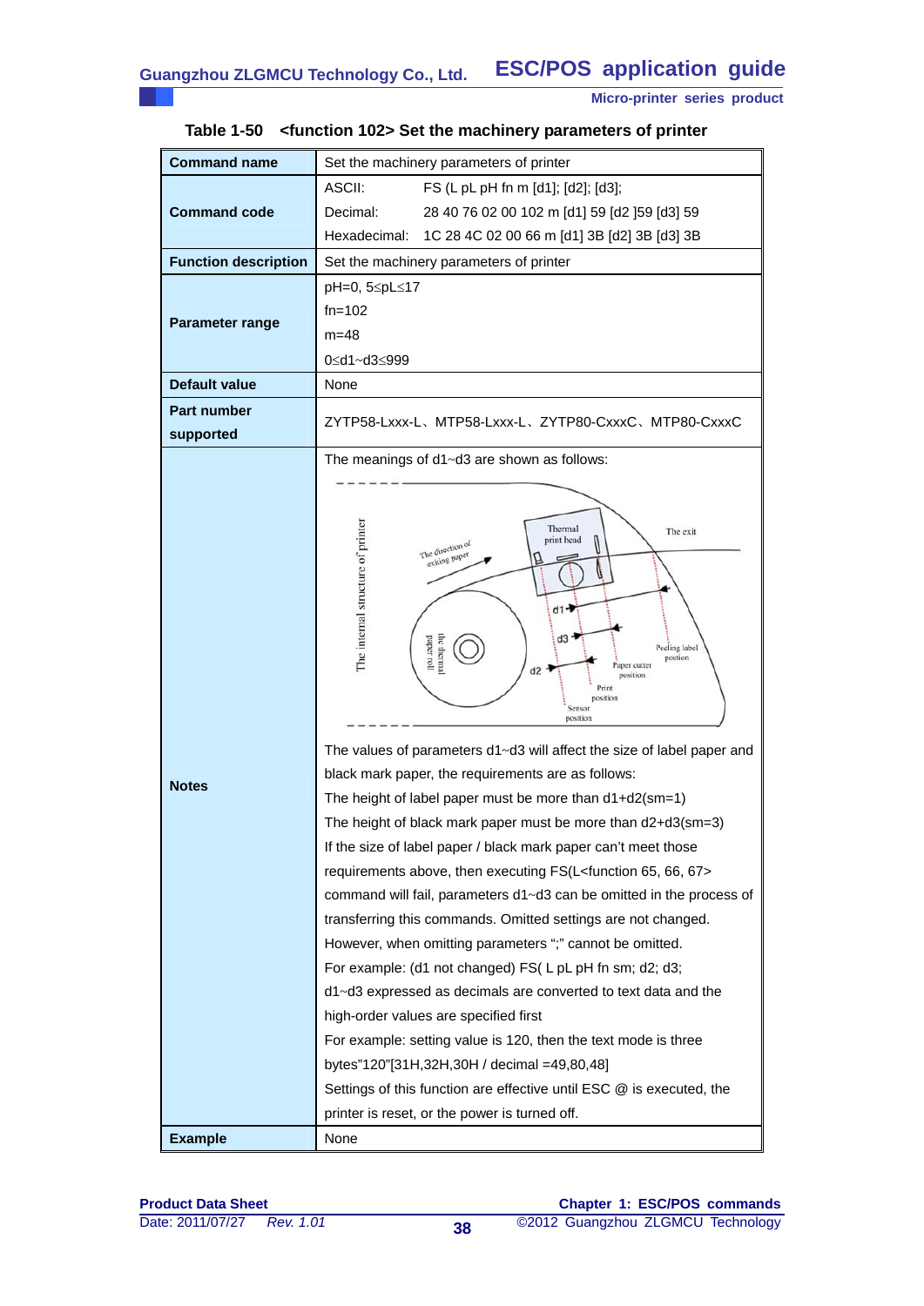Table 1-50 <function 102> Set the machinery parameters of printer

| | |
|---|---|
| **Command name** | Set the machinery parameters of printer |
| **Command code** | ASCII: FS (L pL pH fn m [d1]; [d2]; [d3];<br>Decimal: 28 40 76 02 00 102 m [d1] 59 [d2 ]59 [d3] 59<br>Hexadecimal: 1C 28 4C 02 00 66 m [d1] 3B [d2] 3B [d3] 3B |
| **Function description** | Set the machinery parameters of printer |
| **Parameter range** | pH=0, 5≤pL≤17<br>fn=102<br>m=48<br>0≤d1~d3≤999 |
| **Default value** | None |
| **Part number supported** | ZYTP58-Lxxx-L、MTP58-Lxxx-L、ZYTP80-CxxxC、MTP80-CxxxC |
| **Notes** | The meanings of d1~d3 are shown as follows:<br>The internal structure of printer<br>The direction of exiting paper<br>Thermal print head<br>The exit<br>the thermal paper roll<br>d1<br>d3<br>d2<br>Peeling label position<br>Paper cutter position<br>Print position<br>Sensor position<br>The values of parameters d1~d3 will affect the size of label paper and black mark paper, the requirements are as follows:<br>The height of label paper must be more than d1+d2(sm=1)<br>The height of black mark paper must be more than d2+d3(sm=3)<br>If the size of label paper / black mark paper can't meet those requirements above, then executing FS(L<function 65, 66, 67> command will fail, parameters d1~d3 can be omitted in the process of transferring this commands. Omitted settings are not changed. However, when omitting parameters ";" cannot be omitted.<br>For example: (d1 not changed) FS( L pL pH fn sm; d2; d3;<br>d1~d3 expressed as decimals are converted to text data and the high-order values are specified first<br>For example: setting value is 120, then the text mode is three bytes"120"[31H,32H,30H / decimal =49,80,48]<br>Settings of this function are effective until ESC @ is executed, the printer is reset, or the power is turned off. |
| **Example** | None |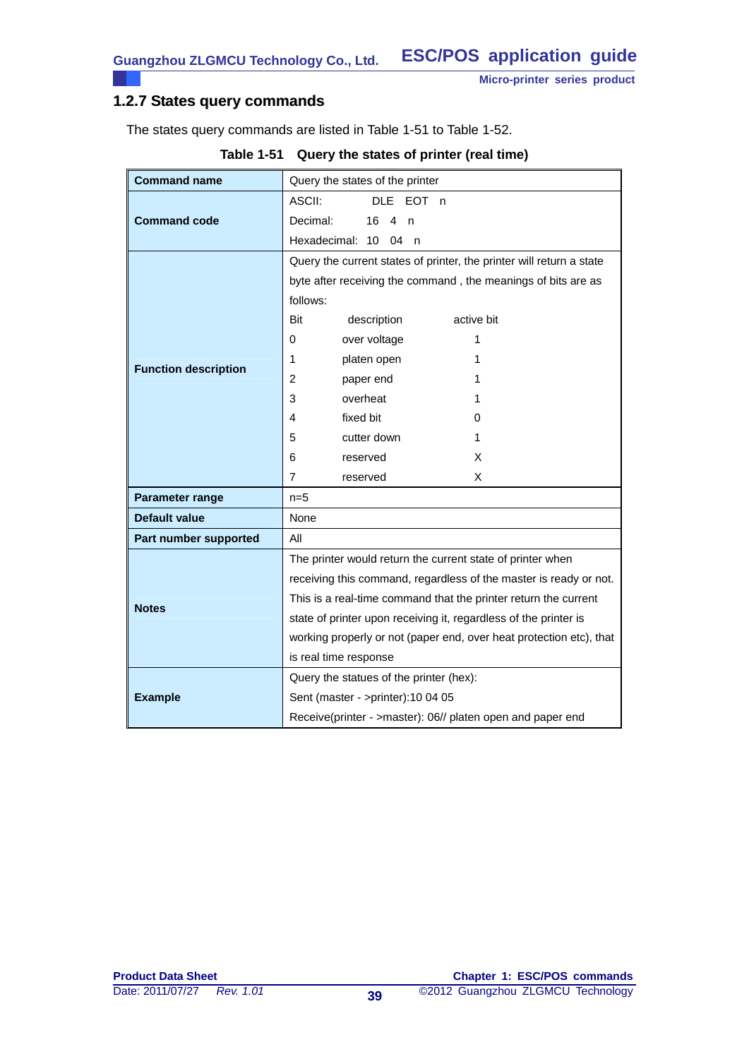### 1.2.7 States query commands

The states query commands are listed in Table 1-51 to Table 1-52.

**Table 1-51 Query the states of printer (real time)**

| | |
|---|---|
| **Command name** | Query the states of the printer |
| **Command code** | ASCII: DLE EOT n<br>Decimal: 16 4 n<br>Hexadecimal: 10 04 n |
| **Function description** | Query the current states of printer, the printer will return a state byte after receiving the command , the meanings of bits are as follows:<br>Bit description active bit<br>0 over voltage 1<br>1 platen open 1<br>2 paper end 1<br>3 overheat 1<br>4 fixed bit 0<br>5 cutter down 1<br>6 reserved X<br>7 reserved X |
| **Parameter range** | n=5 |
| **Default value** | None |
| **Part number supported** | All |
| **Notes** | The printer would return the current state of printer when receiving this command, regardless of the master is ready or not. This is a real-time command that the printer return the current state of printer upon receiving it, regardless of the printer is working properly or not (paper end, over heat protection etc), that is real time response |
| **Example** | Query the statues of the printer (hex):<br>Sent (master - >printer):10 04 05<br>Receive(printer - >master): 06// platen open and paper end |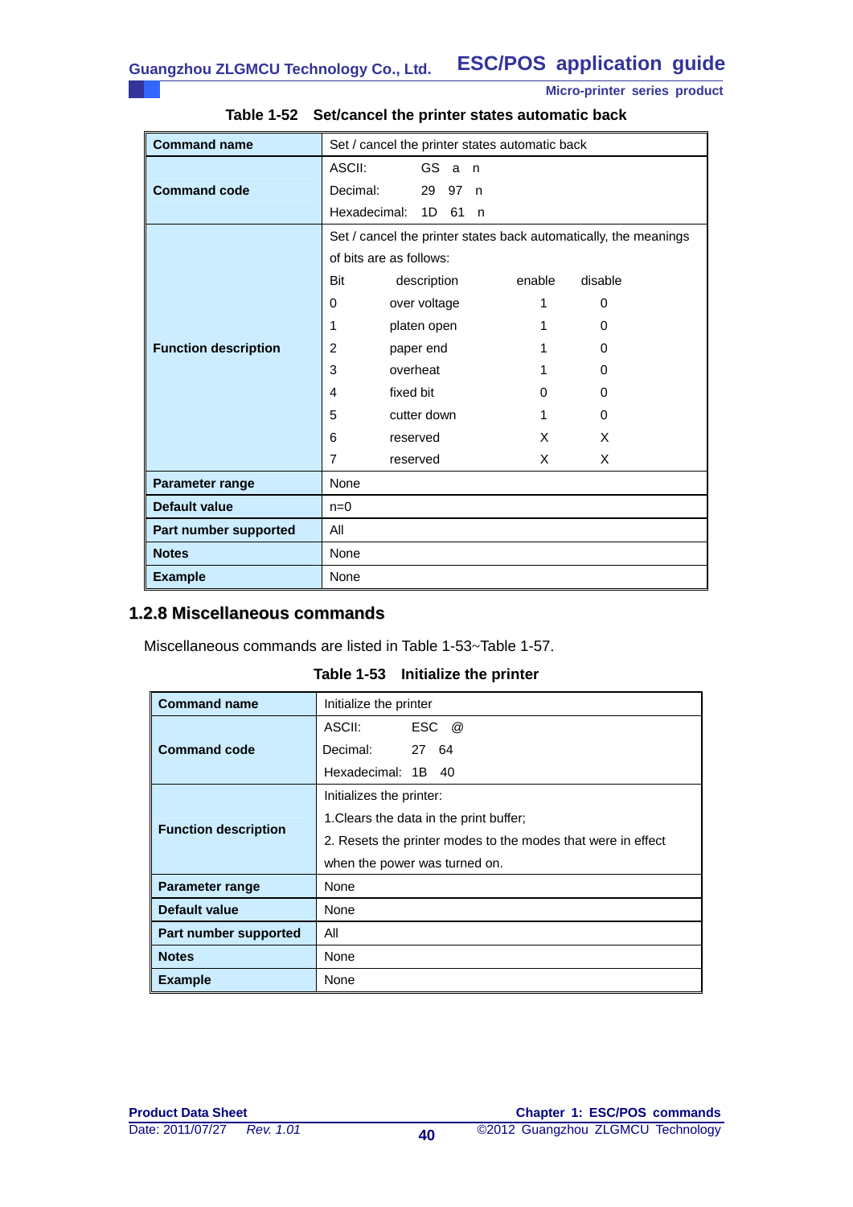Table 1-52 Set/cancel the printer states automatic back

| | |
|---|---|
| **Command name** | Set / cancel the printer states automatic back |
| **Command code** | ASCII: GS a n<br>Decimal: 29 97 n<br>Hexadecimal: 1D 61 n |
| **Function description** | Set / cancel the printer states back automatically, the meanings of bits are as follows:<br>Bit description enable disable<br>0 over voltage 1 0<br>1 platen open 1 0<br>2 paper end 1 0<br>3 overheat 1 0<br>4 fixed bit 0 0<br>5 cutter down 1 0<br>6 reserved X X<br>7 reserved X X |
| **Parameter range** | None |
| **Default value** | n=0 |
| **Part number supported** | All |
| **Notes** | None |
| **Example** | None |

### 1.2.8 Miscellaneous commands

Miscellaneous commands are listed in Table 1-53~Table 1-57.

Table 1-53 Initialize the printer

| | |
|---|---|
| **Command name** | Initialize the printer |
| **Command code** | ASCII: ESC @<br>Decimal: 27 64<br>Hexadecimal: 1B 40 |
| **Function description** | Initializes the printer:<br>1.Clears the data in the print buffer;<br>2. Resets the printer modes to the modes that were in effect when the power was turned on. |
| **Parameter range** | None |
| **Default value** | None |
| **Part number supported** | All |
| **Notes** | None |
| **Example** | None |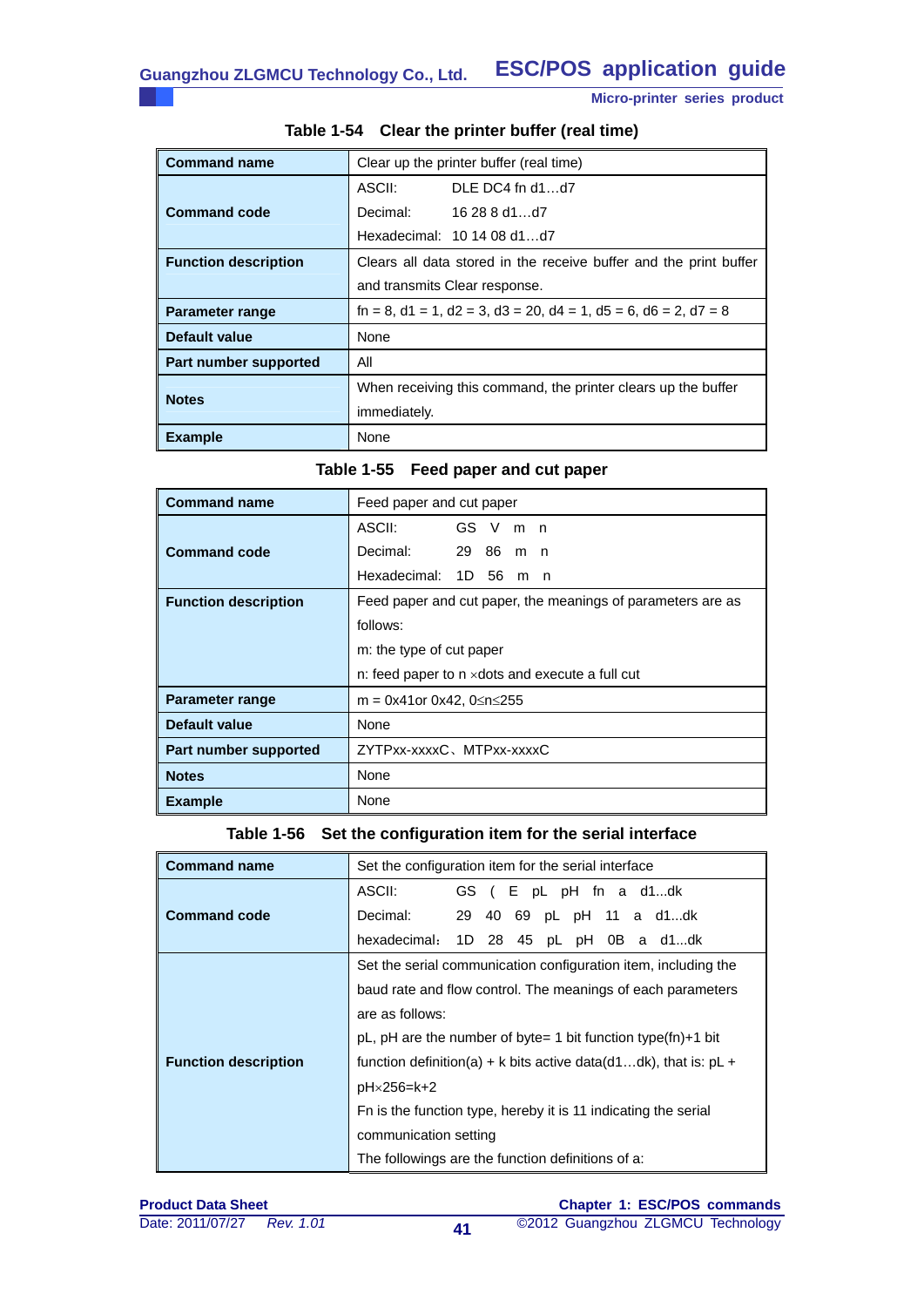**Table 1-54 Clear the printer buffer (real time)**

| | |
|---|---|
| **Command name** | Clear up the printer buffer (real time) |
| **Command code** | ASCII: DLE DC4 fn d1…d7<br>Decimal: 16 28 8 d1…d7<br>Hexadecimal: 10 14 08 d1…d7 |
| **Function description** | Clears all data stored in the receive buffer and the print buffer and transmits Clear response. |
| **Parameter range** | fn = 8, d1 = 1, d2 = 3, d3 = 20, d4 = 1, d5 = 6, d6 = 2, d7 = 8 |
| **Default value** | None |
| **Part number supported** | All |
| **Notes** | When receiving this command, the printer clears up the buffer immediately. |
| **Example** | None |

**Table 1-55 Feed paper and cut paper**

| | |
|---|---|
| **Command name** | Feed paper and cut paper |
| **Command code** | ASCII: GS V m n<br>Decimal: 29 86 m n<br>Hexadecimal: 1D 56 m n |
| **Function description** | Feed paper and cut paper, the meanings of parameters are as follows:<br>m: the type of cut paper<br>n: feed paper to n ×dots and execute a full cut |
| **Parameter range** | m = 0x41or 0x42, 0≤n≤255 |
| **Default value** | None |
| **Part number supported** | ZYTPxx-xxxxC、MTPxx-xxxxC |
| **Notes** | None |
| **Example** | None |

**Table 1-56 Set the configuration item for the serial interface**

| | |
|---|---|
| **Command name** | Set the configuration item for the serial interface |
| **Command code** | ASCII: GS ( E pL pH fn a d1...dk<br>Decimal: 29 40 69 pL pH 11 a d1...dk<br>hexadecimal: 1D 28 45 pL pH 0B a d1...dk |
| **Function description** | Set the serial communication configuration item, including the baud rate and flow control. The meanings of each parameters are as follows:<br>pL, pH are the number of byte= 1 bit function type(fn)+1 bit function definition(a) + k bits active data(d1…dk), that is: pL + pH×256=k+2<br>Fn is the function type, hereby it is 11 indicating the serial communication setting<br>The followings are the function definitions of a: |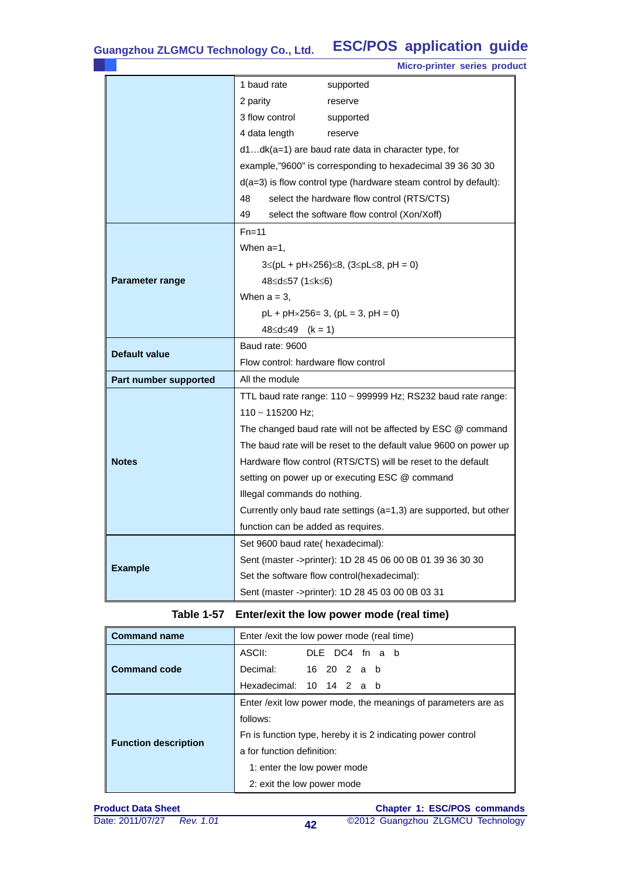| | |
|---|---|
| | 1 baud rate supported<br>2 parity reserve<br>3 flow control supported<br>4 data length reserve<br>d1…dk(a=1) are baud rate data in character type, for example,"9600" is corresponding to hexadecimal 39 36 30 30<br>d(a=3) is flow control type (hardware steam control by default):<br>48 select the hardware flow control (RTS/CTS)<br>49 select the software flow control (Xon/Xoff) |
| **Parameter range** | Fn=11<br>When a=1,<br>$3 \le (pL + pH \times 256) \le 8$, $(3 \le pL \le 8, pH = 0)$<br>$48 \le d \le 57$ $(1 \le k \le 6)$<br>When a = 3,<br>$pL + pH \times 256 = 3$, $(pL = 3, pH = 0)$<br>$48 \le d \le 49$ $(k = 1)$ |
| **Default value** | Baud rate: 9600<br>Flow control: hardware flow control |
| **Part number supported** | All the module |
| **Notes** | TTL baud rate range: 110 ~ 999999 Hz; RS232 baud rate range: 110 ~ 115200 Hz;<br>The changed baud rate will not be affected by ESC @ command<br>The baud rate will be reset to the default value 9600 on power up<br>Hardware flow control (RTS/CTS) will be reset to the default setting on power up or executing ESC @ command<br>Illegal commands do nothing.<br>Currently only baud rate settings (a=1,3) are supported, but other function can be added as requires. |
| **Example** | Set 9600 baud rate( hexadecimal):<br>Sent (master ->printer): 1D 28 45 06 00 0B 01 39 36 30 30<br>Set the software flow control(hexadecimal):<br>Sent (master ->printer): 1D 28 45 03 00 0B 03 31 |

**Table 1-57 Enter/exit the low power mode (real time)**

| | |
|---|---|
| **Command name** | Enter /exit the low power mode (real time) |
| **Command code** | ASCII: DLE DC4 fn a b<br>Decimal: 16 20 2 a b<br>Hexadecimal: 10 14 2 a b |
| **Function description** | Enter /exit low power mode, the meanings of parameters are as follows:<br>Fn is function type, hereby it is 2 indicating power control<br>a for function definition:<br>1: enter the low power mode<br>2: exit the low power mode |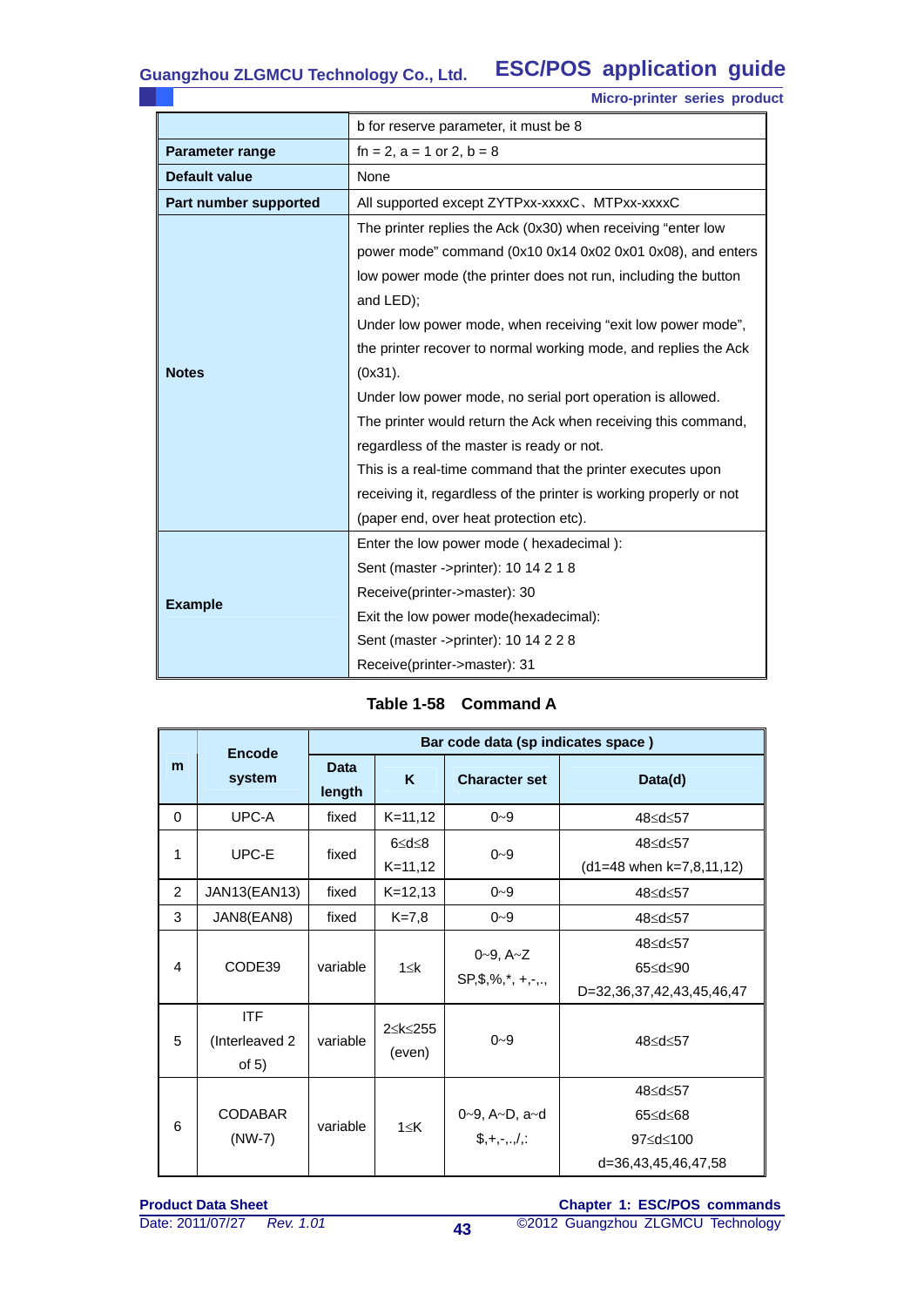| | |
|---|---|
| | b for reserve parameter, it must be 8 |
| **Parameter range** | fn = 2, a = 1 or 2, b = 8 |
| **Default value** | None |
| **Part number supported** | All supported except ZYTPxx-xxxxC、MTPxx-xxxxC |
| **Notes** | The printer replies the Ack (0x30) when receiving “enter low power mode” command (0x10 0x14 0x02 0x01 0x08), and enters low power mode (the printer does not run, including the button and LED);<br>Under low power mode, when receiving “exit low power mode”, the printer recover to normal working mode, and replies the Ack (0x31).<br>Under low power mode, no serial port operation is allowed.<br>The printer would return the Ack when receiving this command, regardless of the master is ready or not.<br>This is a real-time command that the printer executes upon receiving it, regardless of the printer is working properly or not (paper end, over heat protection etc). |
| **Example** | Enter the low power mode ( hexadecimal ):<br>Sent (master ->printer): 10 14 2 1 8<br>Receive(printer->master): 30<br>Exit the low power mode(hexadecimal):<br>Sent (master ->printer): 10 14 2 2 8<br>Receive(printer->master): 31 |

**Table 1-58 Command A**

| m | Encode system | Bar code data (sp indicates space ) | | | |
|---|---|---|---|---|---|
| | | Data length | K | Character set | Data(d) |
| 0 | UPC-A | fixed | K=11,12 | 0~9 | 48≤d≤57 |
| 1 | UPC-E | fixed | 6≤d≤8<br>K=11,12 | 0~9 | 48≤d≤57<br>(d1=48 when k=7,8,11,12) |
| 2 | JAN13(EAN13) | fixed | K=12,13 | 0~9 | 48≤d≤57 |
| 3 | JAN8(EAN8) | fixed | K=7,8 | 0~9 | 48≤d≤57 |
| 4 | CODE39 | variable | 1≤k | 0~9, A~Z<br>SP,$,%,*, +,-,., | 48≤d≤57<br>65≤d≤90<br>D=32,36,37,42,43,45,46,47 |
| 5 | ITF (Interleaved 2 of 5) | variable | 2≤k≤255<br>(even) | 0~9 | 48≤d≤57 |
| 6 | CODABAR (NW-7) | variable | 1≤K | 0~9, A~D, a~d<br>$,+,-,.,/,: | 48≤d≤57<br>65≤d≤68<br>97≤d≤100<br>d=36,43,45,46,47,58 |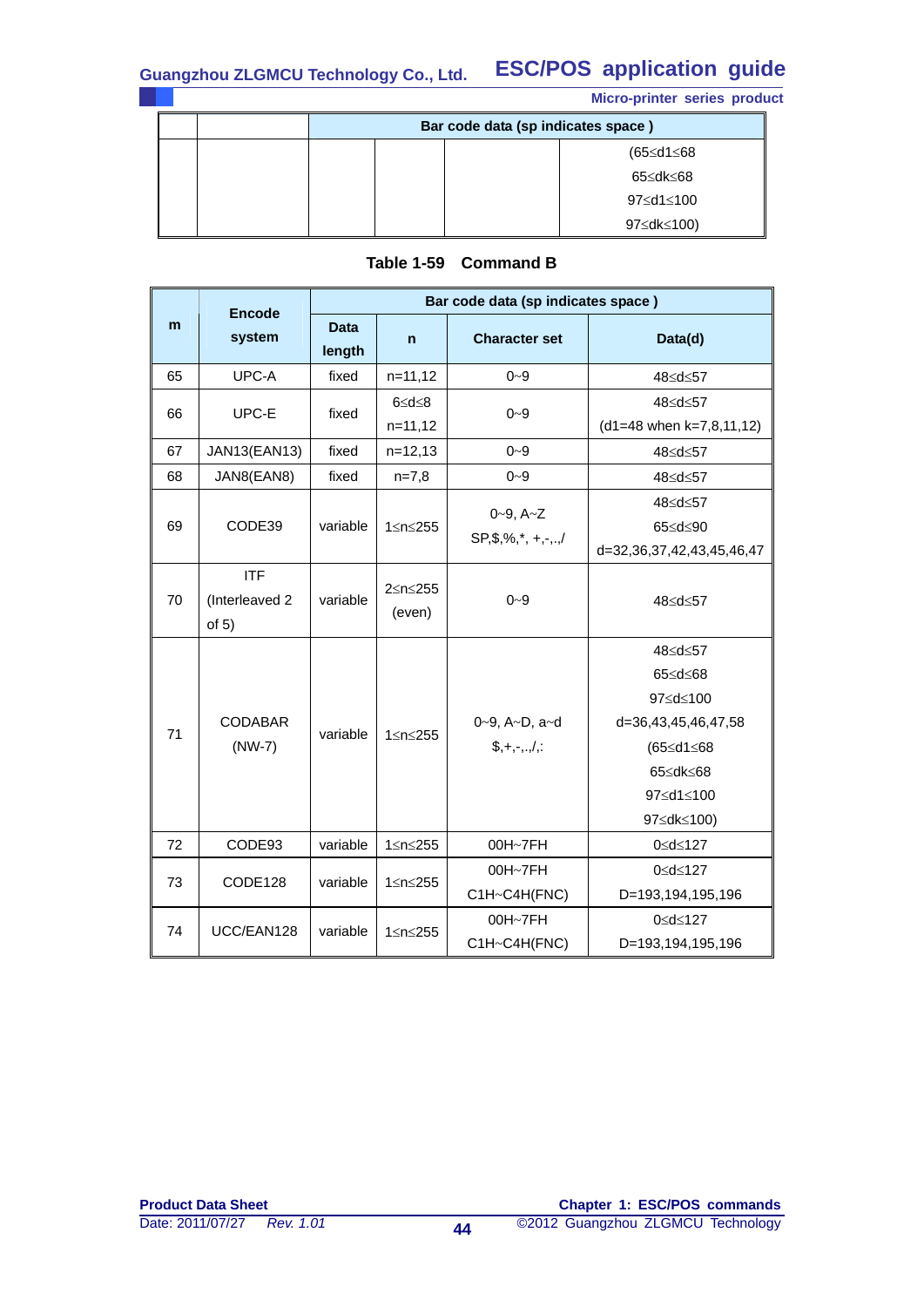| | | Bar code data (sp indicates space ) | | | |
|---|---|---|---|---|---|
| | | | | | (65≤d1≤68<br>65≤dk≤68<br>97≤d1≤100<br>97≤dk≤100) |

**Table 1-59 Command B**

| m | Encode system | Bar code data (sp indicates space ) | | | |
|---|---|---|---|---|---|
| | | Data length | n | Character set | Data(d) |
| 65 | UPC-A | fixed | n=11,12 | 0~9 | 48≤d≤57 |
| 66 | UPC-E | fixed | 6≤d≤8<br>n=11,12 | 0~9 | 48≤d≤57<br>(d1=48 when k=7,8,11,12) |
| 67 | JAN13(EAN13) | fixed | n=12,13 | 0~9 | 48≤d≤57 |
| 68 | JAN8(EAN8) | fixed | n=7,8 | 0~9 | 48≤d≤57 |
| 69 | CODE39 | variable | 1≤n≤255 | 0~9, A~Z<br>SP,$,%,*, +,-,.,/ | 48≤d≤57<br>65≤d≤90<br>d=32,36,37,42,43,45,46,47 |
| 70 | ITF (Interleaved 2 of 5) | variable | 2≤n≤255 (even) | 0~9 | 48≤d≤57 |
| 71 | CODABAR (NW-7) | variable | 1≤n≤255 | 0~9, A~D, a~d<br>$,+,-,.,/,: | 48≤d≤57<br>65≤d≤68<br>97≤d≤100<br>d=36,43,45,46,47,58<br>(65≤d1≤68<br>65≤dk≤68<br>97≤d1≤100<br>97≤dk≤100) |
| 72 | CODE93 | variable | 1≤n≤255 | 00H~7FH | 0≤d≤127 |
| 73 | CODE128 | variable | 1≤n≤255 | 00H~7FH<br>C1H~C4H(FNC) | 0≤d≤127<br>D=193,194,195,196 |
| 74 | UCC/EAN128 | variable | 1≤n≤255 | 00H~7FH<br>C1H~C4H(FNC) | 0≤d≤127<br>D=193,194,195,196 |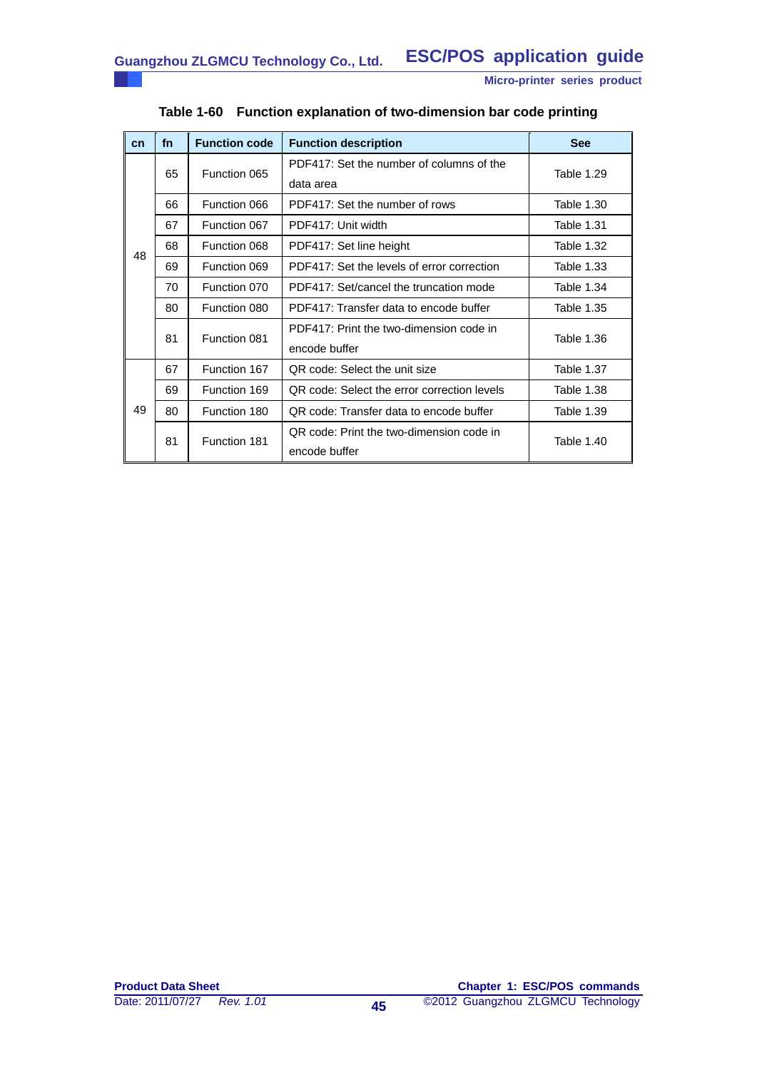**Table 1-60 Function explanation of two-dimension bar code printing**

| cn | fn | Function code | Function description | See |
|---|---|---|---|---|
| 48 | 65 | Function 065 | PDF417: Set the number of columns of the data area | Table 1.29 |
| | 66 | Function 066 | PDF417: Set the number of rows | Table 1.30 |
| | 67 | Function 067 | PDF417: Unit width | Table 1.31 |
| | 68 | Function 068 | PDF417: Set line height | Table 1.32 |
| | 69 | Function 069 | PDF417: Set the levels of error correction | Table 1.33 |
| | 70 | Function 070 | PDF417: Set/cancel the truncation mode | Table 1.34 |
| | 80 | Function 080 | PDF417: Transfer data to encode buffer | Table 1.35 |
| | 81 | Function 081 | PDF417: Print the two-dimension code in encode buffer | Table 1.36 |
| 49 | 67 | Function 167 | QR code: Select the unit size | Table 1.37 |
| | 69 | Function 169 | QR code: Select the error correction levels | Table 1.38 |
| | 80 | Function 180 | QR code: Transfer data to encode buffer | Table 1.39 |
| | 81 | Function 181 | QR code: Print the two-dimension code in encode buffer | Table 1.40 |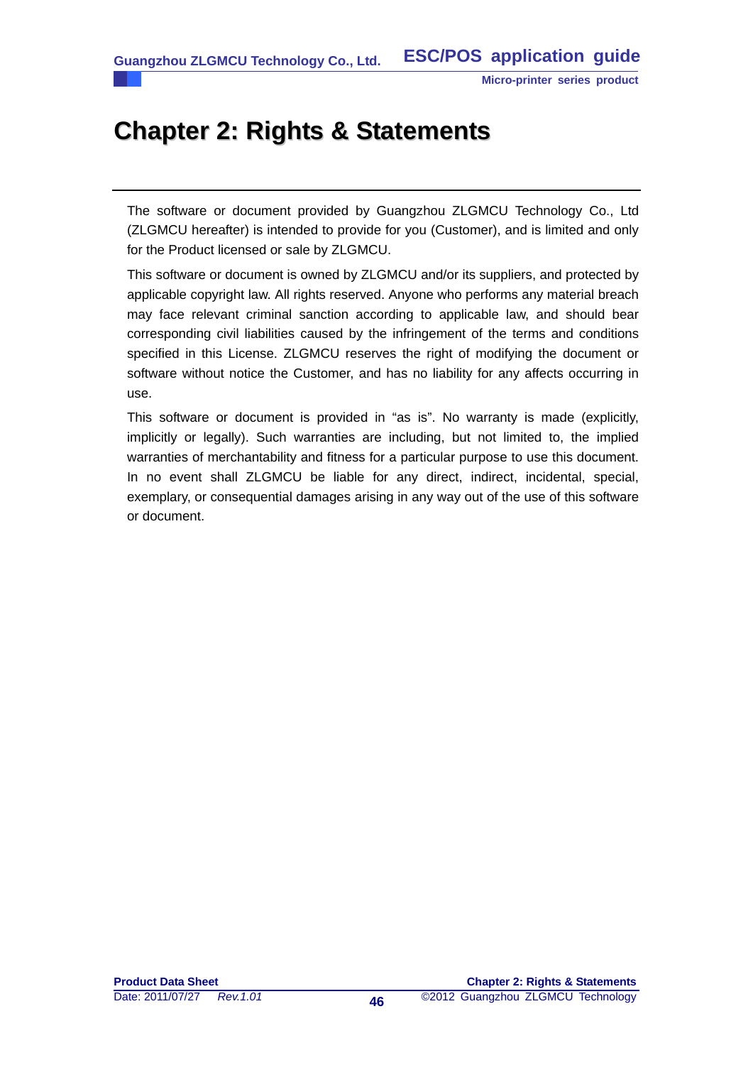# Chapter 2: Rights & Statements

The software or document provided by Guangzhou ZLGMCU Technology Co., Ltd (ZLGMCU hereafter) is intended to provide for you (Customer), and is limited and only for the Product licensed or sale by ZLGMCU.

This software or document is owned by ZLGMCU and/or its suppliers, and protected by applicable copyright law. All rights reserved. Anyone who performs any material breach may face relevant criminal sanction according to applicable law, and should bear corresponding civil liabilities caused by the infringement of the terms and conditions specified in this License. ZLGMCU reserves the right of modifying the document or software without notice the Customer, and has no liability for any affects occurring in use.

This software or document is provided in "as is". No warranty is made (explicitly, implicitly or legally). Such warranties are including, but not limited to, the implied warranties of merchantability and fitness for a particular purpose to use this document. In no event shall ZLGMCU be liable for any direct, indirect, incidental, special, exemplary, or consequential damages arising in any way out of the use of this software or document.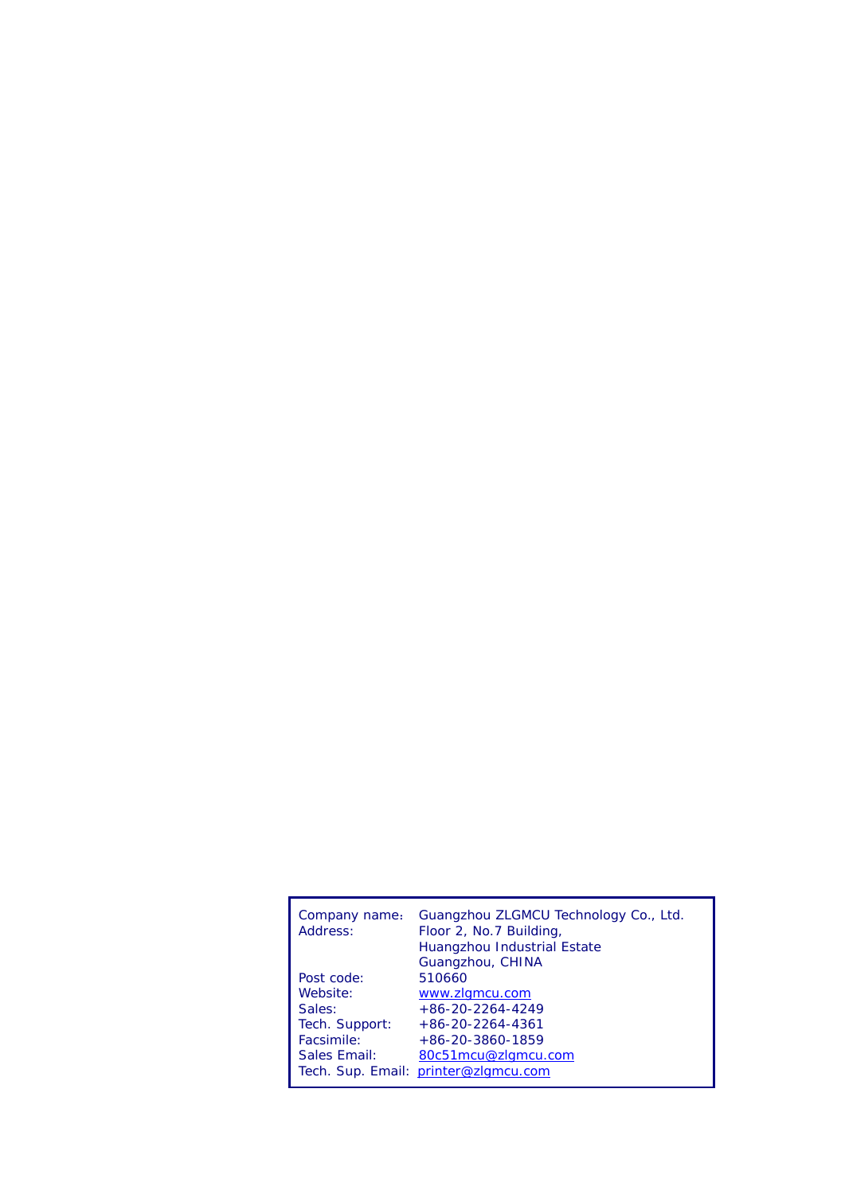| | |
| --- | --- |
| Company name: | Guangzhou ZLGMCU Technology Co., Ltd. |
| Address: | Floor 2, No.7 Building, Huangzhou Industrial Estate Guangzhou, CHINA |
| Post code: | 510660 |
| Website: | www.zlgmcu.com |
| Sales: | +86-20-2264-4249 |
| Tech. Support: | +86-20-2264-4361 |
| Facsimile: | +86-20-3860-1859 |
| Sales Email: | 80c51mcu@zlgmcu.com |
| Tech. Sup. Email: | printer@zlgmcu.com |